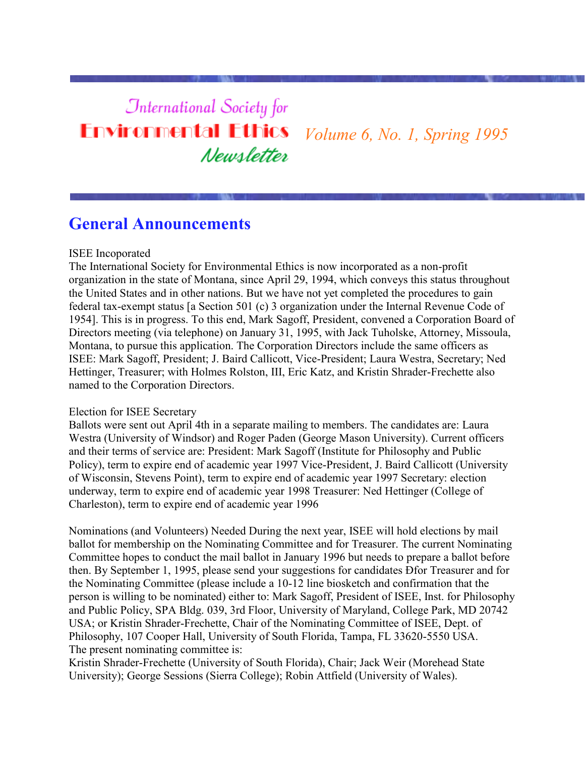# International Society for Environmental Ethics Newsletter

*Volume 6, No. 1, Spring 1995*

## General Announcements

ISEE Incoporated
The International Society for Environmental Ethics is now incorporated as a non-profit organization in the state of Montana, since April 29, 1994, which conveys this status throughout the United States and in other nations. But we have not yet completed the procedures to gain federal tax-exempt status [a Section 501 (c) 3 organization under the Internal Revenue Code of 1954]. This is in progress. To this end, Mark Sagoff, President, convened a Corporation Board of Directors meeting (via telephone) on January 31, 1995, with Jack Tuholske, Attorney, Missoula, Montana, to pursue this application. The Corporation Directors include the same officers as ISEE: Mark Sagoff, President; J. Baird Callicott, Vice-President; Laura Westra, Secretary; Ned Hettinger, Treasurer; with Holmes Rolston, III, Eric Katz, and Kristin Shrader-Frechette also named to the Corporation Directors.

Election for ISEE Secretary
Ballots were sent out April 4th in a separate mailing to members. The candidates are: Laura Westra (University of Windsor) and Roger Paden (George Mason University). Current officers and their terms of service are: President: Mark Sagoff (Institute for Philosophy and Public Policy), term to expire end of academic year 1997 Vice-President, J. Baird Callicott (University of Wisconsin, Stevens Point), term to expire end of academic year 1997 Secretary: election underway, term to expire end of academic year 1998 Treasurer: Ned Hettinger (College of Charleston), term to expire end of academic year 1996

Nominations (and Volunteers) Needed During the next year, ISEE will hold elections by mail ballot for membership on the Nominating Committee and for Treasurer. The current Nominating Committee hopes to conduct the mail ballot in January 1996 but needs to prepare a ballot before then. By September 1, 1995, please send your suggestions for candidates Đfor Treasurer and for the Nominating Committee (please include a 10-12 line biosketch and confirmation that the person is willing to be nominated) either to: Mark Sagoff, President of ISEE, Inst. for Philosophy and Public Policy, SPA Bldg. 039, 3rd Floor, University of Maryland, College Park, MD 20742 USA; or Kristin Shrader-Frechette, Chair of the Nominating Committee of ISEE, Dept. of Philosophy, 107 Cooper Hall, University of South Florida, Tampa, FL 33620-5550 USA.
The present nominating committee is:
Kristin Shrader-Frechette (University of South Florida), Chair; Jack Weir (Morehead State University); George Sessions (Sierra College); Robin Attfield (University of Wales).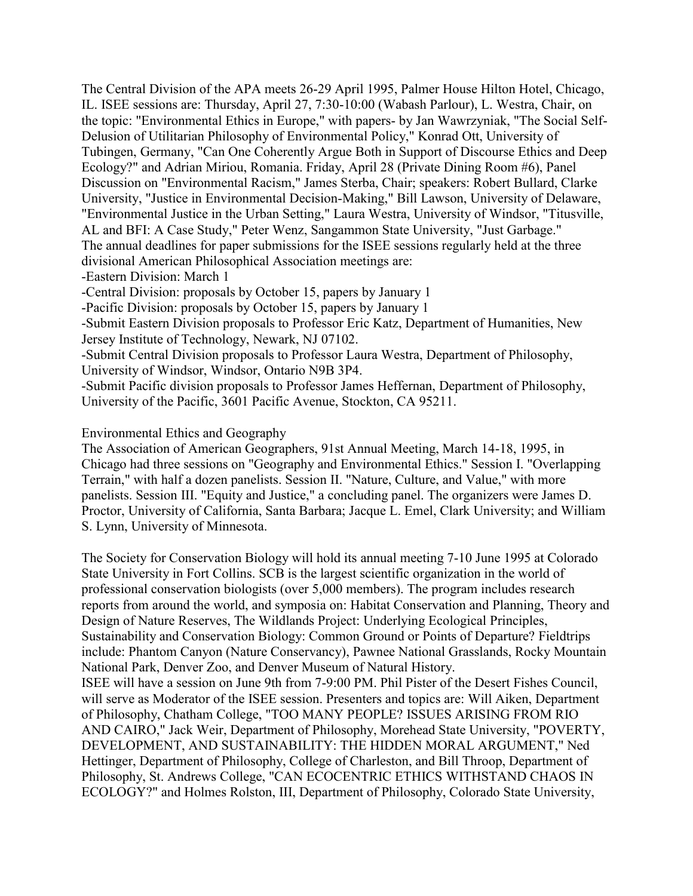The Central Division of the APA meets 26-29 April 1995, Palmer House Hilton Hotel, Chicago, IL. ISEE sessions are: Thursday, April 27, 7:30-10:00 (Wabash Parlour), L. Westra, Chair, on the topic: "Environmental Ethics in Europe," with papers- by Jan Wawrzyniak, "The Social Self-Delusion of Utilitarian Philosophy of Environmental Policy," Konrad Ott, University of Tubingen, Germany, "Can One Coherently Argue Both in Support of Discourse Ethics and Deep Ecology?" and Adrian Miriou, Romania. Friday, April 28 (Private Dining Room #6), Panel Discussion on "Environmental Racism," James Sterba, Chair; speakers: Robert Bullard, Clarke University, "Justice in Environmental Decision-Making," Bill Lawson, University of Delaware, "Environmental Justice in the Urban Setting," Laura Westra, University of Windsor, "Titusville, AL and BFI: A Case Study," Peter Wenz, Sangammon State University, "Just Garbage."

The annual deadlines for paper submissions for the ISEE sessions regularly held at the three divisional American Philosophical Association meetings are:

-Eastern Division: March 1

-Central Division: proposals by October 15, papers by January 1

-Pacific Division: proposals by October 15, papers by January 1

-Submit Eastern Division proposals to Professor Eric Katz, Department of Humanities, New Jersey Institute of Technology, Newark, NJ 07102.

-Submit Central Division proposals to Professor Laura Westra, Department of Philosophy, University of Windsor, Windsor, Ontario N9B 3P4.

-Submit Pacific division proposals to Professor James Heffernan, Department of Philosophy, University of the Pacific, 3601 Pacific Avenue, Stockton, CA 95211.

## Environmental Ethics and Geography

The Association of American Geographers, 91st Annual Meeting, March 14-18, 1995, in Chicago had three sessions on "Geography and Environmental Ethics." Session I. "Overlapping Terrain," with half a dozen panelists. Session II. "Nature, Culture, and Value," with more panelists. Session III. "Equity and Justice," a concluding panel. The organizers were James D. Proctor, University of California, Santa Barbara; Jacque L. Emel, Clark University; and William S. Lynn, University of Minnesota.

The Society for Conservation Biology will hold its annual meeting 7-10 June 1995 at Colorado State University in Fort Collins. SCB is the largest scientific organization in the world of professional conservation biologists (over 5,000 members). The program includes research reports from around the world, and symposia on: Habitat Conservation and Planning, Theory and Design of Nature Reserves, The Wildlands Project: Underlying Ecological Principles, Sustainability and Conservation Biology: Common Ground or Points of Departure? Fieldtrips include: Phantom Canyon (Nature Conservancy), Pawnee National Grasslands, Rocky Mountain National Park, Denver Zoo, and Denver Museum of Natural History.

ISEE will have a session on June 9th from 7-9:00 PM. Phil Pister of the Desert Fishes Council, will serve as Moderator of the ISEE session. Presenters and topics are: Will Aiken, Department of Philosophy, Chatham College, "TOO MANY PEOPLE? ISSUES ARISING FROM RIO AND CAIRO," Jack Weir, Department of Philosophy, Morehead State University, "POVERTY, DEVELOPMENT, AND SUSTAINABILITY: THE HIDDEN MORAL ARGUMENT," Ned Hettinger, Department of Philosophy, College of Charleston, and Bill Throop, Department of Philosophy, St. Andrews College, "CAN ECOCENTRIC ETHICS WITHSTAND CHAOS IN ECOLOGY?" and Holmes Rolston, III, Department of Philosophy, Colorado State University,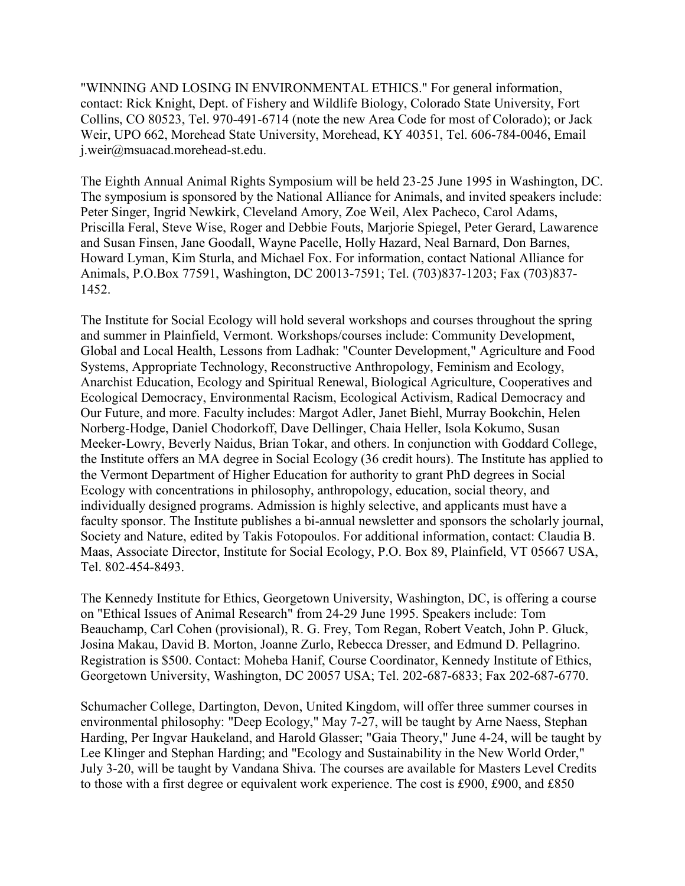"WINNING AND LOSING IN ENVIRONMENTAL ETHICS." For general information, contact: Rick Knight, Dept. of Fishery and Wildlife Biology, Colorado State University, Fort Collins, CO 80523, Tel. 970-491-6714 (note the new Area Code for most of Colorado); or Jack Weir, UPO 662, Morehead State University, Morehead, KY 40351, Tel. 606-784-0046, Email j.weir@msuacad.morehead-st.edu.

The Eighth Annual Animal Rights Symposium will be held 23-25 June 1995 in Washington, DC. The symposium is sponsored by the National Alliance for Animals, and invited speakers include: Peter Singer, Ingrid Newkirk, Cleveland Amory, Zoe Weil, Alex Pacheco, Carol Adams, Priscilla Feral, Steve Wise, Roger and Debbie Fouts, Marjorie Spiegel, Peter Gerard, Lawarence and Susan Finsen, Jane Goodall, Wayne Pacelle, Holly Hazard, Neal Barnard, Don Barnes, Howard Lyman, Kim Sturla, and Michael Fox. For information, contact National Alliance for Animals, P.O.Box 77591, Washington, DC 20013-7591; Tel. (703)837-1203; Fax (703)837-1452.

The Institute for Social Ecology will hold several workshops and courses throughout the spring and summer in Plainfield, Vermont. Workshops/courses include: Community Development, Global and Local Health, Lessons from Ladhak: "Counter Development," Agriculture and Food Systems, Appropriate Technology, Reconstructive Anthropology, Feminism and Ecology, Anarchist Education, Ecology and Spiritual Renewal, Biological Agriculture, Cooperatives and Ecological Democracy, Environmental Racism, Ecological Activism, Radical Democracy and Our Future, and more. Faculty includes: Margot Adler, Janet Biehl, Murray Bookchin, Helen Norberg-Hodge, Daniel Chodorkoff, Dave Dellinger, Chaia Heller, Isola Kokumo, Susan Meeker-Lowry, Beverly Naidus, Brian Tokar, and others. In conjunction with Goddard College, the Institute offers an MA degree in Social Ecology (36 credit hours). The Institute has applied to the Vermont Department of Higher Education for authority to grant PhD degrees in Social Ecology with concentrations in philosophy, anthropology, education, social theory, and individually designed programs. Admission is highly selective, and applicants must have a faculty sponsor. The Institute publishes a bi-annual newsletter and sponsors the scholarly journal, Society and Nature, edited by Takis Fotopoulos. For additional information, contact: Claudia B. Maas, Associate Director, Institute for Social Ecology, P.O. Box 89, Plainfield, VT 05667 USA, Tel. 802-454-8493.

The Kennedy Institute for Ethics, Georgetown University, Washington, DC, is offering a course on "Ethical Issues of Animal Research" from 24-29 June 1995. Speakers include: Tom Beauchamp, Carl Cohen (provisional), R. G. Frey, Tom Regan, Robert Veatch, John P. Gluck, Josina Makau, David B. Morton, Joanne Zurlo, Rebecca Dresser, and Edmund D. Pellagrino. Registration is $500. Contact: Moheba Hanif, Course Coordinator, Kennedy Institute of Ethics, Georgetown University, Washington, DC 20057 USA; Tel. 202-687-6833; Fax 202-687-6770.

Schumacher College, Dartington, Devon, United Kingdom, will offer three summer courses in environmental philosophy: "Deep Ecology," May 7-27, will be taught by Arne Naess, Stephan Harding, Per Ingvar Haukeland, and Harold Glasser; "Gaia Theory," June 4-24, will be taught by Lee Klinger and Stephan Harding; and "Ecology and Sustainability in the New World Order," July 3-20, will be taught by Vandana Shiva. The courses are available for Masters Level Credits to those with a first degree or equivalent work experience. The cost is £900, £900, and £850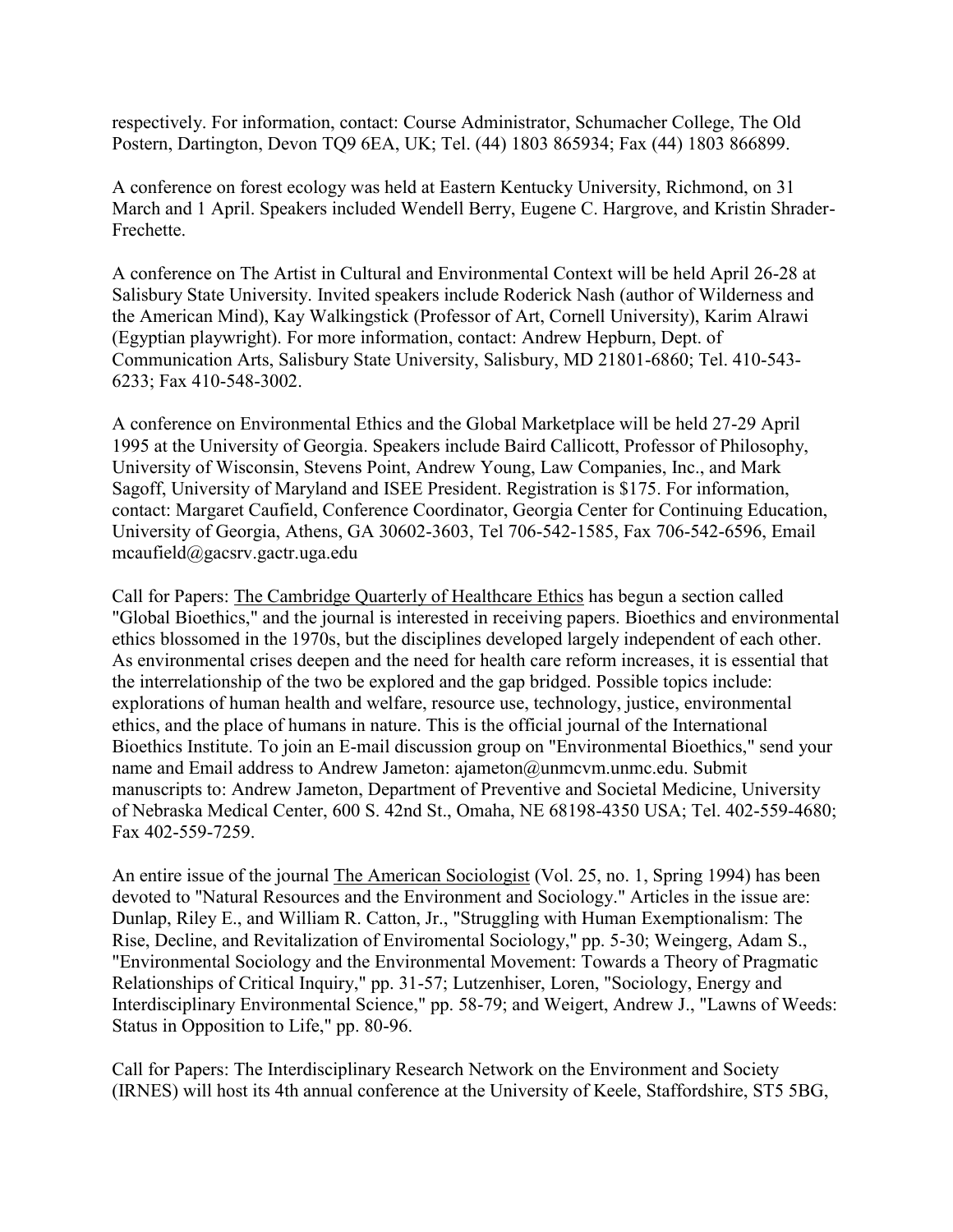respectively. For information, contact: Course Administrator, Schumacher College, The Old Postern, Dartington, Devon TQ9 6EA, UK; Tel. (44) 1803 865934; Fax (44) 1803 866899.

A conference on forest ecology was held at Eastern Kentucky University, Richmond, on 31 March and 1 April. Speakers included Wendell Berry, Eugene C. Hargrove, and Kristin Shrader-Frechette.

A conference on The Artist in Cultural and Environmental Context will be held April 26-28 at Salisbury State University. Invited speakers include Roderick Nash (author of Wilderness and the American Mind), Kay Walkingstick (Professor of Art, Cornell University), Karim Alrawi (Egyptian playwright). For more information, contact: Andrew Hepburn, Dept. of Communication Arts, Salisbury State University, Salisbury, MD 21801-6860; Tel. 410-543-6233; Fax 410-548-3002.

A conference on Environmental Ethics and the Global Marketplace will be held 27-29 April 1995 at the University of Georgia. Speakers include Baird Callicott, Professor of Philosophy, University of Wisconsin, Stevens Point, Andrew Young, Law Companies, Inc., and Mark Sagoff, University of Maryland and ISEE President. Registration is $175. For information, contact: Margaret Caufield, Conference Coordinator, Georgia Center for Continuing Education, University of Georgia, Athens, GA 30602-3603, Tel 706-542-1585, Fax 706-542-6596, Email mcaufield@gacsrv.gactr.uga.edu

Call for Papers: The Cambridge Quarterly of Healthcare Ethics has begun a section called "Global Bioethics," and the journal is interested in receiving papers. Bioethics and environmental ethics blossomed in the 1970s, but the disciplines developed largely independent of each other. As environmental crises deepen and the need for health care reform increases, it is essential that the interrelationship of the two be explored and the gap bridged. Possible topics include: explorations of human health and welfare, resource use, technology, justice, environmental ethics, and the place of humans in nature. This is the official journal of the International Bioethics Institute. To join an E-mail discussion group on "Environmental Bioethics," send your name and Email address to Andrew Jameton: ajameton@unmcvm.unmc.edu. Submit manuscripts to: Andrew Jameton, Department of Preventive and Societal Medicine, University of Nebraska Medical Center, 600 S. 42nd St., Omaha, NE 68198-4350 USA; Tel. 402-559-4680; Fax 402-559-7259.

An entire issue of the journal The American Sociologist (Vol. 25, no. 1, Spring 1994) has been devoted to "Natural Resources and the Environment and Sociology." Articles in the issue are: Dunlap, Riley E., and William R. Catton, Jr., "Struggling with Human Exemptionalism: The Rise, Decline, and Revitalization of Enviromental Sociology," pp. 5-30; Weingerg, Adam S., "Environmental Sociology and the Environmental Movement: Towards a Theory of Pragmatic Relationships of Critical Inquiry," pp. 31-57; Lutzenhiser, Loren, "Sociology, Energy and Interdisciplinary Environmental Science," pp. 58-79; and Weigert, Andrew J., "Lawns of Weeds: Status in Opposition to Life," pp. 80-96.

Call for Papers: The Interdisciplinary Research Network on the Environment and Society (IRNES) will host its 4th annual conference at the University of Keele, Staffordshire, ST5 5BG,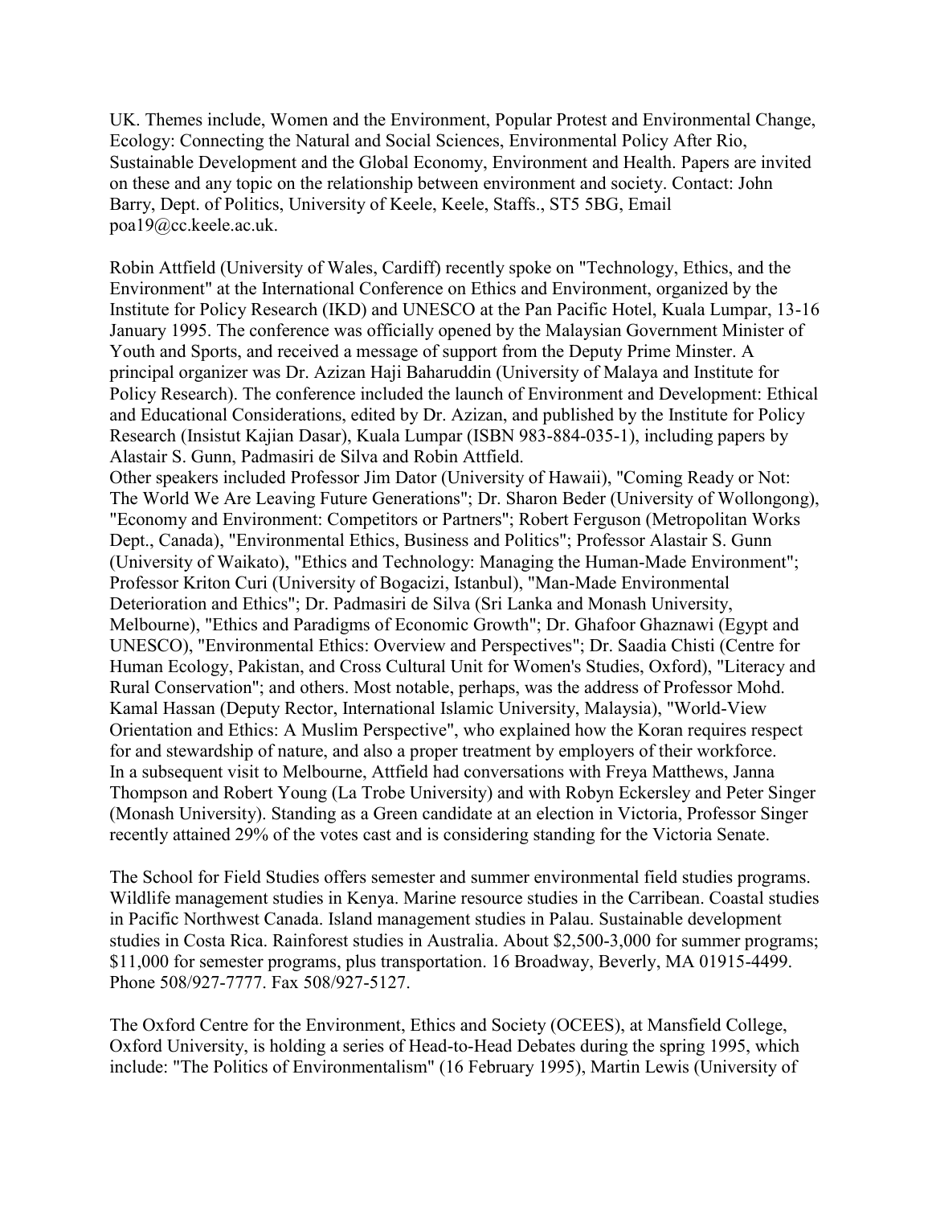UK. Themes include, Women and the Environment, Popular Protest and Environmental Change, Ecology: Connecting the Natural and Social Sciences, Environmental Policy After Rio, Sustainable Development and the Global Economy, Environment and Health. Papers are invited on these and any topic on the relationship between environment and society. Contact: John Barry, Dept. of Politics, University of Keele, Keele, Staffs., ST5 5BG, Email poa19@cc.keele.ac.uk.

Robin Attfield (University of Wales, Cardiff) recently spoke on "Technology, Ethics, and the Environment" at the International Conference on Ethics and Environment, organized by the Institute for Policy Research (IKD) and UNESCO at the Pan Pacific Hotel, Kuala Lumpar, 13-16 January 1995. The conference was officially opened by the Malaysian Government Minister of Youth and Sports, and received a message of support from the Deputy Prime Minster. A principal organizer was Dr. Azizan Haji Baharuddin (University of Malaya and Institute for Policy Research). The conference included the launch of Environment and Development: Ethical and Educational Considerations, edited by Dr. Azizan, and published by the Institute for Policy Research (Insistut Kajian Dasar), Kuala Lumpar (ISBN 983-884-035-1), including papers by Alastair S. Gunn, Padmasiri de Silva and Robin Attfield.

Other speakers included Professor Jim Dator (University of Hawaii), "Coming Ready or Not: The World We Are Leaving Future Generations"; Dr. Sharon Beder (University of Wollongong), "Economy and Environment: Competitors or Partners"; Robert Ferguson (Metropolitan Works Dept., Canada), "Environmental Ethics, Business and Politics"; Professor Alastair S. Gunn (University of Waikato), "Ethics and Technology: Managing the Human-Made Environment"; Professor Kriton Curi (University of Bogacizi, Istanbul), "Man-Made Environmental Deterioration and Ethics"; Dr. Padmasiri de Silva (Sri Lanka and Monash University, Melbourne), "Ethics and Paradigms of Economic Growth"; Dr. Ghafoor Ghaznawi (Egypt and UNESCO), "Environmental Ethics: Overview and Perspectives"; Dr. Saadia Chisti (Centre for Human Ecology, Pakistan, and Cross Cultural Unit for Women's Studies, Oxford), "Literacy and Rural Conservation"; and others. Most notable, perhaps, was the address of Professor Mohd. Kamal Hassan (Deputy Rector, International Islamic University, Malaysia), "World-View Orientation and Ethics: A Muslim Perspective", who explained how the Koran requires respect for and stewardship of nature, and also a proper treatment by employers of their workforce.

In a subsequent visit to Melbourne, Attfield had conversations with Freya Matthews, Janna Thompson and Robert Young (La Trobe University) and with Robyn Eckersley and Peter Singer (Monash University). Standing as a Green candidate at an election in Victoria, Professor Singer recently attained 29% of the votes cast and is considering standing for the Victoria Senate.

The School for Field Studies offers semester and summer environmental field studies programs. Wildlife management studies in Kenya. Marine resource studies in the Carribean. Coastal studies in Pacific Northwest Canada. Island management studies in Palau. Sustainable development studies in Costa Rica. Rainforest studies in Australia. About $2,500-3,000 for summer programs; $11,000 for semester programs, plus transportation. 16 Broadway, Beverly, MA 01915-4499. Phone 508/927-7777. Fax 508/927-5127.

The Oxford Centre for the Environment, Ethics and Society (OCEES), at Mansfield College, Oxford University, is holding a series of Head-to-Head Debates during the spring 1995, which include: "The Politics of Environmentalism" (16 February 1995), Martin Lewis (University of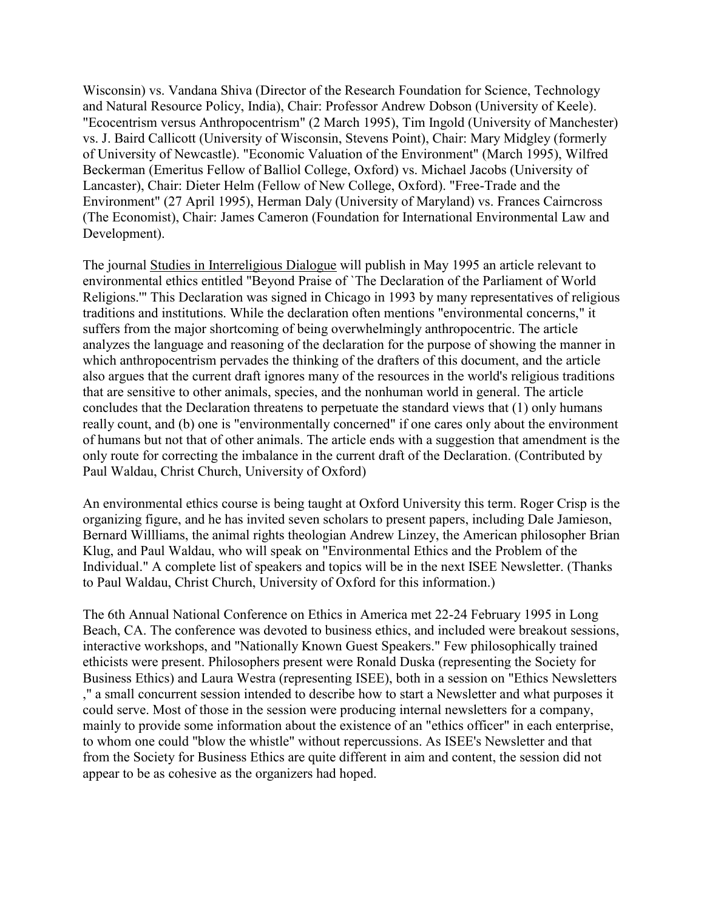Wisconsin) vs. Vandana Shiva (Director of the Research Foundation for Science, Technology and Natural Resource Policy, India), Chair: Professor Andrew Dobson (University of Keele). "Ecocentrism versus Anthropocentrism" (2 March 1995), Tim Ingold (University of Manchester) vs. J. Baird Callicott (University of Wisconsin, Stevens Point), Chair: Mary Midgley (formerly of University of Newcastle). "Economic Valuation of the Environment" (March 1995), Wilfred Beckerman (Emeritus Fellow of Balliol College, Oxford) vs. Michael Jacobs (University of Lancaster), Chair: Dieter Helm (Fellow of New College, Oxford). "Free-Trade and the Environment" (27 April 1995), Herman Daly (University of Maryland) vs. Frances Cairncross (The Economist), Chair: James Cameron (Foundation for International Environmental Law and Development).

The journal Studies in Interreligious Dialogue will publish in May 1995 an article relevant to environmental ethics entitled "Beyond Praise of `The Declaration of the Parliament of World Religions.'" This Declaration was signed in Chicago in 1993 by many representatives of religious traditions and institutions. While the declaration often mentions "environmental concerns," it suffers from the major shortcoming of being overwhelmingly anthropocentric. The article analyzes the language and reasoning of the declaration for the purpose of showing the manner in which anthropocentrism pervades the thinking of the drafters of this document, and the article also argues that the current draft ignores many of the resources in the world's religious traditions that are sensitive to other animals, species, and the nonhuman world in general. The article concludes that the Declaration threatens to perpetuate the standard views that (1) only humans really count, and (b) one is "environmentally concerned" if one cares only about the environment of humans but not that of other animals. The article ends with a suggestion that amendment is the only route for correcting the imbalance in the current draft of the Declaration. (Contributed by Paul Waldau, Christ Church, University of Oxford)

An environmental ethics course is being taught at Oxford University this term. Roger Crisp is the organizing figure, and he has invited seven scholars to present papers, including Dale Jamieson, Bernard Willliams, the animal rights theologian Andrew Linzey, the American philosopher Brian Klug, and Paul Waldau, who will speak on "Environmental Ethics and the Problem of the Individual." A complete list of speakers and topics will be in the next ISEE Newsletter. (Thanks to Paul Waldau, Christ Church, University of Oxford for this information.)

The 6th Annual National Conference on Ethics in America met 22-24 February 1995 in Long Beach, CA. The conference was devoted to business ethics, and included were breakout sessions, interactive workshops, and "Nationally Known Guest Speakers." Few philosophically trained ethicists were present. Philosophers present were Ronald Duska (representing the Society for Business Ethics) and Laura Westra (representing ISEE), both in a session on "Ethics Newsletters ," a small concurrent session intended to describe how to start a Newsletter and what purposes it could serve. Most of those in the session were producing internal newsletters for a company, mainly to provide some information about the existence of an "ethics officer" in each enterprise, to whom one could "blow the whistle" without repercussions. As ISEE's Newsletter and that from the Society for Business Ethics are quite different in aim and content, the session did not appear to be as cohesive as the organizers had hoped.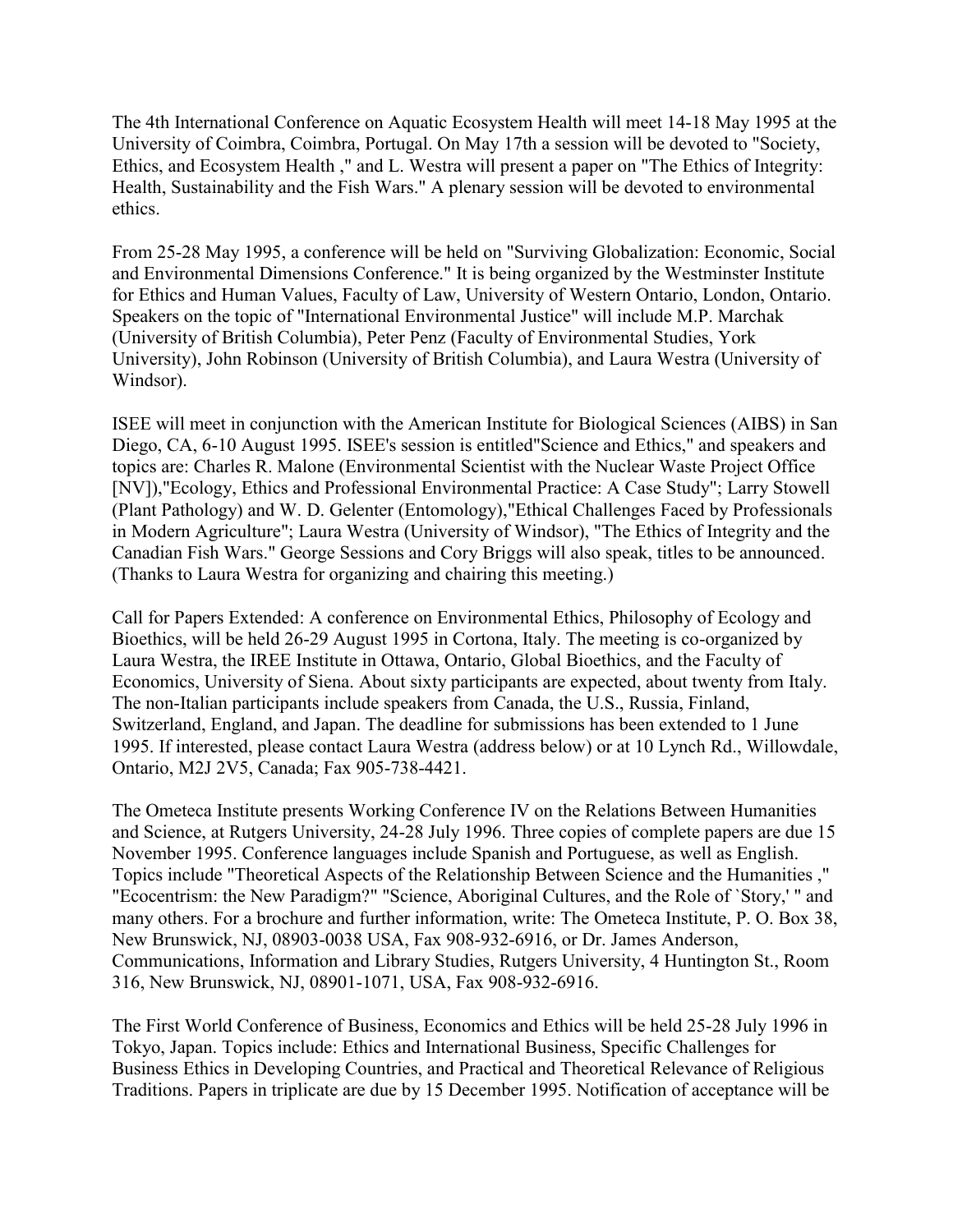The 4th International Conference on Aquatic Ecosystem Health will meet 14-18 May 1995 at the University of Coimbra, Coimbra, Portugal. On May 17th a session will be devoted to "Society, Ethics, and Ecosystem Health ," and L. Westra will present a paper on "The Ethics of Integrity: Health, Sustainability and the Fish Wars." A plenary session will be devoted to environmental ethics.

From 25-28 May 1995, a conference will be held on "Surviving Globalization: Economic, Social and Environmental Dimensions Conference." It is being organized by the Westminster Institute for Ethics and Human Values, Faculty of Law, University of Western Ontario, London, Ontario. Speakers on the topic of "International Environmental Justice" will include M.P. Marchak (University of British Columbia), Peter Penz (Faculty of Environmental Studies, York University), John Robinson (University of British Columbia), and Laura Westra (University of Windsor).

ISEE will meet in conjunction with the American Institute for Biological Sciences (AIBS) in San Diego, CA, 6-10 August 1995. ISEE's session is entitled"Science and Ethics," and speakers and topics are: Charles R. Malone (Environmental Scientist with the Nuclear Waste Project Office [NV]),"Ecology, Ethics and Professional Environmental Practice: A Case Study"; Larry Stowell (Plant Pathology) and W. D. Gelenter (Entomology),"Ethical Challenges Faced by Professionals in Modern Agriculture"; Laura Westra (University of Windsor), "The Ethics of Integrity and the Canadian Fish Wars." George Sessions and Cory Briggs will also speak, titles to be announced. (Thanks to Laura Westra for organizing and chairing this meeting.)

Call for Papers Extended: A conference on Environmental Ethics, Philosophy of Ecology and Bioethics, will be held 26-29 August 1995 in Cortona, Italy. The meeting is co-organized by Laura Westra, the IREE Institute in Ottawa, Ontario, Global Bioethics, and the Faculty of Economics, University of Siena. About sixty participants are expected, about twenty from Italy. The non-Italian participants include speakers from Canada, the U.S., Russia, Finland, Switzerland, England, and Japan. The deadline for submissions has been extended to 1 June 1995. If interested, please contact Laura Westra (address below) or at 10 Lynch Rd., Willowdale, Ontario, M2J 2V5, Canada; Fax 905-738-4421.

The Ometeca Institute presents Working Conference IV on the Relations Between Humanities and Science, at Rutgers University, 24-28 July 1996. Three copies of complete papers are due 15 November 1995. Conference languages include Spanish and Portuguese, as well as English. Topics include "Theoretical Aspects of the Relationship Between Science and the Humanities ," "Ecocentrism: the New Paradigm?" "Science, Aboriginal Cultures, and the Role of `Story,' " and many others. For a brochure and further information, write: The Ometeca Institute, P. O. Box 38, New Brunswick, NJ, 08903-0038 USA, Fax 908-932-6916, or Dr. James Anderson, Communications, Information and Library Studies, Rutgers University, 4 Huntington St., Room 316, New Brunswick, NJ, 08901-1071, USA, Fax 908-932-6916.

The First World Conference of Business, Economics and Ethics will be held 25-28 July 1996 in Tokyo, Japan. Topics include: Ethics and International Business, Specific Challenges for Business Ethics in Developing Countries, and Practical and Theoretical Relevance of Religious Traditions. Papers in triplicate are due by 15 December 1995. Notification of acceptance will be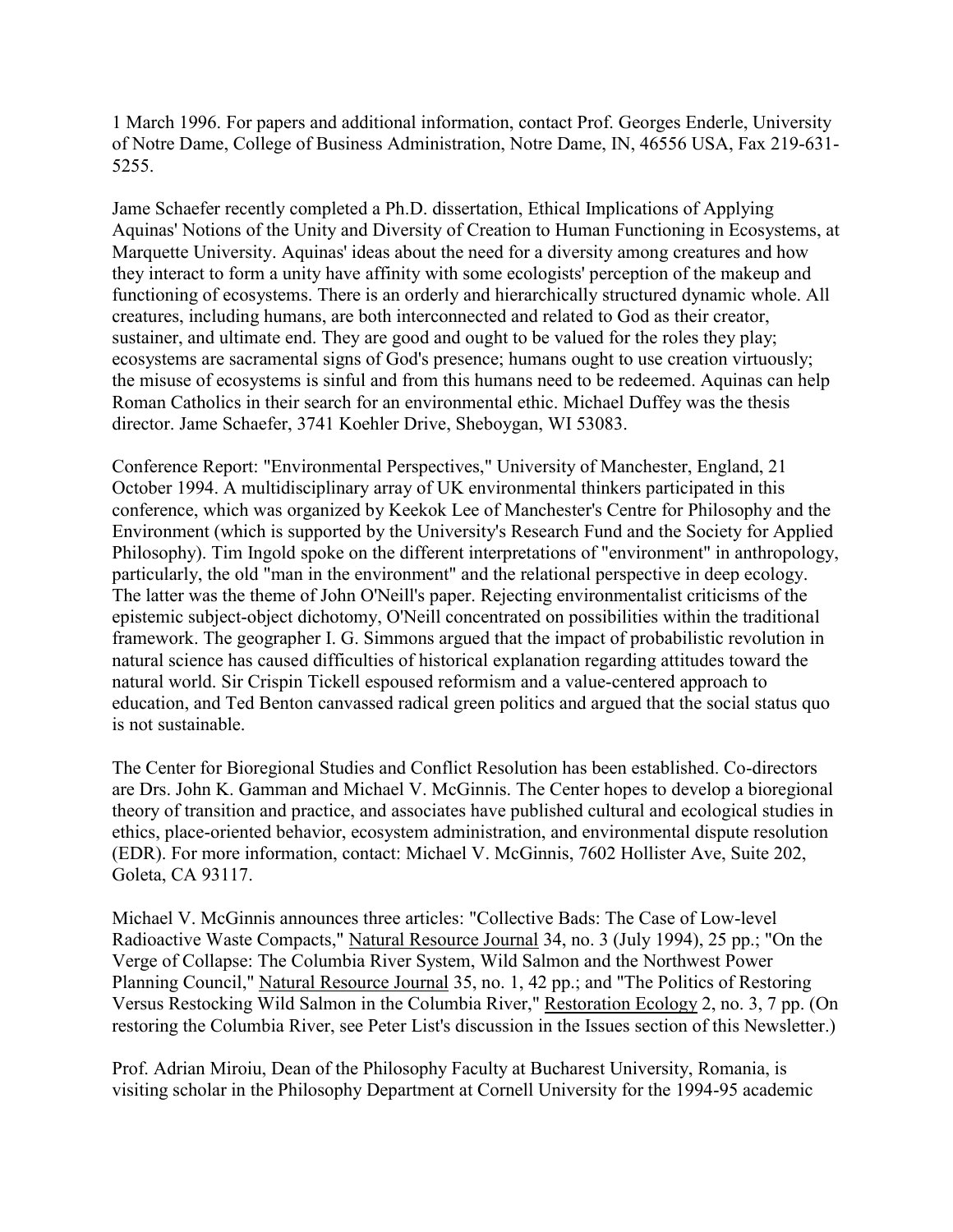1 March 1996. For papers and additional information, contact Prof. Georges Enderle, University of Notre Dame, College of Business Administration, Notre Dame, IN, 46556 USA, Fax 219-631-5255.

Jame Schaefer recently completed a Ph.D. dissertation, Ethical Implications of Applying Aquinas' Notions of the Unity and Diversity of Creation to Human Functioning in Ecosystems, at Marquette University. Aquinas' ideas about the need for a diversity among creatures and how they interact to form a unity have affinity with some ecologists' perception of the makeup and functioning of ecosystems. There is an orderly and hierarchically structured dynamic whole. All creatures, including humans, are both interconnected and related to God as their creator, sustainer, and ultimate end. They are good and ought to be valued for the roles they play; ecosystems are sacramental signs of God's presence; humans ought to use creation virtuously; the misuse of ecosystems is sinful and from this humans need to be redeemed. Aquinas can help Roman Catholics in their search for an environmental ethic. Michael Duffey was the thesis director. Jame Schaefer, 3741 Koehler Drive, Sheboygan, WI 53083.

Conference Report: "Environmental Perspectives," University of Manchester, England, 21 October 1994. A multidisciplinary array of UK environmental thinkers participated in this conference, which was organized by Keekok Lee of Manchester's Centre for Philosophy and the Environment (which is supported by the University's Research Fund and the Society for Applied Philosophy). Tim Ingold spoke on the different interpretations of "environment" in anthropology, particularly, the old "man in the environment" and the relational perspective in deep ecology. The latter was the theme of John O'Neill's paper. Rejecting environmentalist criticisms of the epistemic subject-object dichotomy, O'Neill concentrated on possibilities within the traditional framework. The geographer I. G. Simmons argued that the impact of probabilistic revolution in natural science has caused difficulties of historical explanation regarding attitudes toward the natural world. Sir Crispin Tickell espoused reformism and a value-centered approach to education, and Ted Benton canvassed radical green politics and argued that the social status quo is not sustainable.

The Center for Bioregional Studies and Conflict Resolution has been established. Co-directors are Drs. John K. Gamman and Michael V. McGinnis. The Center hopes to develop a bioregional theory of transition and practice, and associates have published cultural and ecological studies in ethics, place-oriented behavior, ecosystem administration, and environmental dispute resolution (EDR). For more information, contact: Michael V. McGinnis, 7602 Hollister Ave, Suite 202, Goleta, CA 93117.

Michael V. McGinnis announces three articles: "Collective Bads: The Case of Low-level Radioactive Waste Compacts," Natural Resource Journal 34, no. 3 (July 1994), 25 pp.; "On the Verge of Collapse: The Columbia River System, Wild Salmon and the Northwest Power Planning Council," Natural Resource Journal 35, no. 1, 42 pp.; and "The Politics of Restoring Versus Restocking Wild Salmon in the Columbia River," Restoration Ecology 2, no. 3, 7 pp. (On restoring the Columbia River, see Peter List's discussion in the Issues section of this Newsletter.)

Prof. Adrian Miroiu, Dean of the Philosophy Faculty at Bucharest University, Romania, is visiting scholar in the Philosophy Department at Cornell University for the 1994-95 academic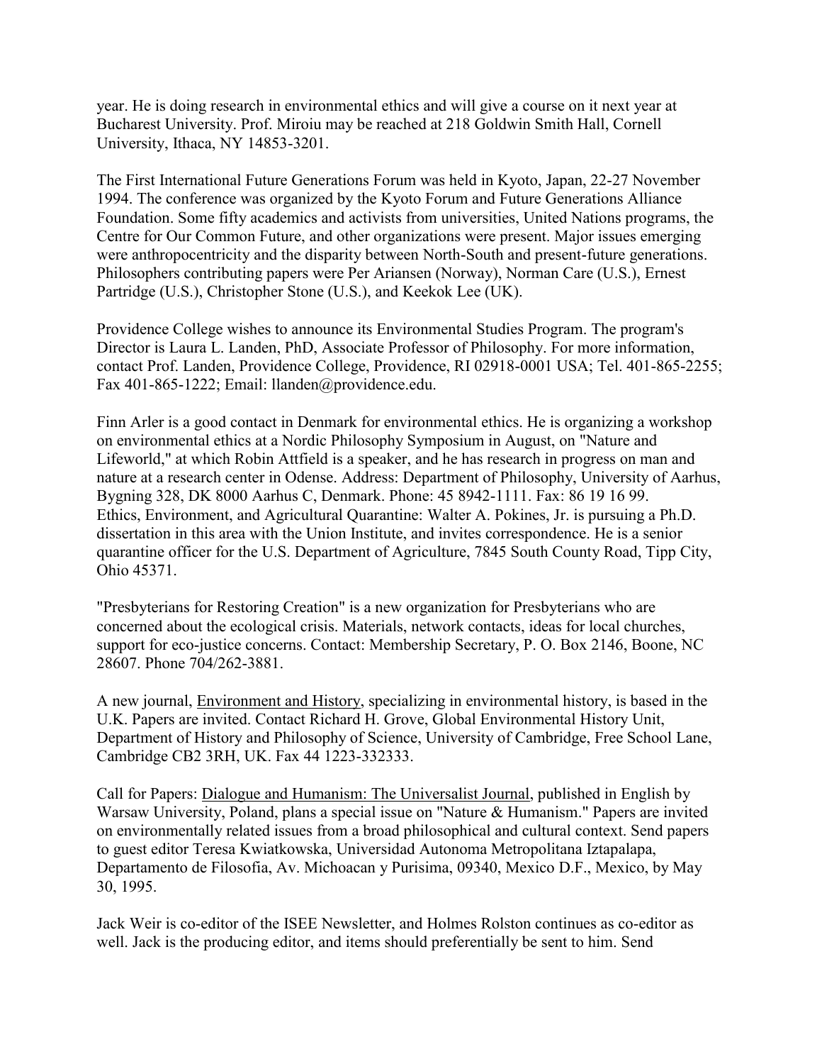year. He is doing research in environmental ethics and will give a course on it next year at Bucharest University. Prof. Miroiu may be reached at 218 Goldwin Smith Hall, Cornell University, Ithaca, NY 14853-3201.

The First International Future Generations Forum was held in Kyoto, Japan, 22-27 November 1994. The conference was organized by the Kyoto Forum and Future Generations Alliance Foundation. Some fifty academics and activists from universities, United Nations programs, the Centre for Our Common Future, and other organizations were present. Major issues emerging were anthropocentricity and the disparity between North-South and present-future generations. Philosophers contributing papers were Per Ariansen (Norway), Norman Care (U.S.), Ernest Partridge (U.S.), Christopher Stone (U.S.), and Keekok Lee (UK).

Providence College wishes to announce its Environmental Studies Program. The program's Director is Laura L. Landen, PhD, Associate Professor of Philosophy. For more information, contact Prof. Landen, Providence College, Providence, RI 02918-0001 USA; Tel. 401-865-2255; Fax 401-865-1222; Email: llanden@providence.edu.

Finn Arler is a good contact in Denmark for environmental ethics. He is organizing a workshop on environmental ethics at a Nordic Philosophy Symposium in August, on "Nature and Lifeworld," at which Robin Attfield is a speaker, and he has research in progress on man and nature at a research center in Odense. Address: Department of Philosophy, University of Aarhus, Bygning 328, DK 8000 Aarhus C, Denmark. Phone: 45 8942-1111. Fax: 86 19 16 99.
Ethics, Environment, and Agricultural Quarantine: Walter A. Pokines, Jr. is pursuing a Ph.D. dissertation in this area with the Union Institute, and invites correspondence. He is a senior quarantine officer for the U.S. Department of Agriculture, 7845 South County Road, Tipp City, Ohio 45371.

"Presbyterians for Restoring Creation" is a new organization for Presbyterians who are concerned about the ecological crisis. Materials, network contacts, ideas for local churches, support for eco-justice concerns. Contact: Membership Secretary, P. O. Box 2146, Boone, NC 28607. Phone 704/262-3881.

A new journal, Environment and History, specializing in environmental history, is based in the U.K. Papers are invited. Contact Richard H. Grove, Global Environmental History Unit, Department of History and Philosophy of Science, University of Cambridge, Free School Lane, Cambridge CB2 3RH, UK. Fax 44 1223-332333.

Call for Papers: Dialogue and Humanism: The Universalist Journal, published in English by Warsaw University, Poland, plans a special issue on "Nature & Humanism." Papers are invited on environmentally related issues from a broad philosophical and cultural context. Send papers to guest editor Teresa Kwiatkowska, Universidad Autonoma Metropolitana Iztapalapa, Departamento de Filosofia, Av. Michoacan y Purisima, 09340, Mexico D.F., Mexico, by May 30, 1995.

Jack Weir is co-editor of the ISEE Newsletter, and Holmes Rolston continues as co-editor as well. Jack is the producing editor, and items should preferentially be sent to him. Send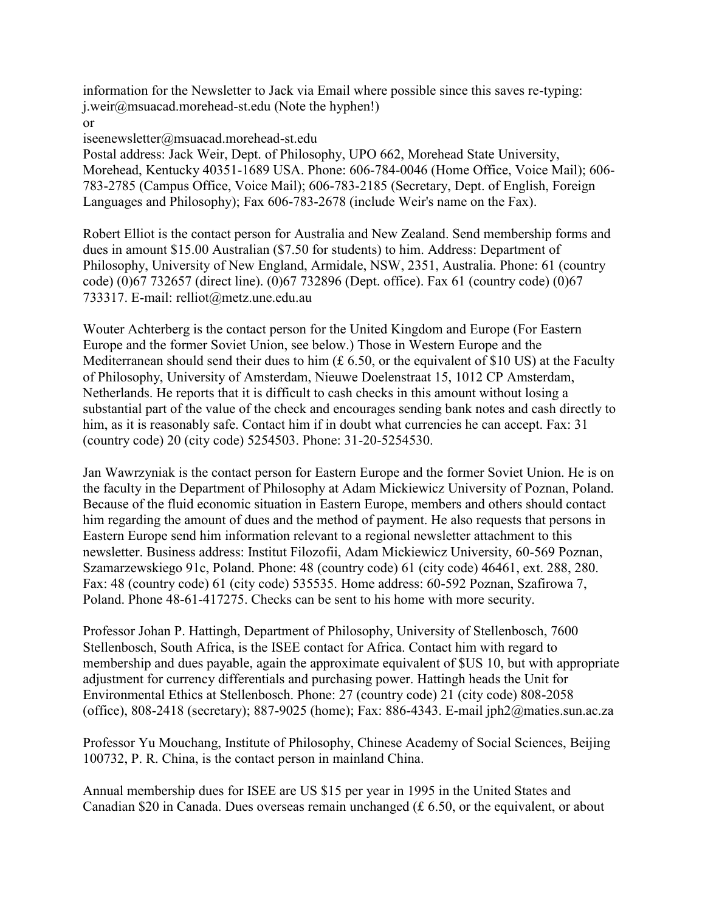information for the Newsletter to Jack via Email where possible since this saves re-typing: j.weir@msuacad.morehead-st.edu (Note the hyphen!)

or

iseenewsletter@msuacad.morehead-st.edu

Postal address: Jack Weir, Dept. of Philosophy, UPO 662, Morehead State University, Morehead, Kentucky 40351-1689 USA. Phone: 606-784-0046 (Home Office, Voice Mail); 606-783-2785 (Campus Office, Voice Mail); 606-783-2185 (Secretary, Dept. of English, Foreign Languages and Philosophy); Fax 606-783-2678 (include Weir's name on the Fax).

Robert Elliot is the contact person for Australia and New Zealand. Send membership forms and dues in amount $15.00 Australian ($7.50 for students) to him. Address: Department of Philosophy, University of New England, Armidale, NSW, 2351, Australia. Phone: 61 (country code) (0)67 732657 (direct line). (0)67 732896 (Dept. office). Fax 61 (country code) (0)67 733317. E-mail: relliot@metz.une.edu.au

Wouter Achterberg is the contact person for the United Kingdom and Europe (For Eastern Europe and the former Soviet Union, see below.) Those in Western Europe and the Mediterranean should send their dues to him (£ 6.50, or the equivalent of $10 US) at the Faculty of Philosophy, University of Amsterdam, Nieuwe Doelenstraat 15, 1012 CP Amsterdam, Netherlands. He reports that it is difficult to cash checks in this amount without losing a substantial part of the value of the check and encourages sending bank notes and cash directly to him, as it is reasonably safe. Contact him if in doubt what currencies he can accept. Fax: 31 (country code) 20 (city code) 5254503. Phone: 31-20-5254530.

Jan Wawrzyniak is the contact person for Eastern Europe and the former Soviet Union. He is on the faculty in the Department of Philosophy at Adam Mickiewicz University of Poznan, Poland. Because of the fluid economic situation in Eastern Europe, members and others should contact him regarding the amount of dues and the method of payment. He also requests that persons in Eastern Europe send him information relevant to a regional newsletter attachment to this newsletter. Business address: Institut Filozofii, Adam Mickiewicz University, 60-569 Poznan, Szamarzewskiego 91c, Poland. Phone: 48 (country code) 61 (city code) 46461, ext. 288, 280. Fax: 48 (country code) 61 (city code) 535535. Home address: 60-592 Poznan, Szafirowa 7, Poland. Phone 48-61-417275. Checks can be sent to his home with more security.

Professor Johan P. Hattingh, Department of Philosophy, University of Stellenbosch, 7600 Stellenbosch, South Africa, is the ISEE contact for Africa. Contact him with regard to membership and dues payable, again the approximate equivalent of $US 10, but with appropriate adjustment for currency differentials and purchasing power. Hattingh heads the Unit for Environmental Ethics at Stellenbosch. Phone: 27 (country code) 21 (city code) 808-2058 (office), 808-2418 (secretary); 887-9025 (home); Fax: 886-4343. E-mail jph2@maties.sun.ac.za

Professor Yu Mouchang, Institute of Philosophy, Chinese Academy of Social Sciences, Beijing 100732, P. R. China, is the contact person in mainland China.

Annual membership dues for ISEE are US $15 per year in 1995 in the United States and Canadian $20 in Canada. Dues overseas remain unchanged (£ 6.50, or the equivalent, or about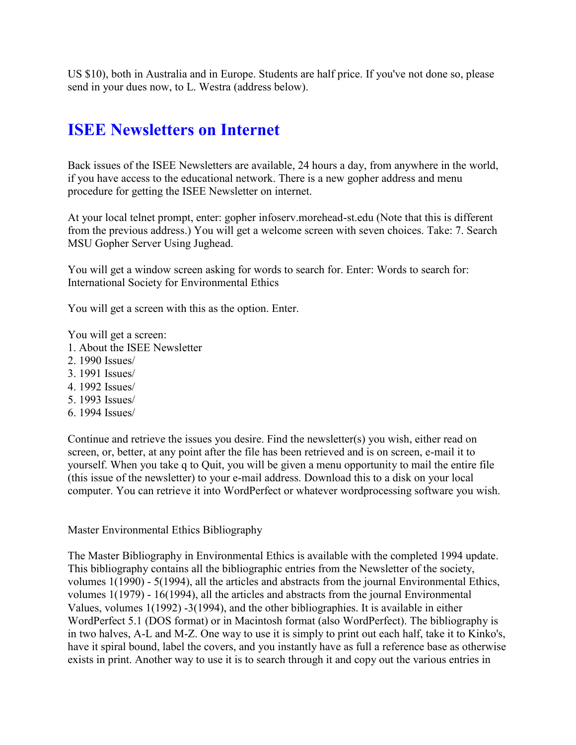US $10), both in Australia and in Europe. Students are half price. If you've not done so, please send in your dues now, to L. Westra (address below).

## ISEE Newsletters on Internet

Back issues of the ISEE Newsletters are available, 24 hours a day, from anywhere in the world, if you have access to the educational network. There is a new gopher address and menu procedure for getting the ISEE Newsletter on internet.

At your local telnet prompt, enter: gopher infoserv.morehead-st.edu (Note that this is different from the previous address.) You will get a welcome screen with seven choices. Take: 7. Search MSU Gopher Server Using Jughead.

You will get a window screen asking for words to search for. Enter: Words to search for: International Society for Environmental Ethics

You will get a screen with this as the option. Enter.

You will get a screen:
1. About the ISEE Newsletter
2. 1990 Issues/
3. 1991 Issues/
4. 1992 Issues/
5. 1993 Issues/
6. 1994 Issues/

Continue and retrieve the issues you desire. Find the newsletter(s) you wish, either read on screen, or, better, at any point after the file has been retrieved and is on screen, e-mail it to yourself. When you take q to Quit, you will be given a menu opportunity to mail the entire file (this issue of the newsletter) to your e-mail address. Download this to a disk on your local computer. You can retrieve it into WordPerfect or whatever wordprocessing software you wish.

Master Environmental Ethics Bibliography

The Master Bibliography in Environmental Ethics is available with the completed 1994 update. This bibliography contains all the bibliographic entries from the Newsletter of the society, volumes 1(1990) - 5(1994), all the articles and abstracts from the journal Environmental Ethics, volumes 1(1979) - 16(1994), all the articles and abstracts from the journal Environmental Values, volumes 1(1992) -3(1994), and the other bibliographies. It is available in either WordPerfect 5.1 (DOS format) or in Macintosh format (also WordPerfect). The bibliography is in two halves, A-L and M-Z. One way to use it is simply to print out each half, take it to Kinko's, have it spiral bound, label the covers, and you instantly have as full a reference base as otherwise exists in print. Another way to use it is to search through it and copy out the various entries in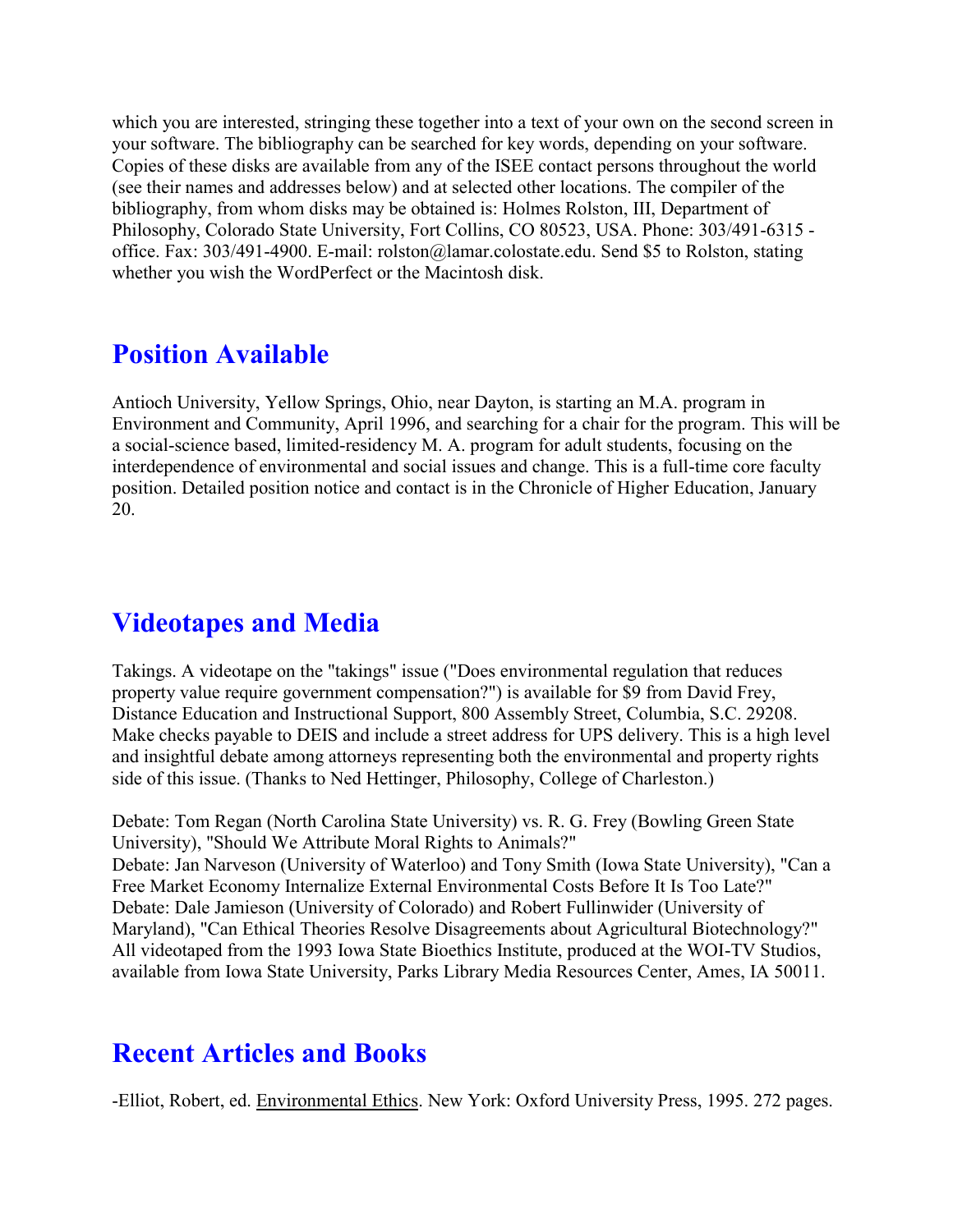which you are interested, stringing these together into a text of your own on the second screen in your software. The bibliography can be searched for key words, depending on your software. Copies of these disks are available from any of the ISEE contact persons throughout the world (see their names and addresses below) and at selected other locations. The compiler of the bibliography, from whom disks may be obtained is: Holmes Rolston, III, Department of Philosophy, Colorado State University, Fort Collins, CO 80523, USA. Phone: 303/491-6315 - office. Fax: 303/491-4900. E-mail: rolston@lamar.colostate.edu. Send $5 to Rolston, stating whether you wish the WordPerfect or the Macintosh disk.

## Position Available

Antioch University, Yellow Springs, Ohio, near Dayton, is starting an M.A. program in Environment and Community, April 1996, and searching for a chair for the program. This will be a social-science based, limited-residency M. A. program for adult students, focusing on the interdependence of environmental and social issues and change. This is a full-time core faculty position. Detailed position notice and contact is in the Chronicle of Higher Education, January 20.

## Videotapes and Media

Takings. A videotape on the "takings" issue ("Does environmental regulation that reduces property value require government compensation?") is available for $9 from David Frey, Distance Education and Instructional Support, 800 Assembly Street, Columbia, S.C. 29208. Make checks payable to DEIS and include a street address for UPS delivery. This is a high level and insightful debate among attorneys representing both the environmental and property rights side of this issue. (Thanks to Ned Hettinger, Philosophy, College of Charleston.)

Debate: Tom Regan (North Carolina State University) vs. R. G. Frey (Bowling Green State University), "Should We Attribute Moral Rights to Animals?"
Debate: Jan Narveson (University of Waterloo) and Tony Smith (Iowa State University), "Can a Free Market Economy Internalize External Environmental Costs Before It Is Too Late?"
Debate: Dale Jamieson (University of Colorado) and Robert Fullinwider (University of Maryland), "Can Ethical Theories Resolve Disagreements about Agricultural Biotechnology?"
All videotaped from the 1993 Iowa State Bioethics Institute, produced at the WOI-TV Studios, available from Iowa State University, Parks Library Media Resources Center, Ames, IA 50011.

## Recent Articles and Books

-Elliot, Robert, ed. Environmental Ethics. New York: Oxford University Press, 1995. 272 pages.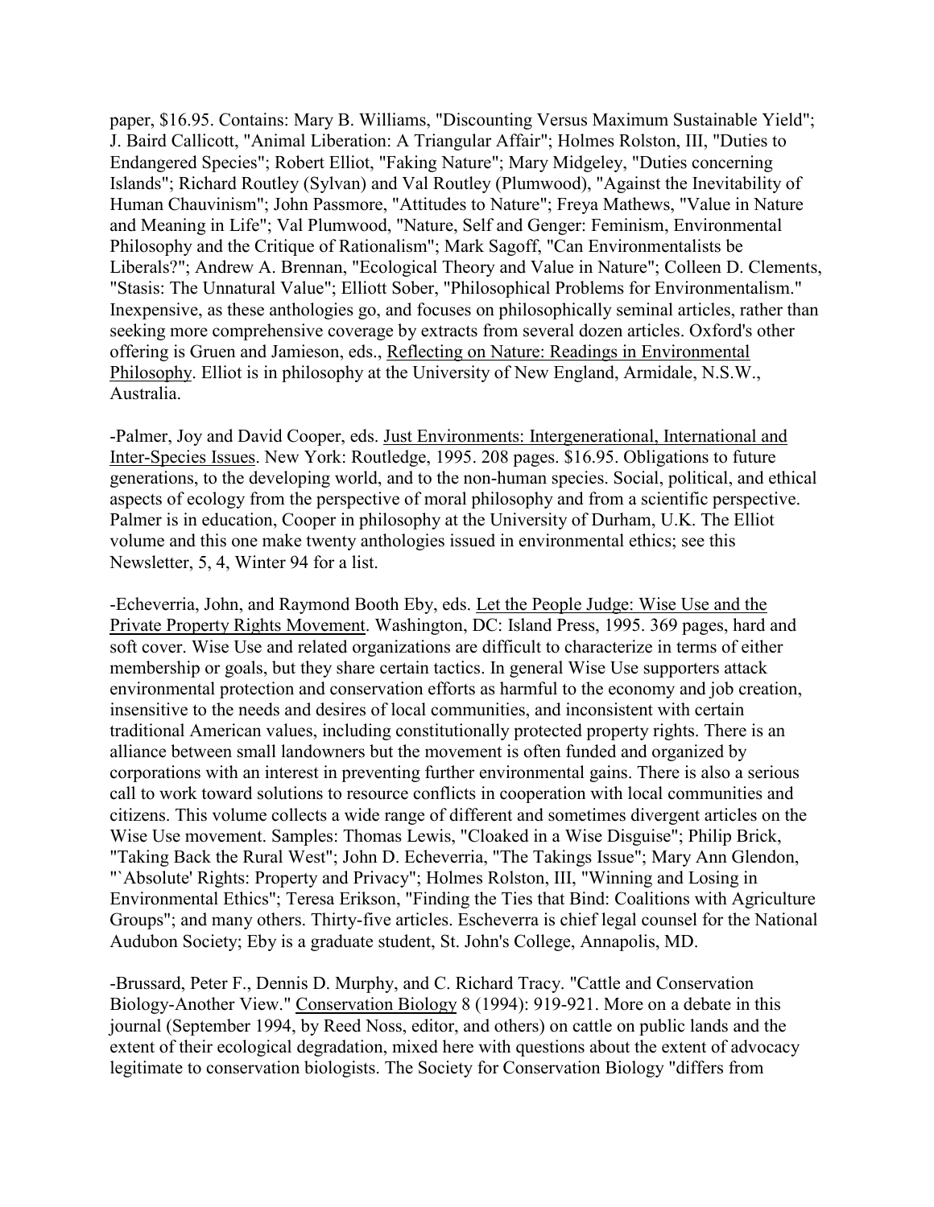paper, $16.95. Contains: Mary B. Williams, "Discounting Versus Maximum Sustainable Yield"; J. Baird Callicott, "Animal Liberation: A Triangular Affair"; Holmes Rolston, III, "Duties to Endangered Species"; Robert Elliot, "Faking Nature"; Mary Midgeley, "Duties concerning Islands"; Richard Routley (Sylvan) and Val Routley (Plumwood), "Against the Inevitability of Human Chauvinism"; John Passmore, "Attitudes to Nature"; Freya Mathews, "Value in Nature and Meaning in Life"; Val Plumwood, "Nature, Self and Genger: Feminism, Environmental Philosophy and the Critique of Rationalism"; Mark Sagoff, "Can Environmentalists be Liberals?"; Andrew A. Brennan, "Ecological Theory and Value in Nature"; Colleen D. Clements, "Stasis: The Unnatural Value"; Elliott Sober, "Philosophical Problems for Environmentalism." Inexpensive, as these anthologies go, and focuses on philosophically seminal articles, rather than seeking more comprehensive coverage by extracts from several dozen articles. Oxford's other offering is Gruen and Jamieson, eds., Reflecting on Nature: Readings in Environmental Philosophy. Elliot is in philosophy at the University of New England, Armidale, N.S.W., Australia.

-Palmer, Joy and David Cooper, eds. Just Environments: Intergenerational, International and Inter-Species Issues. New York: Routledge, 1995. 208 pages. $16.95. Obligations to future generations, to the developing world, and to the non-human species. Social, political, and ethical aspects of ecology from the perspective of moral philosophy and from a scientific perspective. Palmer is in education, Cooper in philosophy at the University of Durham, U.K. The Elliot volume and this one make twenty anthologies issued in environmental ethics; see this Newsletter, 5, 4, Winter 94 for a list.

-Echeverria, John, and Raymond Booth Eby, eds. Let the People Judge: Wise Use and the Private Property Rights Movement. Washington, DC: Island Press, 1995. 369 pages, hard and soft cover. Wise Use and related organizations are difficult to characterize in terms of either membership or goals, but they share certain tactics. In general Wise Use supporters attack environmental protection and conservation efforts as harmful to the economy and job creation, insensitive to the needs and desires of local communities, and inconsistent with certain traditional American values, including constitutionally protected property rights. There is an alliance between small landowners but the movement is often funded and organized by corporations with an interest in preventing further environmental gains. There is also a serious call to work toward solutions to resource conflicts in cooperation with local communities and citizens. This volume collects a wide range of different and sometimes divergent articles on the Wise Use movement. Samples: Thomas Lewis, "Cloaked in a Wise Disguise"; Philip Brick, "Taking Back the Rural West"; John D. Echeverria, "The Takings Issue"; Mary Ann Glendon, "`Absolute' Rights: Property and Privacy"; Holmes Rolston, III, "Winning and Losing in Environmental Ethics"; Teresa Erikson, "Finding the Ties that Bind: Coalitions with Agriculture Groups"; and many others. Thirty-five articles. Escheverra is chief legal counsel for the National Audubon Society; Eby is a graduate student, St. John's College, Annapolis, MD.

-Brussard, Peter F., Dennis D. Murphy, and C. Richard Tracy. "Cattle and Conservation Biology-Another View." Conservation Biology 8 (1994): 919-921. More on a debate in this journal (September 1994, by Reed Noss, editor, and others) on cattle on public lands and the extent of their ecological degradation, mixed here with questions about the extent of advocacy legitimate to conservation biologists. The Society for Conservation Biology "differs from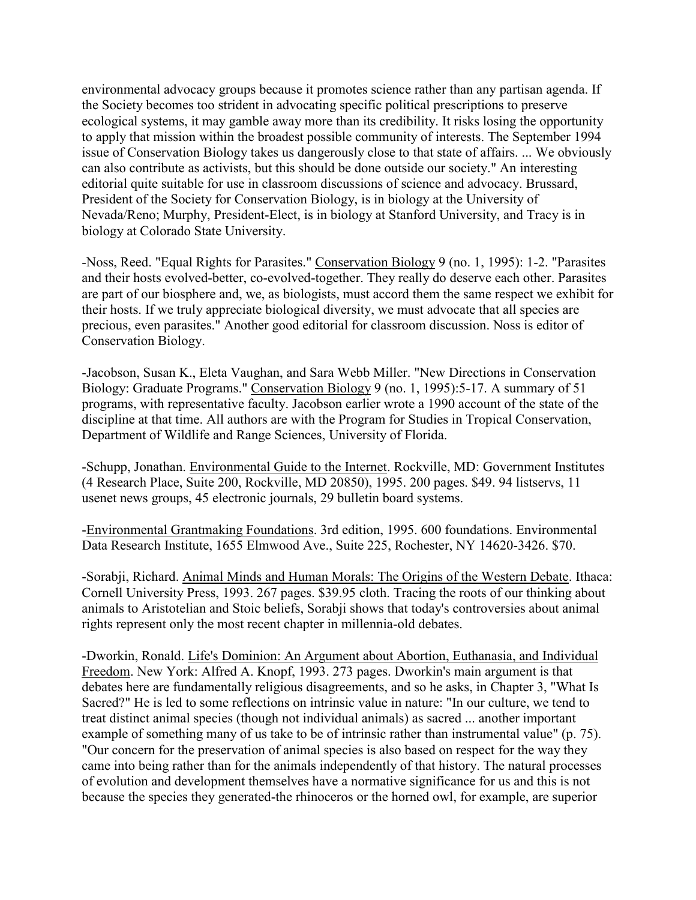environmental advocacy groups because it promotes science rather than any partisan agenda. If the Society becomes too strident in advocating specific political prescriptions to preserve ecological systems, it may gamble away more than its credibility. It risks losing the opportunity to apply that mission within the broadest possible community of interests. The September 1994 issue of Conservation Biology takes us dangerously close to that state of affairs. ... We obviously can also contribute as activists, but this should be done outside our society." An interesting editorial quite suitable for use in classroom discussions of science and advocacy. Brussard, President of the Society for Conservation Biology, is in biology at the University of Nevada/Reno; Murphy, President-Elect, is in biology at Stanford University, and Tracy is in biology at Colorado State University.

-Noss, Reed. "Equal Rights for Parasites." Conservation Biology 9 (no. 1, 1995): 1-2. "Parasites and their hosts evolved-better, co-evolved-together. They really do deserve each other. Parasites are part of our biosphere and, we, as biologists, must accord them the same respect we exhibit for their hosts. If we truly appreciate biological diversity, we must advocate that all species are precious, even parasites." Another good editorial for classroom discussion. Noss is editor of Conservation Biology.

-Jacobson, Susan K., Eleta Vaughan, and Sara Webb Miller. "New Directions in Conservation Biology: Graduate Programs." Conservation Biology 9 (no. 1, 1995):5-17. A summary of 51 programs, with representative faculty. Jacobson earlier wrote a 1990 account of the state of the discipline at that time. All authors are with the Program for Studies in Tropical Conservation, Department of Wildlife and Range Sciences, University of Florida.

-Schupp, Jonathan. Environmental Guide to the Internet. Rockville, MD: Government Institutes (4 Research Place, Suite 200, Rockville, MD 20850), 1995. 200 pages. $49. 94 listservs, 11 usenet news groups, 45 electronic journals, 29 bulletin board systems.

-Environmental Grantmaking Foundations. 3rd edition, 1995. 600 foundations. Environmental Data Research Institute, 1655 Elmwood Ave., Suite 225, Rochester, NY 14620-3426. $70.

-Sorabji, Richard. Animal Minds and Human Morals: The Origins of the Western Debate. Ithaca: Cornell University Press, 1993. 267 pages. $39.95 cloth. Tracing the roots of our thinking about animals to Aristotelian and Stoic beliefs, Sorabji shows that today's controversies about animal rights represent only the most recent chapter in millennia-old debates.

-Dworkin, Ronald. Life's Dominion: An Argument about Abortion, Euthanasia, and Individual Freedom. New York: Alfred A. Knopf, 1993. 273 pages. Dworkin's main argument is that debates here are fundamentally religious disagreements, and so he asks, in Chapter 3, "What Is Sacred?" He is led to some reflections on intrinsic value in nature: "In our culture, we tend to treat distinct animal species (though not individual animals) as sacred ... another important example of something many of us take to be of intrinsic rather than instrumental value" (p. 75). "Our concern for the preservation of animal species is also based on respect for the way they came into being rather than for the animals independently of that history. The natural processes of evolution and development themselves have a normative significance for us and this is not because the species they generated-the rhinoceros or the horned owl, for example, are superior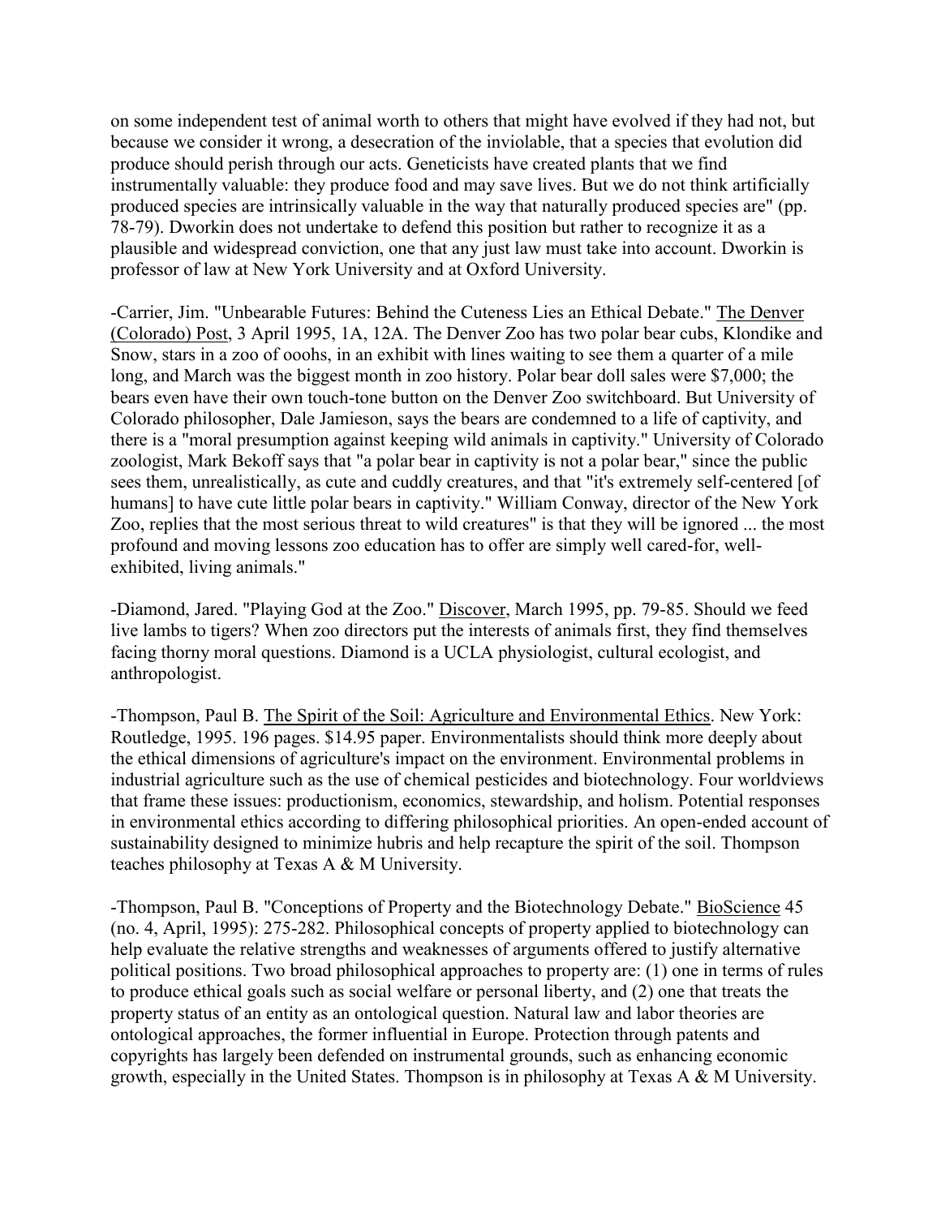on some independent test of animal worth to others that might have evolved if they had not, but because we consider it wrong, a desecration of the inviolable, that a species that evolution did produce should perish through our acts. Geneticists have created plants that we find instrumentally valuable: they produce food and may save lives. But we do not think artificially produced species are intrinsically valuable in the way that naturally produced species are" (pp. 78-79). Dworkin does not undertake to defend this position but rather to recognize it as a plausible and widespread conviction, one that any just law must take into account. Dworkin is professor of law at New York University and at Oxford University.

-Carrier, Jim. "Unbearable Futures: Behind the Cuteness Lies an Ethical Debate." The Denver (Colorado) Post, 3 April 1995, 1A, 12A. The Denver Zoo has two polar bear cubs, Klondike and Snow, stars in a zoo of ooohs, in an exhibit with lines waiting to see them a quarter of a mile long, and March was the biggest month in zoo history. Polar bear doll sales were $7,000; the bears even have their own touch-tone button on the Denver Zoo switchboard. But University of Colorado philosopher, Dale Jamieson, says the bears are condemned to a life of captivity, and there is a "moral presumption against keeping wild animals in captivity." University of Colorado zoologist, Mark Bekoff says that "a polar bear in captivity is not a polar bear," since the public sees them, unrealistically, as cute and cuddly creatures, and that "it's extremely self-centered [of humans] to have cute little polar bears in captivity." William Conway, director of the New York Zoo, replies that the most serious threat to wild creatures" is that they will be ignored ... the most profound and moving lessons zoo education has to offer are simply well cared-for, well-exhibited, living animals."

-Diamond, Jared. "Playing God at the Zoo." Discover, March 1995, pp. 79-85. Should we feed live lambs to tigers? When zoo directors put the interests of animals first, they find themselves facing thorny moral questions. Diamond is a UCLA physiologist, cultural ecologist, and anthropologist.

-Thompson, Paul B. The Spirit of the Soil: Agriculture and Environmental Ethics. New York: Routledge, 1995. 196 pages. $14.95 paper. Environmentalists should think more deeply about the ethical dimensions of agriculture's impact on the environment. Environmental problems in industrial agriculture such as the use of chemical pesticides and biotechnology. Four worldviews that frame these issues: productionism, economics, stewardship, and holism. Potential responses in environmental ethics according to differing philosophical priorities. An open-ended account of sustainability designed to minimize hubris and help recapture the spirit of the soil. Thompson teaches philosophy at Texas A & M University.

-Thompson, Paul B. "Conceptions of Property and the Biotechnology Debate." BioScience 45 (no. 4, April, 1995): 275-282. Philosophical concepts of property applied to biotechnology can help evaluate the relative strengths and weaknesses of arguments offered to justify alternative political positions. Two broad philosophical approaches to property are: (1) one in terms of rules to produce ethical goals such as social welfare or personal liberty, and (2) one that treats the property status of an entity as an ontological question. Natural law and labor theories are ontological approaches, the former influential in Europe. Protection through patents and copyrights has largely been defended on instrumental grounds, such as enhancing economic growth, especially in the United States. Thompson is in philosophy at Texas A & M University.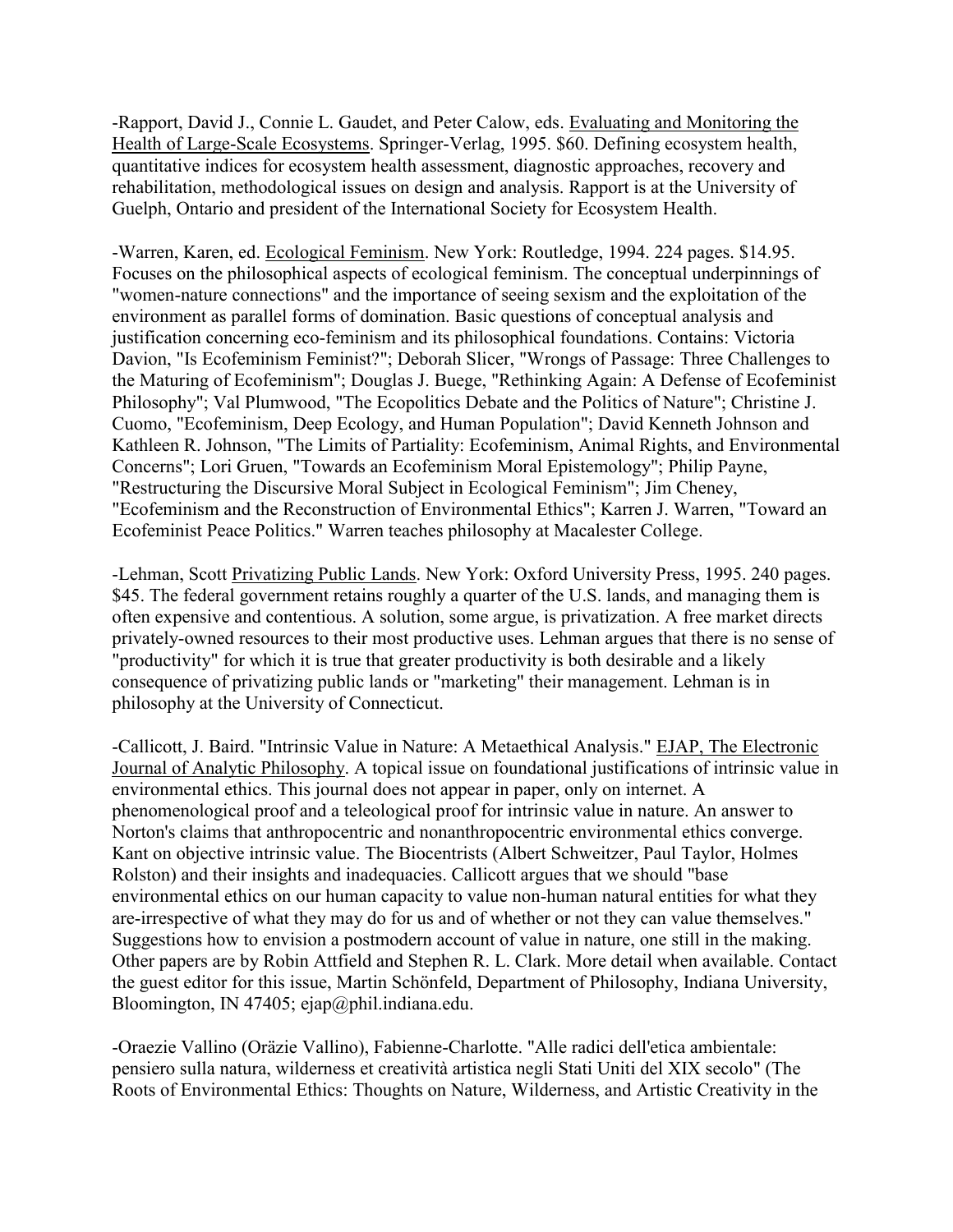-Rapport, David J., Connie L. Gaudet, and Peter Calow, eds. Evaluating and Monitoring the Health of Large-Scale Ecosystems. Springer-Verlag, 1995. $60. Defining ecosystem health, quantitative indices for ecosystem health assessment, diagnostic approaches, recovery and rehabilitation, methodological issues on design and analysis. Rapport is at the University of Guelph, Ontario and president of the International Society for Ecosystem Health.

-Warren, Karen, ed. Ecological Feminism. New York: Routledge, 1994. 224 pages. $14.95. Focuses on the philosophical aspects of ecological feminism. The conceptual underpinnings of "women-nature connections" and the importance of seeing sexism and the exploitation of the environment as parallel forms of domination. Basic questions of conceptual analysis and justification concerning eco-feminism and its philosophical foundations. Contains: Victoria Davion, "Is Ecofeminism Feminist?"; Deborah Slicer, "Wrongs of Passage: Three Challenges to the Maturing of Ecofeminism"; Douglas J. Buege, "Rethinking Again: A Defense of Ecofeminist Philosophy"; Val Plumwood, "The Ecopolitics Debate and the Politics of Nature"; Christine J. Cuomo, "Ecofeminism, Deep Ecology, and Human Population"; David Kenneth Johnson and Kathleen R. Johnson, "The Limits of Partiality: Ecofeminism, Animal Rights, and Environmental Concerns"; Lori Gruen, "Towards an Ecofeminism Moral Epistemology"; Philip Payne, "Restructuring the Discursive Moral Subject in Ecological Feminism"; Jim Cheney, "Ecofeminism and the Reconstruction of Environmental Ethics"; Karren J. Warren, "Toward an Ecofeminist Peace Politics." Warren teaches philosophy at Macalester College.

-Lehman, Scott Privatizing Public Lands. New York: Oxford University Press, 1995. 240 pages. $45. The federal government retains roughly a quarter of the U.S. lands, and managing them is often expensive and contentious. A solution, some argue, is privatization. A free market directs privately-owned resources to their most productive uses. Lehman argues that there is no sense of "productivity" for which it is true that greater productivity is both desirable and a likely consequence of privatizing public lands or "marketing" their management. Lehman is in philosophy at the University of Connecticut.

-Callicott, J. Baird. "Intrinsic Value in Nature: A Metaethical Analysis." EJAP, The Electronic Journal of Analytic Philosophy. A topical issue on foundational justifications of intrinsic value in environmental ethics. This journal does not appear in paper, only on internet. A phenomenological proof and a teleological proof for intrinsic value in nature. An answer to Norton's claims that anthropocentric and nonanthropocentric environmental ethics converge. Kant on objective intrinsic value. The Biocentrists (Albert Schweitzer, Paul Taylor, Holmes Rolston) and their insights and inadequacies. Callicott argues that we should "base environmental ethics on our human capacity to value non-human natural entities for what they are-irrespective of what they may do for us and of whether or not they can value themselves." Suggestions how to envision a postmodern account of value in nature, one still in the making. Other papers are by Robin Attfield and Stephen R. L. Clark. More detail when available. Contact the guest editor for this issue, Martin Schönfeld, Department of Philosophy, Indiana University, Bloomington, IN 47405; ejap@phil.indiana.edu.

-Oraezie Vallino (Oräzie Vallino), Fabienne-Charlotte. "Alle radici dell'etica ambientale: pensiero sulla natura, wilderness et creatività artistica negli Stati Uniti del XIX secolo" (The Roots of Environmental Ethics: Thoughts on Nature, Wilderness, and Artistic Creativity in the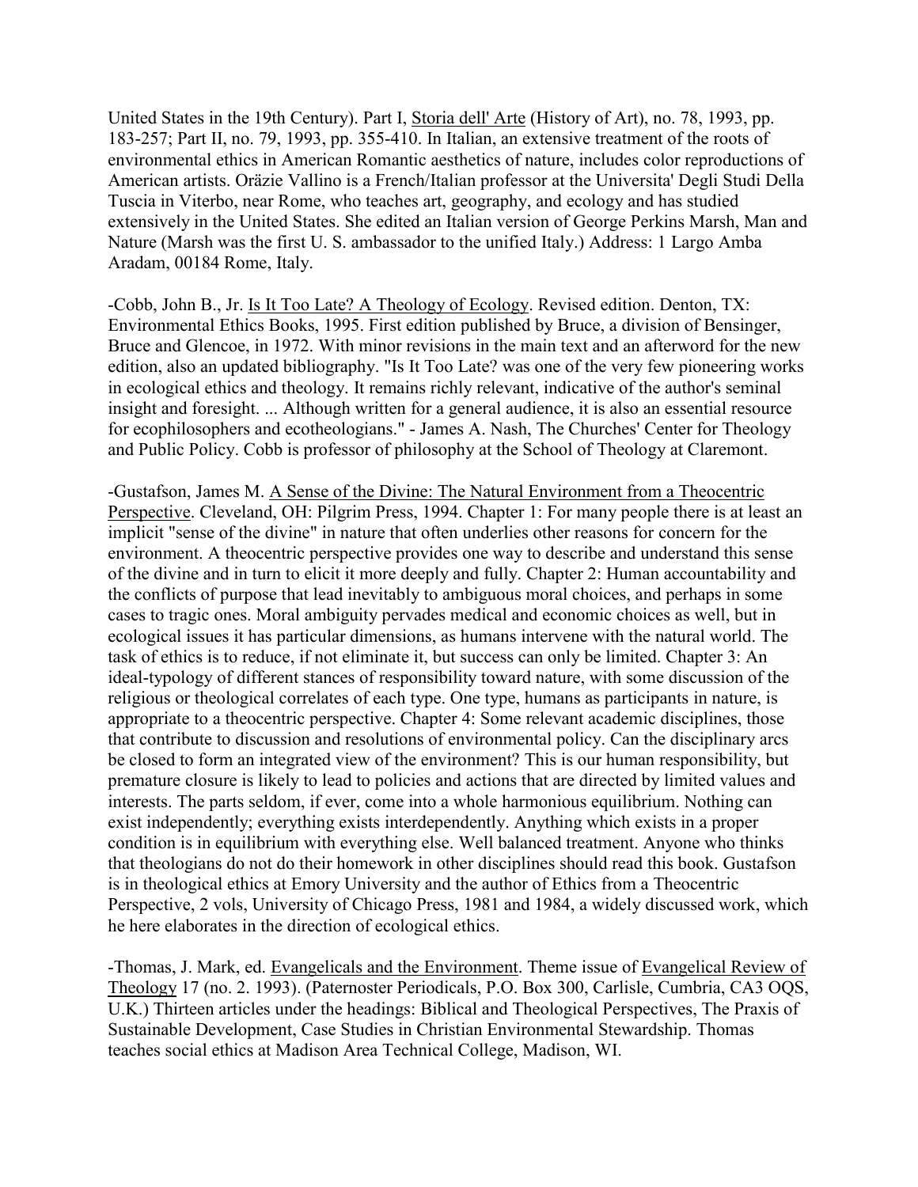United States in the 19th Century). Part I, Storia dell' Arte (History of Art), no. 78, 1993, pp. 183-257; Part II, no. 79, 1993, pp. 355-410. In Italian, an extensive treatment of the roots of environmental ethics in American Romantic aesthetics of nature, includes color reproductions of American artists. Oräzie Vallino is a French/Italian professor at the Universita' Degli Studi Della Tuscia in Viterbo, near Rome, who teaches art, geography, and ecology and has studied extensively in the United States. She edited an Italian version of George Perkins Marsh, Man and Nature (Marsh was the first U. S. ambassador to the unified Italy.) Address: 1 Largo Amba Aradam, 00184 Rome, Italy.

-Cobb, John B., Jr. Is It Too Late? A Theology of Ecology. Revised edition. Denton, TX: Environmental Ethics Books, 1995. First edition published by Bruce, a division of Bensinger, Bruce and Glencoe, in 1972. With minor revisions in the main text and an afterword for the new edition, also an updated bibliography. "Is It Too Late? was one of the very few pioneering works in ecological ethics and theology. It remains richly relevant, indicative of the author's seminal insight and foresight. ... Although written for a general audience, it is also an essential resource for ecophilosophers and ecotheologians." - James A. Nash, The Churches' Center for Theology and Public Policy. Cobb is professor of philosophy at the School of Theology at Claremont.

-Gustafson, James M. A Sense of the Divine: The Natural Environment from a Theocentric Perspective. Cleveland, OH: Pilgrim Press, 1994. Chapter 1: For many people there is at least an implicit "sense of the divine" in nature that often underlies other reasons for concern for the environment. A theocentric perspective provides one way to describe and understand this sense of the divine and in turn to elicit it more deeply and fully. Chapter 2: Human accountability and the conflicts of purpose that lead inevitably to ambiguous moral choices, and perhaps in some cases to tragic ones. Moral ambiguity pervades medical and economic choices as well, but in ecological issues it has particular dimensions, as humans intervene with the natural world. The task of ethics is to reduce, if not eliminate it, but success can only be limited. Chapter 3: An ideal-typology of different stances of responsibility toward nature, with some discussion of the religious or theological correlates of each type. One type, humans as participants in nature, is appropriate to a theocentric perspective. Chapter 4: Some relevant academic disciplines, those that contribute to discussion and resolutions of environmental policy. Can the disciplinary arcs be closed to form an integrated view of the environment? This is our human responsibility, but premature closure is likely to lead to policies and actions that are directed by limited values and interests. The parts seldom, if ever, come into a whole harmonious equilibrium. Nothing can exist independently; everything exists interdependently. Anything which exists in a proper condition is in equilibrium with everything else. Well balanced treatment. Anyone who thinks that theologians do not do their homework in other disciplines should read this book. Gustafson is in theological ethics at Emory University and the author of Ethics from a Theocentric Perspective, 2 vols, University of Chicago Press, 1981 and 1984, a widely discussed work, which he here elaborates in the direction of ecological ethics.

-Thomas, J. Mark, ed. Evangelicals and the Environment. Theme issue of Evangelical Review of Theology 17 (no. 2. 1993). (Paternoster Periodicals, P.O. Box 300, Carlisle, Cumbria, CA3 OQS, U.K.) Thirteen articles under the headings: Biblical and Theological Perspectives, The Praxis of Sustainable Development, Case Studies in Christian Environmental Stewardship. Thomas teaches social ethics at Madison Area Technical College, Madison, WI.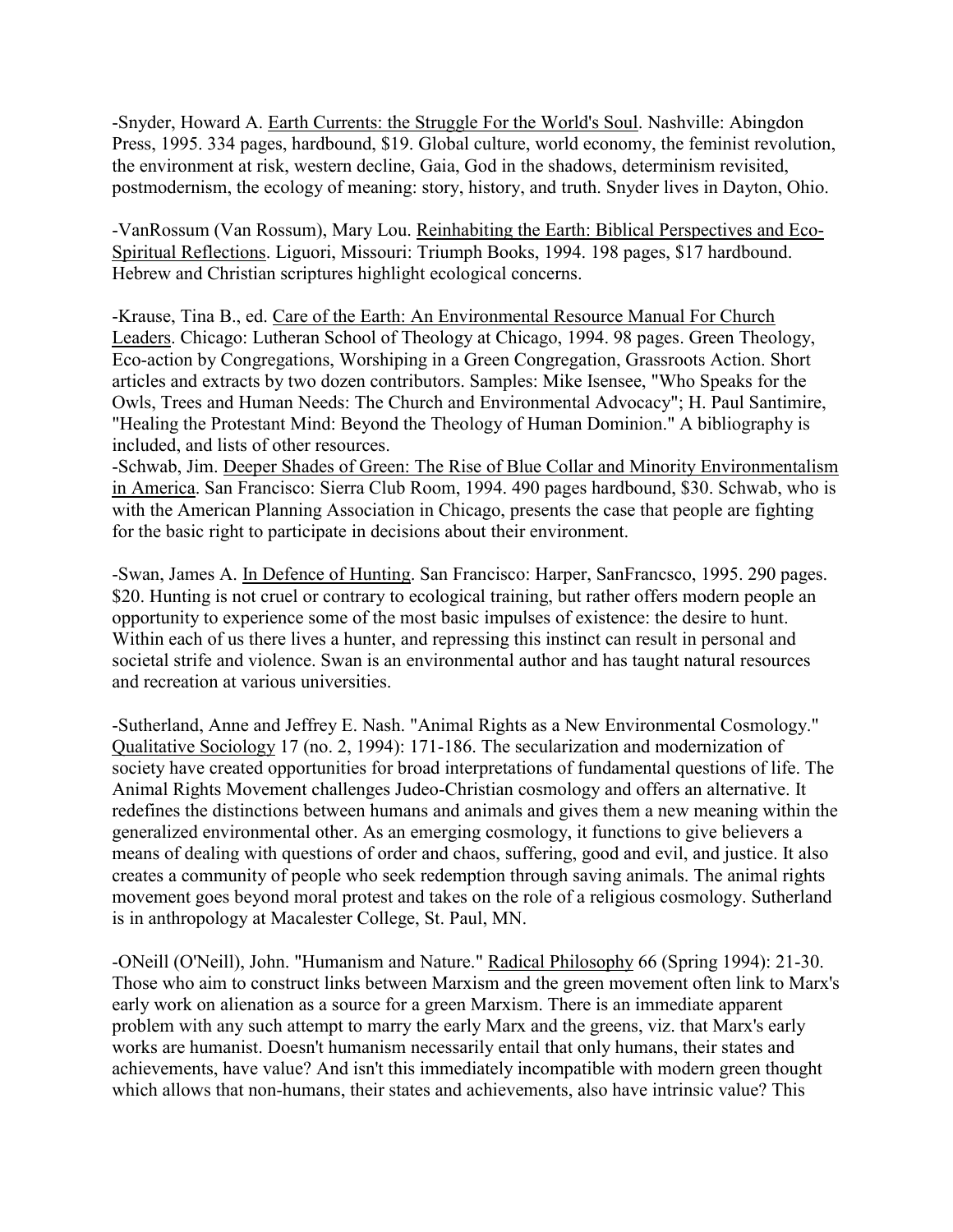-Snyder, Howard A. Earth Currents: the Struggle For the World's Soul. Nashville: Abingdon Press, 1995. 334 pages, hardbound, $19. Global culture, world economy, the feminist revolution, the environment at risk, western decline, Gaia, God in the shadows, determinism revisited, postmodernism, the ecology of meaning: story, history, and truth. Snyder lives in Dayton, Ohio.

-VanRossum (Van Rossum), Mary Lou. Reinhabiting the Earth: Biblical Perspectives and Eco-Spiritual Reflections. Liguori, Missouri: Triumph Books, 1994. 198 pages, $17 hardbound. Hebrew and Christian scriptures highlight ecological concerns.

-Krause, Tina B., ed. Care of the Earth: An Environmental Resource Manual For Church Leaders. Chicago: Lutheran School of Theology at Chicago, 1994. 98 pages. Green Theology, Eco-action by Congregations, Worshiping in a Green Congregation, Grassroots Action. Short articles and extracts by two dozen contributors. Samples: Mike Isensee, "Who Speaks for the Owls, Trees and Human Needs: The Church and Environmental Advocacy"; H. Paul Santimire, "Healing the Protestant Mind: Beyond the Theology of Human Dominion." A bibliography is included, and lists of other resources.

-Schwab, Jim. Deeper Shades of Green: The Rise of Blue Collar and Minority Environmentalism in America. San Francisco: Sierra Club Room, 1994. 490 pages hardbound, $30. Schwab, who is with the American Planning Association in Chicago, presents the case that people are fighting for the basic right to participate in decisions about their environment.

-Swan, James A. In Defence of Hunting. San Francisco: Harper, SanFrancsco, 1995. 290 pages. $20. Hunting is not cruel or contrary to ecological training, but rather offers modern people an opportunity to experience some of the most basic impulses of existence: the desire to hunt. Within each of us there lives a hunter, and repressing this instinct can result in personal and societal strife and violence. Swan is an environmental author and has taught natural resources and recreation at various universities.

-Sutherland, Anne and Jeffrey E. Nash. "Animal Rights as a New Environmental Cosmology." Qualitative Sociology 17 (no. 2, 1994): 171-186. The secularization and modernization of society have created opportunities for broad interpretations of fundamental questions of life. The Animal Rights Movement challenges Judeo-Christian cosmology and offers an alternative. It redefines the distinctions between humans and animals and gives them a new meaning within the generalized environmental other. As an emerging cosmology, it functions to give believers a means of dealing with questions of order and chaos, suffering, good and evil, and justice. It also creates a community of people who seek redemption through saving animals. The animal rights movement goes beyond moral protest and takes on the role of a religious cosmology. Sutherland is in anthropology at Macalester College, St. Paul, MN.

-ONeill (O'Neill), John. "Humanism and Nature." Radical Philosophy 66 (Spring 1994): 21-30. Those who aim to construct links between Marxism and the green movement often link to Marx's early work on alienation as a source for a green Marxism. There is an immediate apparent problem with any such attempt to marry the early Marx and the greens, viz. that Marx's early works are humanist. Doesn't humanism necessarily entail that only humans, their states and achievements, have value? And isn't this immediately incompatible with modern green thought which allows that non-humans, their states and achievements, also have intrinsic value? This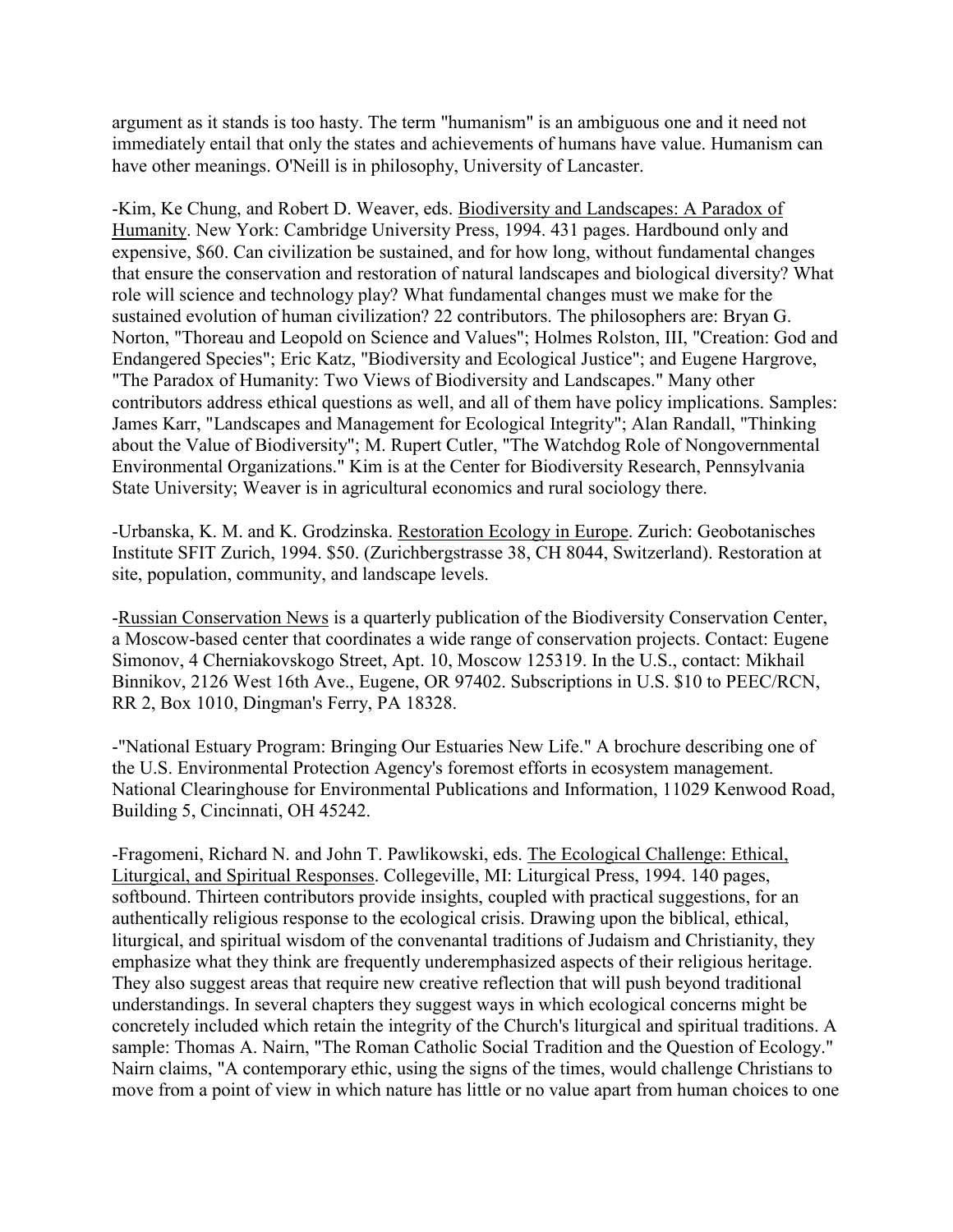argument as it stands is too hasty. The term "humanism" is an ambiguous one and it need not immediately entail that only the states and achievements of humans have value. Humanism can have other meanings. O'Neill is in philosophy, University of Lancaster.

-Kim, Ke Chung, and Robert D. Weaver, eds. Biodiversity and Landscapes: A Paradox of Humanity. New York: Cambridge University Press, 1994. 431 pages. Hardbound only and expensive, $60. Can civilization be sustained, and for how long, without fundamental changes that ensure the conservation and restoration of natural landscapes and biological diversity? What role will science and technology play? What fundamental changes must we make for the sustained evolution of human civilization? 22 contributors. The philosophers are: Bryan G. Norton, "Thoreau and Leopold on Science and Values"; Holmes Rolston, III, "Creation: God and Endangered Species"; Eric Katz, "Biodiversity and Ecological Justice"; and Eugene Hargrove, "The Paradox of Humanity: Two Views of Biodiversity and Landscapes." Many other contributors address ethical questions as well, and all of them have policy implications. Samples: James Karr, "Landscapes and Management for Ecological Integrity"; Alan Randall, "Thinking about the Value of Biodiversity"; M. Rupert Cutler, "The Watchdog Role of Nongovernmental Environmental Organizations." Kim is at the Center for Biodiversity Research, Pennsylvania State University; Weaver is in agricultural economics and rural sociology there.

-Urbanska, K. M. and K. Grodzinska. Restoration Ecology in Europe. Zurich: Geobotanisches Institute SFIT Zurich, 1994. $50. (Zurichbergstrasse 38, CH 8044, Switzerland). Restoration at site, population, community, and landscape levels.

-Russian Conservation News is a quarterly publication of the Biodiversity Conservation Center, a Moscow-based center that coordinates a wide range of conservation projects. Contact: Eugene Simonov, 4 Cherniakovskogo Street, Apt. 10, Moscow 125319. In the U.S., contact: Mikhail Binnikov, 2126 West 16th Ave., Eugene, OR 97402. Subscriptions in U.S. $10 to PEEC/RCN, RR 2, Box 1010, Dingman's Ferry, PA 18328.

-"National Estuary Program: Bringing Our Estuaries New Life." A brochure describing one of the U.S. Environmental Protection Agency's foremost efforts in ecosystem management. National Clearinghouse for Environmental Publications and Information, 11029 Kenwood Road, Building 5, Cincinnati, OH 45242.

-Fragomeni, Richard N. and John T. Pawlikowski, eds. The Ecological Challenge: Ethical, Liturgical, and Spiritual Responses. Collegeville, MI: Liturgical Press, 1994. 140 pages, softbound. Thirteen contributors provide insights, coupled with practical suggestions, for an authentically religious response to the ecological crisis. Drawing upon the biblical, ethical, liturgical, and spiritual wisdom of the convenantal traditions of Judaism and Christianity, they emphasize what they think are frequently underemphasized aspects of their religious heritage. They also suggest areas that require new creative reflection that will push beyond traditional understandings. In several chapters they suggest ways in which ecological concerns might be concretely included which retain the integrity of the Church's liturgical and spiritual traditions. A sample: Thomas A. Nairn, "The Roman Catholic Social Tradition and the Question of Ecology." Nairn claims, "A contemporary ethic, using the signs of the times, would challenge Christians to move from a point of view in which nature has little or no value apart from human choices to one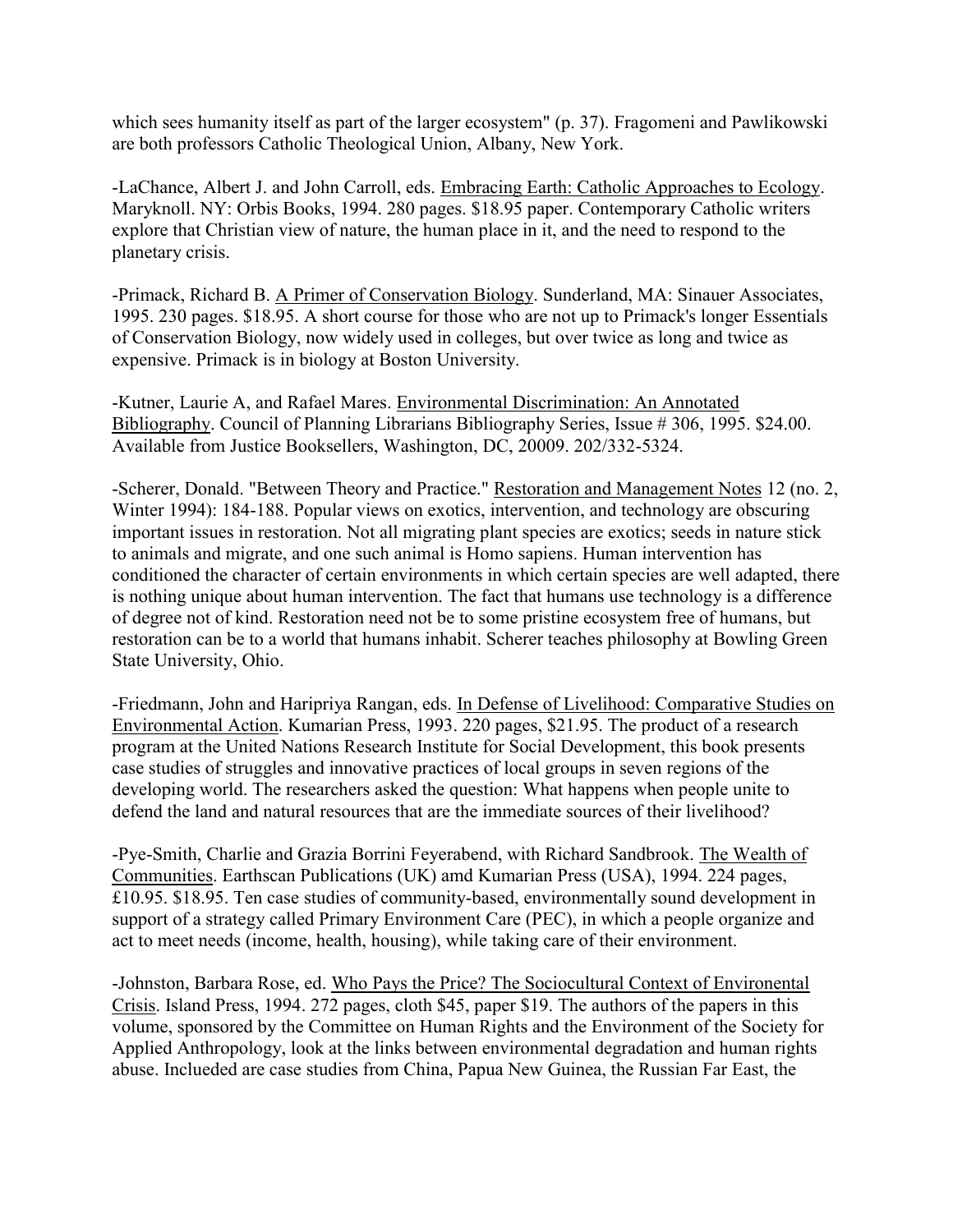which sees humanity itself as part of the larger ecosystem" (p. 37). Fragomeni and Pawlikowski are both professors Catholic Theological Union, Albany, New York.

-LaChance, Albert J. and John Carroll, eds. Embracing Earth: Catholic Approaches to Ecology. Maryknoll. NY: Orbis Books, 1994. 280 pages. $18.95 paper. Contemporary Catholic writers explore that Christian view of nature, the human place in it, and the need to respond to the planetary crisis.

-Primack, Richard B. A Primer of Conservation Biology. Sunderland, MA: Sinauer Associates, 1995. 230 pages. $18.95. A short course for those who are not up to Primack's longer Essentials of Conservation Biology, now widely used in colleges, but over twice as long and twice as expensive. Primack is in biology at Boston University.

-Kutner, Laurie A, and Rafael Mares. Environmental Discrimination: An Annotated Bibliography. Council of Planning Librarians Bibliography Series, Issue # 306, 1995. $24.00. Available from Justice Booksellers, Washington, DC, 20009. 202/332-5324.

-Scherer, Donald. "Between Theory and Practice." Restoration and Management Notes 12 (no. 2, Winter 1994): 184-188. Popular views on exotics, intervention, and technology are obscuring important issues in restoration. Not all migrating plant species are exotics; seeds in nature stick to animals and migrate, and one such animal is Homo sapiens. Human intervention has conditioned the character of certain environments in which certain species are well adapted, there is nothing unique about human intervention. The fact that humans use technology is a difference of degree not of kind. Restoration need not be to some pristine ecosystem free of humans, but restoration can be to a world that humans inhabit. Scherer teaches philosophy at Bowling Green State University, Ohio.

-Friedmann, John and Haripriya Rangan, eds. In Defense of Livelihood: Comparative Studies on Environmental Action. Kumarian Press, 1993. 220 pages, $21.95. The product of a research program at the United Nations Research Institute for Social Development, this book presents case studies of struggles and innovative practices of local groups in seven regions of the developing world. The researchers asked the question: What happens when people unite to defend the land and natural resources that are the immediate sources of their livelihood?

-Pye-Smith, Charlie and Grazia Borrini Feyerabend, with Richard Sandbrook. The Wealth of Communities. Earthscan Publications (UK) amd Kumarian Press (USA), 1994. 224 pages, £10.95. $18.95. Ten case studies of community-based, environmentally sound development in support of a strategy called Primary Environment Care (PEC), in which a people organize and act to meet needs (income, health, housing), while taking care of their environment.

-Johnston, Barbara Rose, ed. Who Pays the Price? The Sociocultural Context of Environental Crisis. Island Press, 1994. 272 pages, cloth $45, paper $19. The authors of the papers in this volume, sponsored by the Committee on Human Rights and the Environment of the Society for Applied Anthropology, look at the links between environmental degradation and human rights abuse. Inclueded are case studies from China, Papua New Guinea, the Russian Far East, the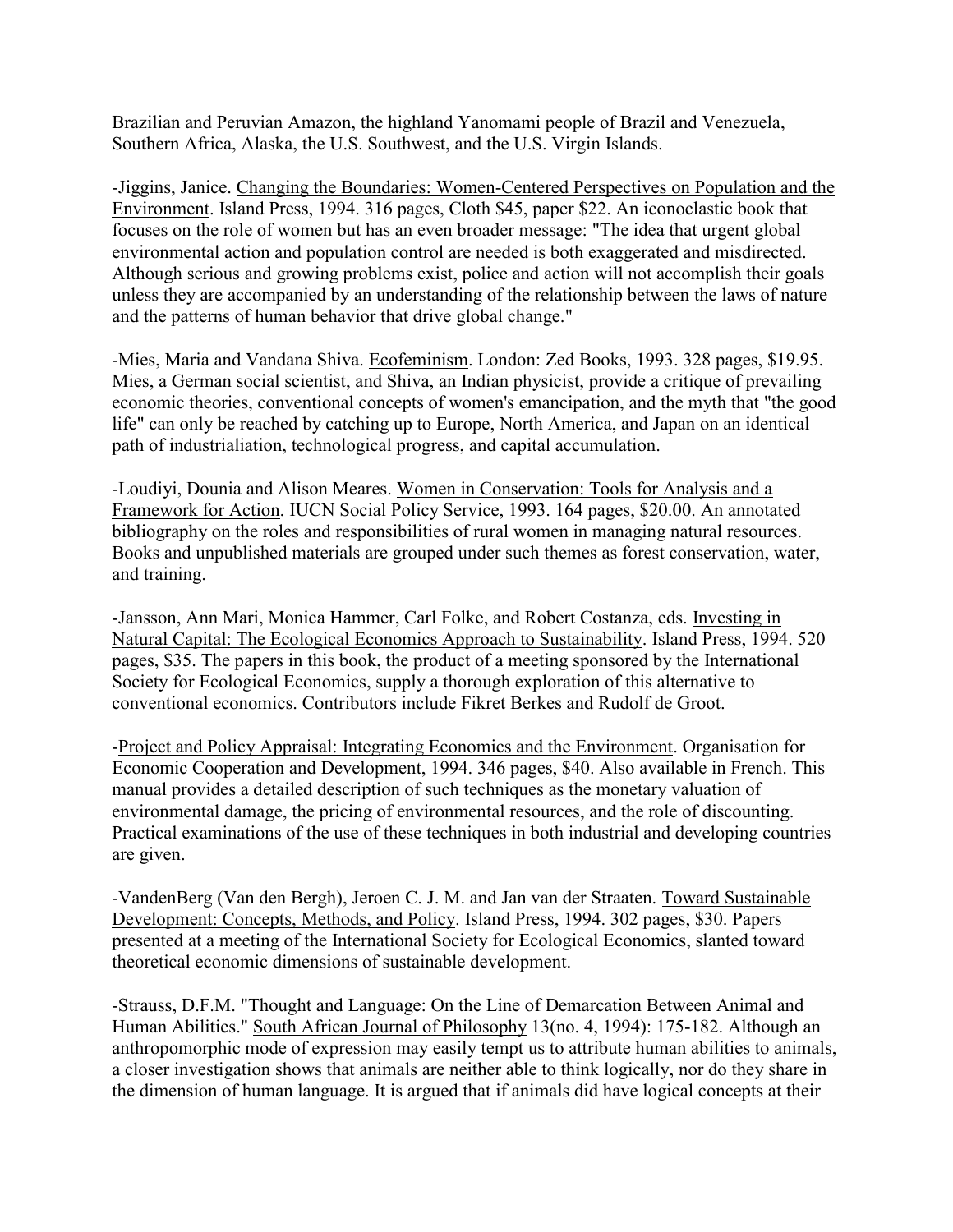Brazilian and Peruvian Amazon, the highland Yanomami people of Brazil and Venezuela, Southern Africa, Alaska, the U.S. Southwest, and the U.S. Virgin Islands.

-Jiggins, Janice. Changing the Boundaries: Women-Centered Perspectives on Population and the Environment. Island Press, 1994. 316 pages, Cloth $45, paper $22. An iconoclastic book that focuses on the role of women but has an even broader message: "The idea that urgent global environmental action and population control are needed is both exaggerated and misdirected. Although serious and growing problems exist, police and action will not accomplish their goals unless they are accompanied by an understanding of the relationship between the laws of nature and the patterns of human behavior that drive global change."

-Mies, Maria and Vandana Shiva. Ecofeminism. London: Zed Books, 1993. 328 pages, $19.95. Mies, a German social scientist, and Shiva, an Indian physicist, provide a critique of prevailing economic theories, conventional concepts of women's emancipation, and the myth that "the good life" can only be reached by catching up to Europe, North America, and Japan on an identical path of industrialiation, technological progress, and capital accumulation.

-Loudiyi, Dounia and Alison Meares. Women in Conservation: Tools for Analysis and a Framework for Action. IUCN Social Policy Service, 1993. 164 pages, $20.00. An annotated bibliography on the roles and responsibilities of rural women in managing natural resources. Books and unpublished materials are grouped under such themes as forest conservation, water, and training.

-Jansson, Ann Mari, Monica Hammer, Carl Folke, and Robert Costanza, eds. Investing in Natural Capital: The Ecological Economics Approach to Sustainability. Island Press, 1994. 520 pages, $35. The papers in this book, the product of a meeting sponsored by the International Society for Ecological Economics, supply a thorough exploration of this alternative to conventional economics. Contributors include Fikret Berkes and Rudolf de Groot.

-Project and Policy Appraisal: Integrating Economics and the Environment. Organisation for Economic Cooperation and Development, 1994. 346 pages, $40. Also available in French. This manual provides a detailed description of such techniques as the monetary valuation of environmental damage, the pricing of environmental resources, and the role of discounting. Practical examinations of the use of these techniques in both industrial and developing countries are given.

-VandenBerg (Van den Bergh), Jeroen C. J. M. and Jan van der Straaten. Toward Sustainable Development: Concepts, Methods, and Policy. Island Press, 1994. 302 pages, $30. Papers presented at a meeting of the International Society for Ecological Economics, slanted toward theoretical economic dimensions of sustainable development.

-Strauss, D.F.M. "Thought and Language: On the Line of Demarcation Between Animal and Human Abilities." South African Journal of Philosophy 13(no. 4, 1994): 175-182. Although an anthropomorphic mode of expression may easily tempt us to attribute human abilities to animals, a closer investigation shows that animals are neither able to think logically, nor do they share in the dimension of human language. It is argued that if animals did have logical concepts at their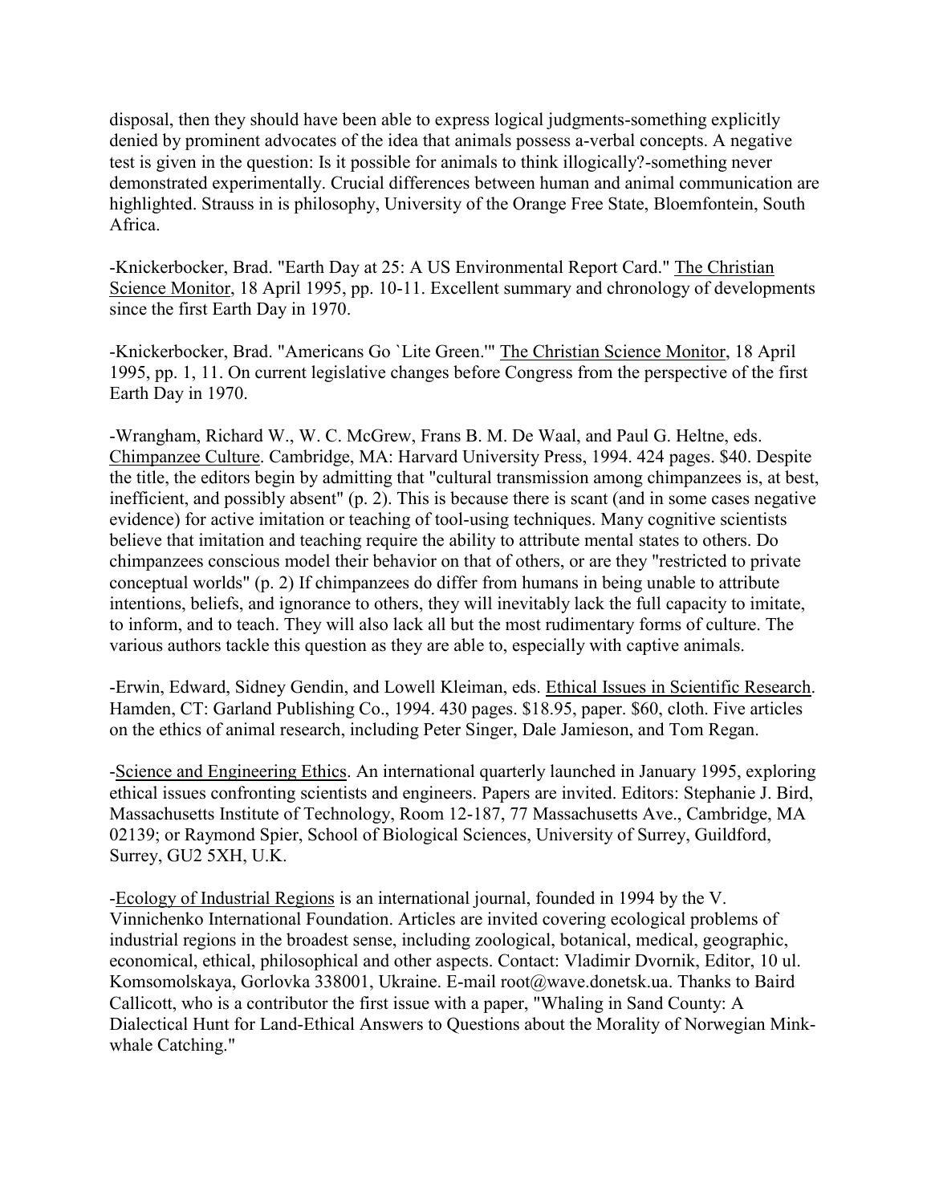disposal, then they should have been able to express logical judgments-something explicitly denied by prominent advocates of the idea that animals possess a-verbal concepts. A negative test is given in the question: Is it possible for animals to think illogically?-something never demonstrated experimentally. Crucial differences between human and animal communication are highlighted. Strauss in is philosophy, University of the Orange Free State, Bloemfontein, South Africa.

-Knickerbocker, Brad. "Earth Day at 25: A US Environmental Report Card." The Christian Science Monitor, 18 April 1995, pp. 10-11. Excellent summary and chronology of developments since the first Earth Day in 1970.

-Knickerbocker, Brad. "Americans Go `Lite Green.'" The Christian Science Monitor, 18 April 1995, pp. 1, 11. On current legislative changes before Congress from the perspective of the first Earth Day in 1970.

-Wrangham, Richard W., W. C. McGrew, Frans B. M. De Waal, and Paul G. Heltne, eds. Chimpanzee Culture. Cambridge, MA: Harvard University Press, 1994. 424 pages. $40. Despite the title, the editors begin by admitting that "cultural transmission among chimpanzees is, at best, inefficient, and possibly absent" (p. 2). This is because there is scant (and in some cases negative evidence) for active imitation or teaching of tool-using techniques. Many cognitive scientists believe that imitation and teaching require the ability to attribute mental states to others. Do chimpanzees conscious model their behavior on that of others, or are they "restricted to private conceptual worlds" (p. 2) If chimpanzees do differ from humans in being unable to attribute intentions, beliefs, and ignorance to others, they will inevitably lack the full capacity to imitate, to inform, and to teach. They will also lack all but the most rudimentary forms of culture. The various authors tackle this question as they are able to, especially with captive animals.

-Erwin, Edward, Sidney Gendin, and Lowell Kleiman, eds. Ethical Issues in Scientific Research. Hamden, CT: Garland Publishing Co., 1994. 430 pages. $18.95, paper. $60, cloth. Five articles on the ethics of animal research, including Peter Singer, Dale Jamieson, and Tom Regan.

-Science and Engineering Ethics. An international quarterly launched in January 1995, exploring ethical issues confronting scientists and engineers. Papers are invited. Editors: Stephanie J. Bird, Massachusetts Institute of Technology, Room 12-187, 77 Massachusetts Ave., Cambridge, MA 02139; or Raymond Spier, School of Biological Sciences, University of Surrey, Guildford, Surrey, GU2 5XH, U.K.

-Ecology of Industrial Regions is an international journal, founded in 1994 by the V. Vinnichenko International Foundation. Articles are invited covering ecological problems of industrial regions in the broadest sense, including zoological, botanical, medical, geographic, economical, ethical, philosophical and other aspects. Contact: Vladimir Dvornik, Editor, 10 ul. Komsomolskaya, Gorlovka 338001, Ukraine. E-mail root@wave.donetsk.ua. Thanks to Baird Callicott, who is a contributor the first issue with a paper, "Whaling in Sand County: A Dialectical Hunt for Land-Ethical Answers to Questions about the Morality of Norwegian Mink-whale Catching."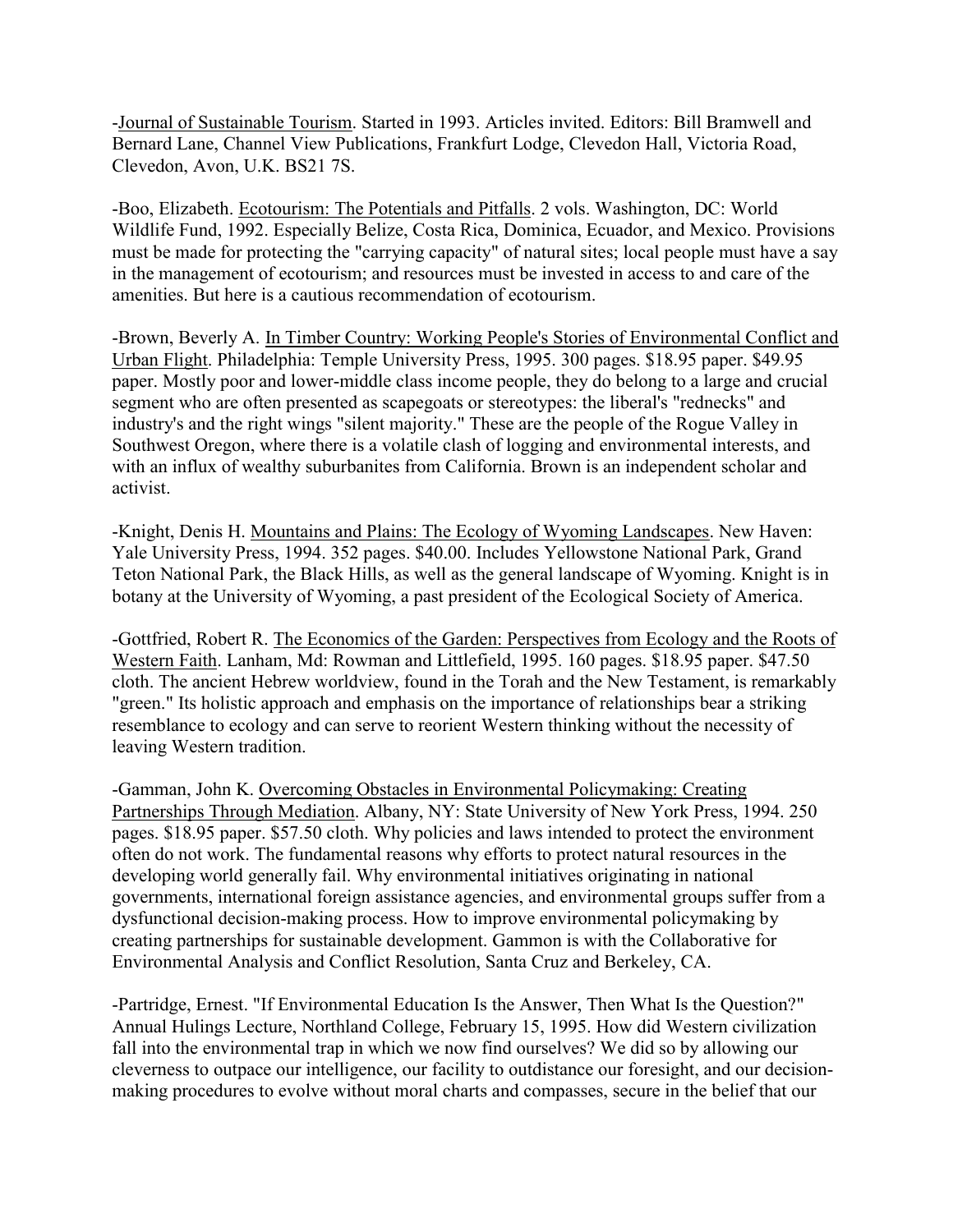-Journal of Sustainable Tourism. Started in 1993. Articles invited. Editors: Bill Bramwell and Bernard Lane, Channel View Publications, Frankfurt Lodge, Clevedon Hall, Victoria Road, Clevedon, Avon, U.K. BS21 7S.

-Boo, Elizabeth. Ecotourism: The Potentials and Pitfalls. 2 vols. Washington, DC: World Wildlife Fund, 1992. Especially Belize, Costa Rica, Dominica, Ecuador, and Mexico. Provisions must be made for protecting the "carrying capacity" of natural sites; local people must have a say in the management of ecotourism; and resources must be invested in access to and care of the amenities. But here is a cautious recommendation of ecotourism.

-Brown, Beverly A. In Timber Country: Working People's Stories of Environmental Conflict and Urban Flight. Philadelphia: Temple University Press, 1995. 300 pages. $18.95 paper. $49.95 paper. Mostly poor and lower-middle class income people, they do belong to a large and crucial segment who are often presented as scapegoats or stereotypes: the liberal's "rednecks" and industry's and the right wings "silent majority." These are the people of the Rogue Valley in Southwest Oregon, where there is a volatile clash of logging and environmental interests, and with an influx of wealthy suburbanites from California. Brown is an independent scholar and activist.

-Knight, Denis H. Mountains and Plains: The Ecology of Wyoming Landscapes. New Haven: Yale University Press, 1994. 352 pages. $40.00. Includes Yellowstone National Park, Grand Teton National Park, the Black Hills, as well as the general landscape of Wyoming. Knight is in botany at the University of Wyoming, a past president of the Ecological Society of America.

-Gottfried, Robert R. The Economics of the Garden: Perspectives from Ecology and the Roots of Western Faith. Lanham, Md: Rowman and Littlefield, 1995. 160 pages. $18.95 paper. $47.50 cloth. The ancient Hebrew worldview, found in the Torah and the New Testament, is remarkably "green." Its holistic approach and emphasis on the importance of relationships bear a striking resemblance to ecology and can serve to reorient Western thinking without the necessity of leaving Western tradition.

-Gamman, John K. Overcoming Obstacles in Environmental Policymaking: Creating Partnerships Through Mediation. Albany, NY: State University of New York Press, 1994. 250 pages. $18.95 paper. $57.50 cloth. Why policies and laws intended to protect the environment often do not work. The fundamental reasons why efforts to protect natural resources in the developing world generally fail. Why environmental initiatives originating in national governments, international foreign assistance agencies, and environmental groups suffer from a dysfunctional decision-making process. How to improve environmental policymaking by creating partnerships for sustainable development. Gammon is with the Collaborative for Environmental Analysis and Conflict Resolution, Santa Cruz and Berkeley, CA.

-Partridge, Ernest. "If Environmental Education Is the Answer, Then What Is the Question?" Annual Hulings Lecture, Northland College, February 15, 1995. How did Western civilization fall into the environmental trap in which we now find ourselves? We did so by allowing our cleverness to outpace our intelligence, our facility to outdistance our foresight, and our decision-making procedures to evolve without moral charts and compasses, secure in the belief that our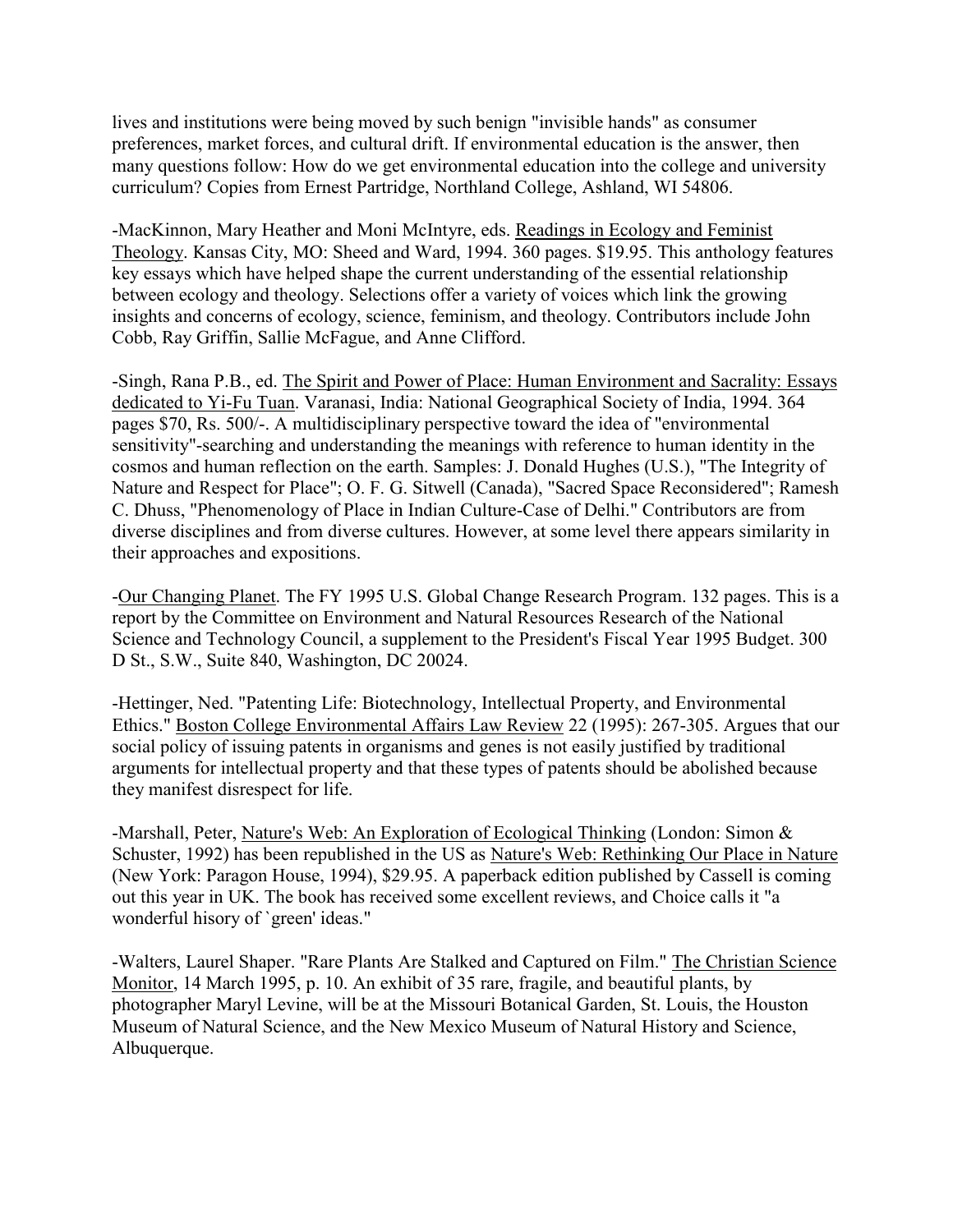lives and institutions were being moved by such benign "invisible hands" as consumer preferences, market forces, and cultural drift. If environmental education is the answer, then many questions follow: How do we get environmental education into the college and university curriculum? Copies from Ernest Partridge, Northland College, Ashland, WI 54806.

-MacKinnon, Mary Heather and Moni McIntyre, eds. Readings in Ecology and Feminist Theology. Kansas City, MO: Sheed and Ward, 1994. 360 pages. $19.95. This anthology features key essays which have helped shape the current understanding of the essential relationship between ecology and theology. Selections offer a variety of voices which link the growing insights and concerns of ecology, science, feminism, and theology. Contributors include John Cobb, Ray Griffin, Sallie McFague, and Anne Clifford.

-Singh, Rana P.B., ed. The Spirit and Power of Place: Human Environment and Sacrality: Essays dedicated to Yi-Fu Tuan. Varanasi, India: National Geographical Society of India, 1994. 364 pages $70, Rs. 500/-. A multidisciplinary perspective toward the idea of "environmental sensitivity"-searching and understanding the meanings with reference to human identity in the cosmos and human reflection on the earth. Samples: J. Donald Hughes (U.S.), "The Integrity of Nature and Respect for Place"; O. F. G. Sitwell (Canada), "Sacred Space Reconsidered"; Ramesh C. Dhuss, "Phenomenology of Place in Indian Culture-Case of Delhi." Contributors are from diverse disciplines and from diverse cultures. However, at some level there appears similarity in their approaches and expositions.

-Our Changing Planet. The FY 1995 U.S. Global Change Research Program. 132 pages. This is a report by the Committee on Environment and Natural Resources Research of the National Science and Technology Council, a supplement to the President's Fiscal Year 1995 Budget. 300 D St., S.W., Suite 840, Washington, DC 20024.

-Hettinger, Ned. "Patenting Life: Biotechnology, Intellectual Property, and Environmental Ethics." Boston College Environmental Affairs Law Review 22 (1995): 267-305. Argues that our social policy of issuing patents in organisms and genes is not easily justified by traditional arguments for intellectual property and that these types of patents should be abolished because they manifest disrespect for life.

-Marshall, Peter, Nature's Web: An Exploration of Ecological Thinking (London: Simon & Schuster, 1992) has been republished in the US as Nature's Web: Rethinking Our Place in Nature (New York: Paragon House, 1994), $29.95. A paperback edition published by Cassell is coming out this year in UK. The book has received some excellent reviews, and Choice calls it "a wonderful hisory of `green' ideas."

-Walters, Laurel Shaper. "Rare Plants Are Stalked and Captured on Film." The Christian Science Monitor, 14 March 1995, p. 10. An exhibit of 35 rare, fragile, and beautiful plants, by photographer Maryl Levine, will be at the Missouri Botanical Garden, St. Louis, the Houston Museum of Natural Science, and the New Mexico Museum of Natural History and Science, Albuquerque.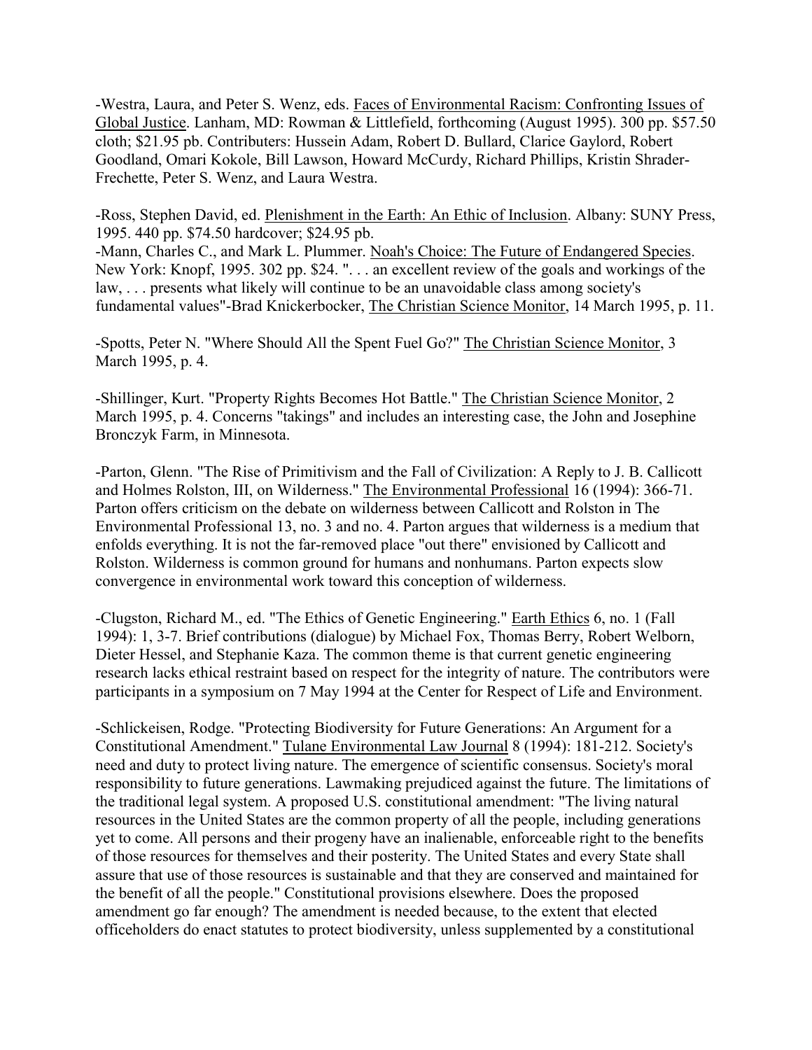-Westra, Laura, and Peter S. Wenz, eds. Faces of Environmental Racism: Confronting Issues of Global Justice. Lanham, MD: Rowman & Littlefield, forthcoming (August 1995). 300 pp. $57.50 cloth; $21.95 pb. Contributers: Hussein Adam, Robert D. Bullard, Clarice Gaylord, Robert Goodland, Omari Kokole, Bill Lawson, Howard McCurdy, Richard Phillips, Kristin Shrader-Frechette, Peter S. Wenz, and Laura Westra.

-Ross, Stephen David, ed. Plenishment in the Earth: An Ethic of Inclusion. Albany: SUNY Press, 1995. 440 pp. $74.50 hardcover; $24.95 pb.

-Mann, Charles C., and Mark L. Plummer. Noah's Choice: The Future of Endangered Species. New York: Knopf, 1995. 302 pp. $24. ". . . an excellent review of the goals and workings of the law, . . . presents what likely will continue to be an unavoidable class among society's fundamental values"-Brad Knickerbocker, The Christian Science Monitor, 14 March 1995, p. 11.

-Spotts, Peter N. "Where Should All the Spent Fuel Go?" The Christian Science Monitor, 3 March 1995, p. 4.

-Shillinger, Kurt. "Property Rights Becomes Hot Battle." The Christian Science Monitor, 2 March 1995, p. 4. Concerns "takings" and includes an interesting case, the John and Josephine Bronczyk Farm, in Minnesota.

-Parton, Glenn. "The Rise of Primitivism and the Fall of Civilization: A Reply to J. B. Callicott and Holmes Rolston, III, on Wilderness." The Environmental Professional 16 (1994): 366-71. Parton offers criticism on the debate on wilderness between Callicott and Rolston in The Environmental Professional 13, no. 3 and no. 4. Parton argues that wilderness is a medium that enfolds everything. It is not the far-removed place "out there" envisioned by Callicott and Rolston. Wilderness is common ground for humans and nonhumans. Parton expects slow convergence in environmental work toward this conception of wilderness.

-Clugston, Richard M., ed. "The Ethics of Genetic Engineering." Earth Ethics 6, no. 1 (Fall 1994): 1, 3-7. Brief contributions (dialogue) by Michael Fox, Thomas Berry, Robert Welborn, Dieter Hessel, and Stephanie Kaza. The common theme is that current genetic engineering research lacks ethical restraint based on respect for the integrity of nature. The contributors were participants in a symposium on 7 May 1994 at the Center for Respect of Life and Environment.

-Schlickeisen, Rodge. "Protecting Biodiversity for Future Generations: An Argument for a Constitutional Amendment." Tulane Environmental Law Journal 8 (1994): 181-212. Society's need and duty to protect living nature. The emergence of scientific consensus. Society's moral responsibility to future generations. Lawmaking prejudiced against the future. The limitations of the traditional legal system. A proposed U.S. constitutional amendment: "The living natural resources in the United States are the common property of all the people, including generations yet to come. All persons and their progeny have an inalienable, enforceable right to the benefits of those resources for themselves and their posterity. The United States and every State shall assure that use of those resources is sustainable and that they are conserved and maintained for the benefit of all the people." Constitutional provisions elsewhere. Does the proposed amendment go far enough? The amendment is needed because, to the extent that elected officeholders do enact statutes to protect biodiversity, unless supplemented by a constitutional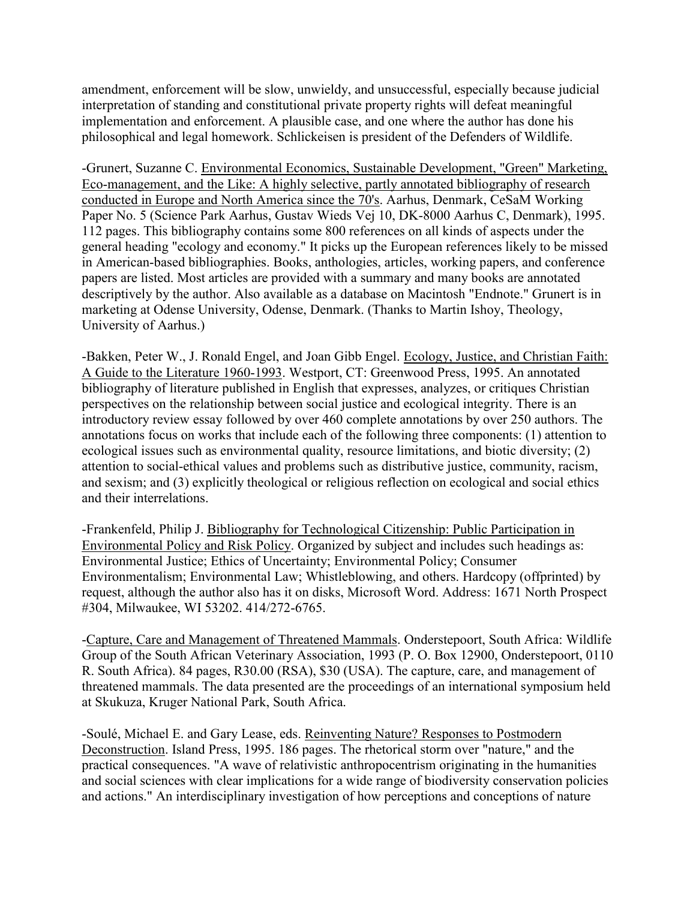amendment, enforcement will be slow, unwieldy, and unsuccessful, especially because judicial interpretation of standing and constitutional private property rights will defeat meaningful implementation and enforcement. A plausible case, and one where the author has done his philosophical and legal homework. Schlickeisen is president of the Defenders of Wildlife.

-Grunert, Suzanne C. Environmental Economics, Sustainable Development, "Green" Marketing, Eco-management, and the Like: A highly selective, partly annotated bibliography of research conducted in Europe and North America since the 70's. Aarhus, Denmark, CeSaM Working Paper No. 5 (Science Park Aarhus, Gustav Wieds Vej 10, DK-8000 Aarhus C, Denmark), 1995. 112 pages. This bibliography contains some 800 references on all kinds of aspects under the general heading "ecology and economy." It picks up the European references likely to be missed in American-based bibliographies. Books, anthologies, articles, working papers, and conference papers are listed. Most articles are provided with a summary and many books are annotated descriptively by the author. Also available as a database on Macintosh "Endnote." Grunert is in marketing at Odense University, Odense, Denmark. (Thanks to Martin Ishoy, Theology, University of Aarhus.)

-Bakken, Peter W., J. Ronald Engel, and Joan Gibb Engel. Ecology, Justice, and Christian Faith: A Guide to the Literature 1960-1993. Westport, CT: Greenwood Press, 1995. An annotated bibliography of literature published in English that expresses, analyzes, or critiques Christian perspectives on the relationship between social justice and ecological integrity. There is an introductory review essay followed by over 460 complete annotations by over 250 authors. The annotations focus on works that include each of the following three components: (1) attention to ecological issues such as environmental quality, resource limitations, and biotic diversity; (2) attention to social-ethical values and problems such as distributive justice, community, racism, and sexism; and (3) explicitly theological or religious reflection on ecological and social ethics and their interrelations.

-Frankenfeld, Philip J. Bibliography for Technological Citizenship: Public Participation in Environmental Policy and Risk Policy. Organized by subject and includes such headings as: Environmental Justice; Ethics of Uncertainty; Environmental Policy; Consumer Environmentalism; Environmental Law; Whistleblowing, and others. Hardcopy (offprinted) by request, although the author also has it on disks, Microsoft Word. Address: 1671 North Prospect #304, Milwaukee, WI 53202. 414/272-6765.

-Capture, Care and Management of Threatened Mammals. Onderstepoort, South Africa: Wildlife Group of the South African Veterinary Association, 1993 (P. O. Box 12900, Onderstepoort, 0110 R. South Africa). 84 pages, R30.00 (RSA), $30 (USA). The capture, care, and management of threatened mammals. The data presented are the proceedings of an international symposium held at Skukuza, Kruger National Park, South Africa.

-Soulé, Michael E. and Gary Lease, eds. Reinventing Nature? Responses to Postmodern Deconstruction. Island Press, 1995. 186 pages. The rhetorical storm over "nature," and the practical consequences. "A wave of relativistic anthropocentrism originating in the humanities and social sciences with clear implications for a wide range of biodiversity conservation policies and actions." An interdisciplinary investigation of how perceptions and conceptions of nature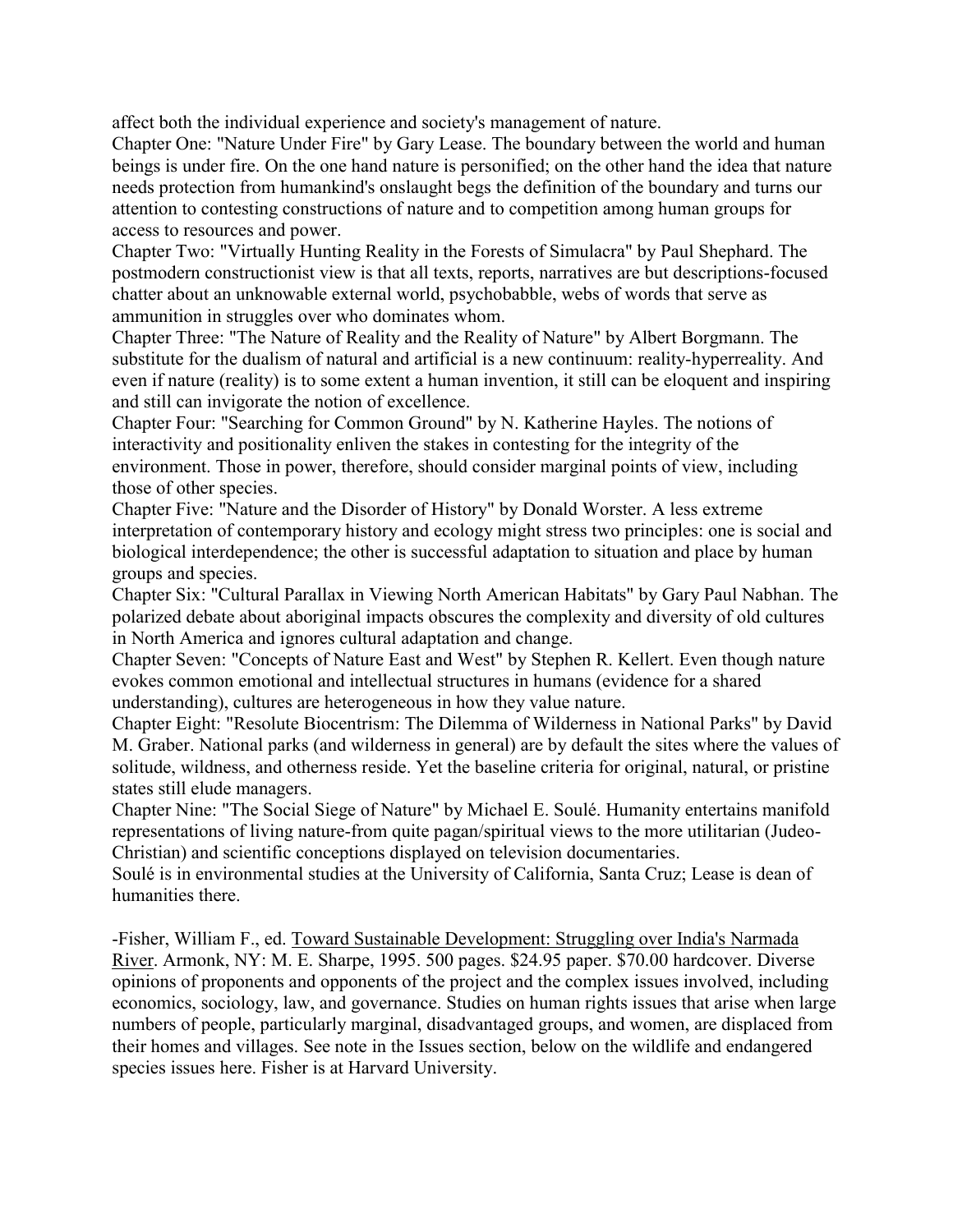affect both the individual experience and society's management of nature.

Chapter One: "Nature Under Fire" by Gary Lease. The boundary between the world and human beings is under fire. On the one hand nature is personified; on the other hand the idea that nature needs protection from humankind's onslaught begs the definition of the boundary and turns our attention to contesting constructions of nature and to competition among human groups for access to resources and power.

Chapter Two: "Virtually Hunting Reality in the Forests of Simulacra" by Paul Shephard. The postmodern constructionist view is that all texts, reports, narratives are but descriptions-focused chatter about an unknowable external world, psychobabble, webs of words that serve as ammunition in struggles over who dominates whom.

Chapter Three: "The Nature of Reality and the Reality of Nature" by Albert Borgmann. The substitute for the dualism of natural and artificial is a new continuum: reality-hyperreality. And even if nature (reality) is to some extent a human invention, it still can be eloquent and inspiring and still can invigorate the notion of excellence.

Chapter Four: "Searching for Common Ground" by N. Katherine Hayles. The notions of interactivity and positionality enliven the stakes in contesting for the integrity of the environment. Those in power, therefore, should consider marginal points of view, including those of other species.

Chapter Five: "Nature and the Disorder of History" by Donald Worster. A less extreme interpretation of contemporary history and ecology might stress two principles: one is social and biological interdependence; the other is successful adaptation to situation and place by human groups and species.

Chapter Six: "Cultural Parallax in Viewing North American Habitats" by Gary Paul Nabhan. The polarized debate about aboriginal impacts obscures the complexity and diversity of old cultures in North America and ignores cultural adaptation and change.

Chapter Seven: "Concepts of Nature East and West" by Stephen R. Kellert. Even though nature evokes common emotional and intellectual structures in humans (evidence for a shared understanding), cultures are heterogeneous in how they value nature.

Chapter Eight: "Resolute Biocentrism: The Dilemma of Wilderness in National Parks" by David M. Graber. National parks (and wilderness in general) are by default the sites where the values of solitude, wildness, and otherness reside. Yet the baseline criteria for original, natural, or pristine states still elude managers.

Chapter Nine: "The Social Siege of Nature" by Michael E. Soulé. Humanity entertains manifold representations of living nature-from quite pagan/spiritual views to the more utilitarian (Judeo-Christian) and scientific conceptions displayed on television documentaries.

Soulé is in environmental studies at the University of California, Santa Cruz; Lease is dean of humanities there.

-Fisher, William F., ed. Toward Sustainable Development: Struggling over India's Narmada River. Armonk, NY: M. E. Sharpe, 1995. 500 pages. $24.95 paper. $70.00 hardcover. Diverse opinions of proponents and opponents of the project and the complex issues involved, including economics, sociology, law, and governance. Studies on human rights issues that arise when large numbers of people, particularly marginal, disadvantaged groups, and women, are displaced from their homes and villages. See note in the Issues section, below on the wildlife and endangered species issues here. Fisher is at Harvard University.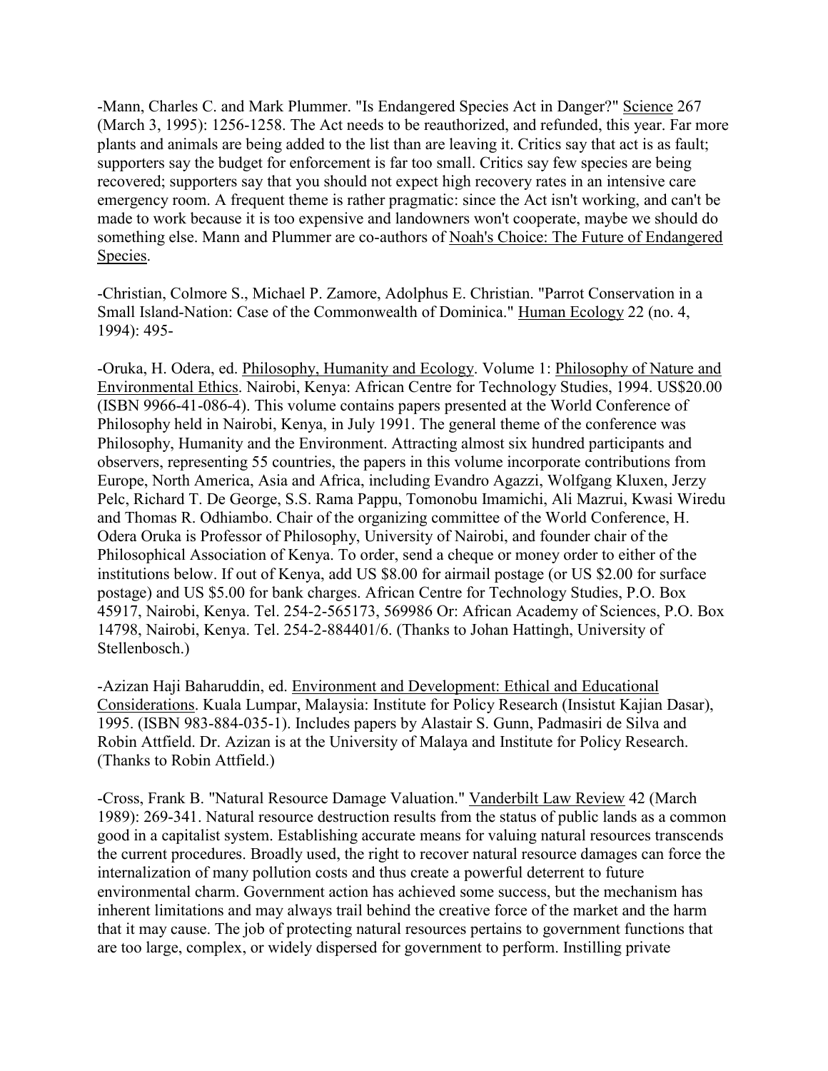-Mann, Charles C. and Mark Plummer. "Is Endangered Species Act in Danger?" Science 267 (March 3, 1995): 1256-1258. The Act needs to be reauthorized, and refunded, this year. Far more plants and animals are being added to the list than are leaving it. Critics say that act is as fault; supporters say the budget for enforcement is far too small. Critics say few species are being recovered; supporters say that you should not expect high recovery rates in an intensive care emergency room. A frequent theme is rather pragmatic: since the Act isn't working, and can't be made to work because it is too expensive and landowners won't cooperate, maybe we should do something else. Mann and Plummer are co-authors of Noah's Choice: The Future of Endangered Species.

-Christian, Colmore S., Michael P. Zamore, Adolphus E. Christian. "Parrot Conservation in a Small Island-Nation: Case of the Commonwealth of Dominica." Human Ecology 22 (no. 4, 1994): 495-

-Oruka, H. Odera, ed. Philosophy, Humanity and Ecology. Volume 1: Philosophy of Nature and Environmental Ethics. Nairobi, Kenya: African Centre for Technology Studies, 1994. US$20.00 (ISBN 9966-41-086-4). This volume contains papers presented at the World Conference of Philosophy held in Nairobi, Kenya, in July 1991. The general theme of the conference was Philosophy, Humanity and the Environment. Attracting almost six hundred participants and observers, representing 55 countries, the papers in this volume incorporate contributions from Europe, North America, Asia and Africa, including Evandro Agazzi, Wolfgang Kluxen, Jerzy Pelc, Richard T. De George, S.S. Rama Pappu, Tomonobu Imamichi, Ali Mazrui, Kwasi Wiredu and Thomas R. Odhiambo. Chair of the organizing committee of the World Conference, H. Odera Oruka is Professor of Philosophy, University of Nairobi, and founder chair of the Philosophical Association of Kenya. To order, send a cheque or money order to either of the institutions below. If out of Kenya, add US $8.00 for airmail postage (or US $2.00 for surface postage) and US $5.00 for bank charges. African Centre for Technology Studies, P.O. Box 45917, Nairobi, Kenya. Tel. 254-2-565173, 569986 Or: African Academy of Sciences, P.O. Box 14798, Nairobi, Kenya. Tel. 254-2-884401/6. (Thanks to Johan Hattingh, University of Stellenbosch.)

-Azizan Haji Baharuddin, ed. Environment and Development: Ethical and Educational Considerations. Kuala Lumpar, Malaysia: Institute for Policy Research (Insistut Kajian Dasar), 1995. (ISBN 983-884-035-1). Includes papers by Alastair S. Gunn, Padmasiri de Silva and Robin Attfield. Dr. Azizan is at the University of Malaya and Institute for Policy Research. (Thanks to Robin Attfield.)

-Cross, Frank B. "Natural Resource Damage Valuation." Vanderbilt Law Review 42 (March 1989): 269-341. Natural resource destruction results from the status of public lands as a common good in a capitalist system. Establishing accurate means for valuing natural resources transcends the current procedures. Broadly used, the right to recover natural resource damages can force the internalization of many pollution costs and thus create a powerful deterrent to future environmental charm. Government action has achieved some success, but the mechanism has inherent limitations and may always trail behind the creative force of the market and the harm that it may cause. The job of protecting natural resources pertains to government functions that are too large, complex, or widely dispersed for government to perform. Instilling private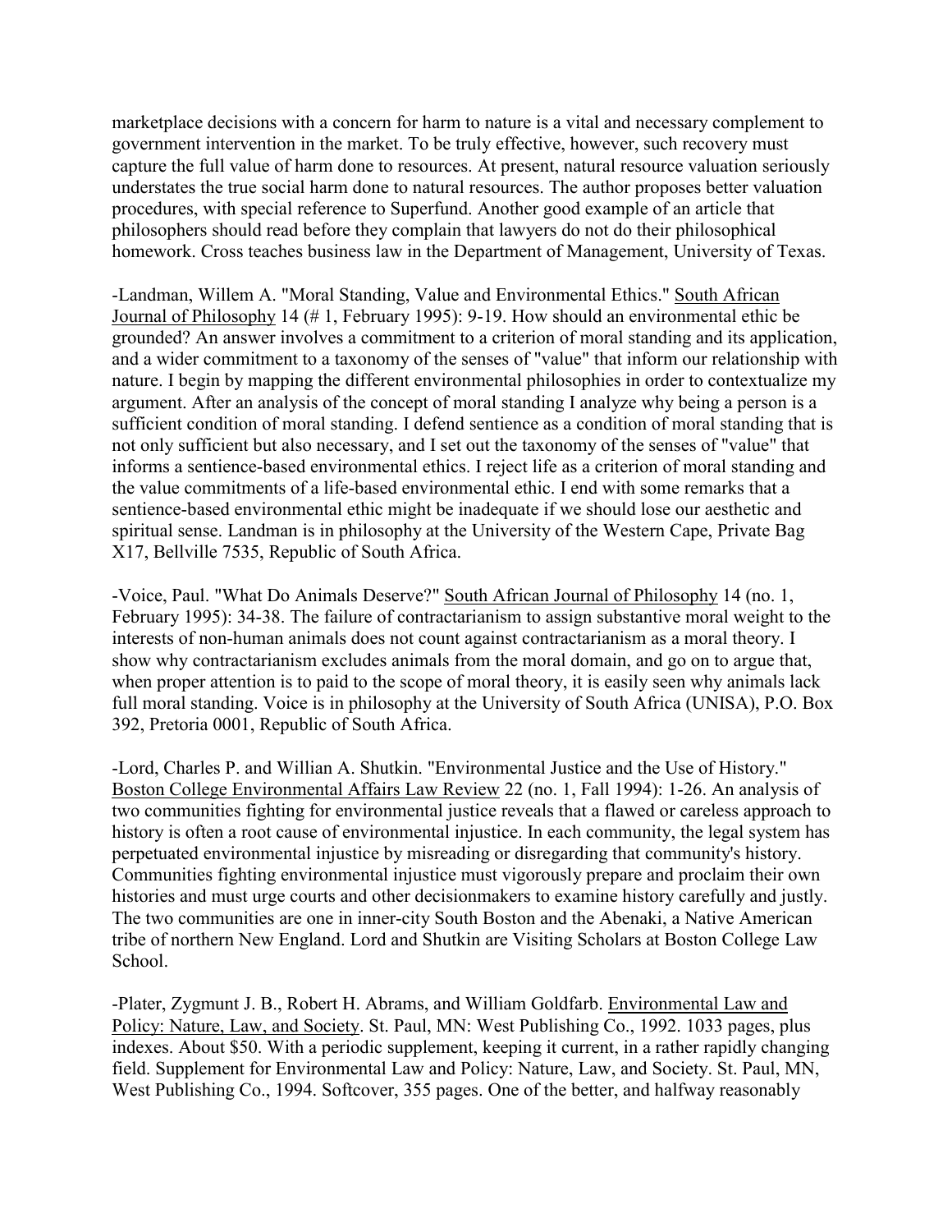marketplace decisions with a concern for harm to nature is a vital and necessary complement to government intervention in the market. To be truly effective, however, such recovery must capture the full value of harm done to resources. At present, natural resource valuation seriously understates the true social harm done to natural resources. The author proposes better valuation procedures, with special reference to Superfund. Another good example of an article that philosophers should read before they complain that lawyers do not do their philosophical homework. Cross teaches business law in the Department of Management, University of Texas.

-Landman, Willem A. "Moral Standing, Value and Environmental Ethics." South African Journal of Philosophy 14 (# 1, February 1995): 9-19. How should an environmental ethic be grounded? An answer involves a commitment to a criterion of moral standing and its application, and a wider commitment to a taxonomy of the senses of "value" that inform our relationship with nature. I begin by mapping the different environmental philosophies in order to contextualize my argument. After an analysis of the concept of moral standing I analyze why being a person is a sufficient condition of moral standing. I defend sentience as a condition of moral standing that is not only sufficient but also necessary, and I set out the taxonomy of the senses of "value" that informs a sentience-based environmental ethics. I reject life as a criterion of moral standing and the value commitments of a life-based environmental ethic. I end with some remarks that a sentience-based environmental ethic might be inadequate if we should lose our aesthetic and spiritual sense. Landman is in philosophy at the University of the Western Cape, Private Bag X17, Bellville 7535, Republic of South Africa.

-Voice, Paul. "What Do Animals Deserve?" South African Journal of Philosophy 14 (no. 1, February 1995): 34-38. The failure of contractarianism to assign substantive moral weight to the interests of non-human animals does not count against contractarianism as a moral theory. I show why contractarianism excludes animals from the moral domain, and go on to argue that, when proper attention is to paid to the scope of moral theory, it is easily seen why animals lack full moral standing. Voice is in philosophy at the University of South Africa (UNISA), P.O. Box 392, Pretoria 0001, Republic of South Africa.

-Lord, Charles P. and Willian A. Shutkin. "Environmental Justice and the Use of History." Boston College Environmental Affairs Law Review 22 (no. 1, Fall 1994): 1-26. An analysis of two communities fighting for environmental justice reveals that a flawed or careless approach to history is often a root cause of environmental injustice. In each community, the legal system has perpetuated environmental injustice by misreading or disregarding that community's history. Communities fighting environmental injustice must vigorously prepare and proclaim their own histories and must urge courts and other decisionmakers to examine history carefully and justly. The two communities are one in inner-city South Boston and the Abenaki, a Native American tribe of northern New England. Lord and Shutkin are Visiting Scholars at Boston College Law School.

-Plater, Zygmunt J. B., Robert H. Abrams, and William Goldfarb. Environmental Law and Policy: Nature, Law, and Society. St. Paul, MN: West Publishing Co., 1992. 1033 pages, plus indexes. About $50. With a periodic supplement, keeping it current, in a rather rapidly changing field. Supplement for Environmental Law and Policy: Nature, Law, and Society. St. Paul, MN, West Publishing Co., 1994. Softcover, 355 pages. One of the better, and halfway reasonably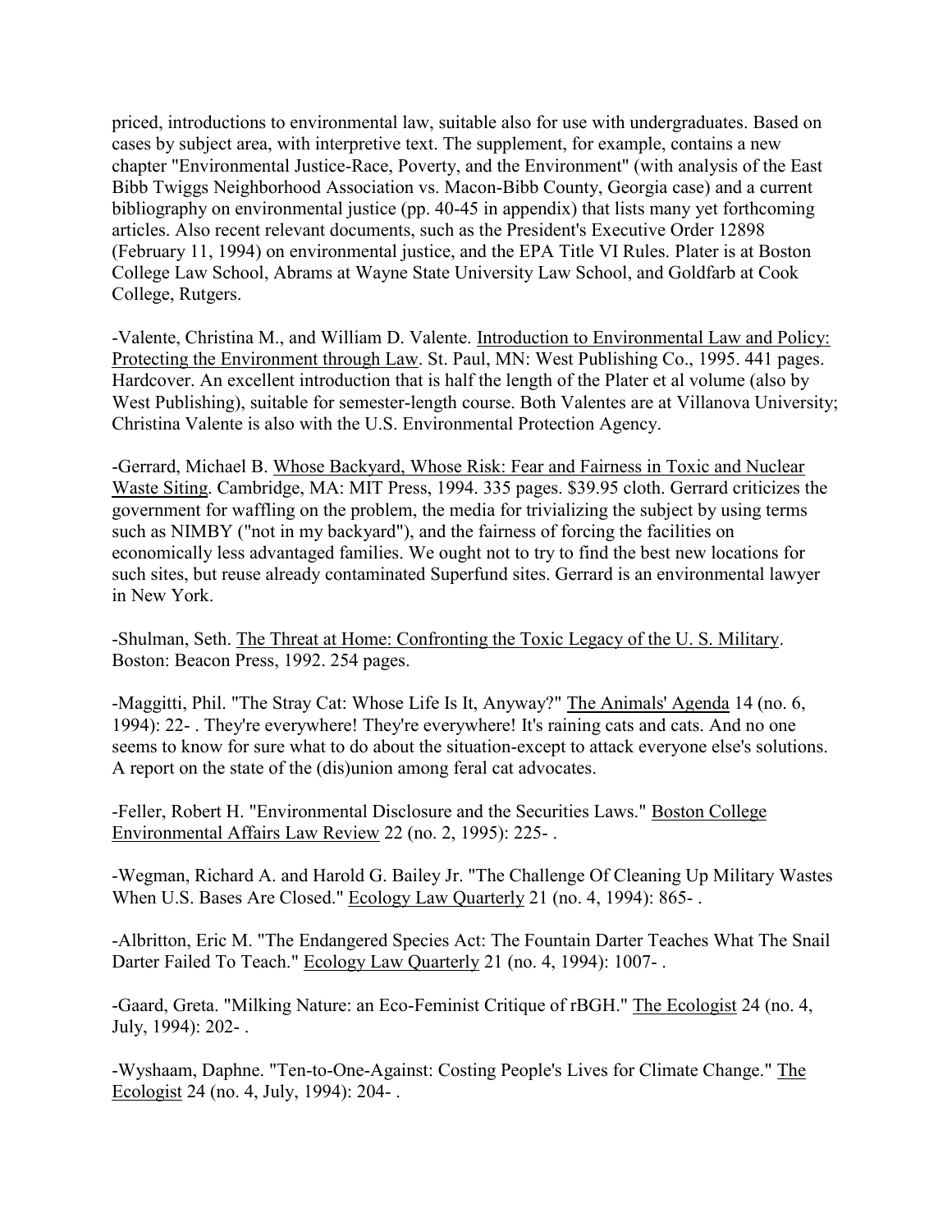priced, introductions to environmental law, suitable also for use with undergraduates. Based on cases by subject area, with interpretive text. The supplement, for example, contains a new chapter "Environmental Justice-Race, Poverty, and the Environment" (with analysis of the East Bibb Twiggs Neighborhood Association vs. Macon-Bibb County, Georgia case) and a current bibliography on environmental justice (pp. 40-45 in appendix) that lists many yet forthcoming articles. Also recent relevant documents, such as the President's Executive Order 12898 (February 11, 1994) on environmental justice, and the EPA Title VI Rules. Plater is at Boston College Law School, Abrams at Wayne State University Law School, and Goldfarb at Cook College, Rutgers.

-Valente, Christina M., and William D. Valente. Introduction to Environmental Law and Policy: Protecting the Environment through Law. St. Paul, MN: West Publishing Co., 1995. 441 pages. Hardcover. An excellent introduction that is half the length of the Plater et al volume (also by West Publishing), suitable for semester-length course. Both Valentes are at Villanova University; Christina Valente is also with the U.S. Environmental Protection Agency.

-Gerrard, Michael B. Whose Backyard, Whose Risk: Fear and Fairness in Toxic and Nuclear Waste Siting. Cambridge, MA: MIT Press, 1994. 335 pages. $39.95 cloth. Gerrard criticizes the government for waffling on the problem, the media for trivializing the subject by using terms such as NIMBY ("not in my backyard"), and the fairness of forcing the facilities on economically less advantaged families. We ought not to try to find the best new locations for such sites, but reuse already contaminated Superfund sites. Gerrard is an environmental lawyer in New York.

-Shulman, Seth. The Threat at Home: Confronting the Toxic Legacy of the U. S. Military. Boston: Beacon Press, 1992. 254 pages.

-Maggitti, Phil. "The Stray Cat: Whose Life Is It, Anyway?" The Animals' Agenda 14 (no. 6, 1994): 22- . They're everywhere! They're everywhere! It's raining cats and cats. And no one seems to know for sure what to do about the situation-except to attack everyone else's solutions. A report on the state of the (dis)union among feral cat advocates.

-Feller, Robert H. "Environmental Disclosure and the Securities Laws." Boston College Environmental Affairs Law Review 22 (no. 2, 1995): 225- .

-Wegman, Richard A. and Harold G. Bailey Jr. "The Challenge Of Cleaning Up Military Wastes When U.S. Bases Are Closed." Ecology Law Quarterly 21 (no. 4, 1994): 865- .

-Albritton, Eric M. "The Endangered Species Act: The Fountain Darter Teaches What The Snail Darter Failed To Teach." Ecology Law Quarterly 21 (no. 4, 1994): 1007- .

-Gaard, Greta. "Milking Nature: an Eco-Feminist Critique of rBGH." The Ecologist 24 (no. 4, July, 1994): 202- .

-Wyshaam, Daphne. "Ten-to-One-Against: Costing People's Lives for Climate Change." The Ecologist 24 (no. 4, July, 1994): 204- .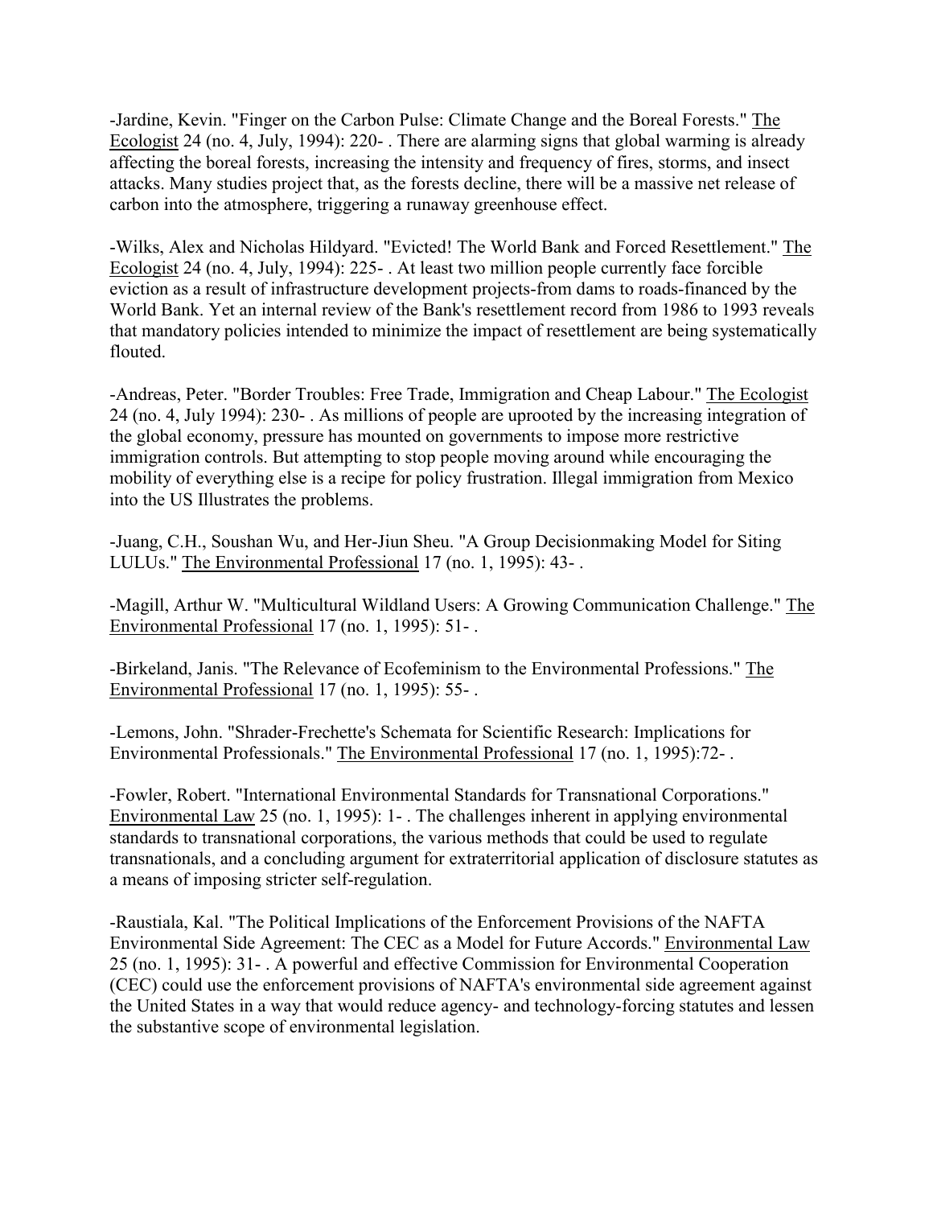-Jardine, Kevin. "Finger on the Carbon Pulse: Climate Change and the Boreal Forests." The Ecologist 24 (no. 4, July, 1994): 220- . There are alarming signs that global warming is already affecting the boreal forests, increasing the intensity and frequency of fires, storms, and insect attacks. Many studies project that, as the forests decline, there will be a massive net release of carbon into the atmosphere, triggering a runaway greenhouse effect.

-Wilks, Alex and Nicholas Hildyard. "Evicted! The World Bank and Forced Resettlement." The Ecologist 24 (no. 4, July, 1994): 225- . At least two million people currently face forcible eviction as a result of infrastructure development projects-from dams to roads-financed by the World Bank. Yet an internal review of the Bank's resettlement record from 1986 to 1993 reveals that mandatory policies intended to minimize the impact of resettlement are being systematically flouted.

-Andreas, Peter. "Border Troubles: Free Trade, Immigration and Cheap Labour." The Ecologist 24 (no. 4, July 1994): 230- . As millions of people are uprooted by the increasing integration of the global economy, pressure has mounted on governments to impose more restrictive immigration controls. But attempting to stop people moving around while encouraging the mobility of everything else is a recipe for policy frustration. Illegal immigration from Mexico into the US Illustrates the problems.

-Juang, C.H., Soushan Wu, and Her-Jiun Sheu. "A Group Decisionmaking Model for Siting LULUs." The Environmental Professional 17 (no. 1, 1995): 43- .

-Magill, Arthur W. "Multicultural Wildland Users: A Growing Communication Challenge." The Environmental Professional 17 (no. 1, 1995): 51- .

-Birkeland, Janis. "The Relevance of Ecofeminism to the Environmental Professions." The Environmental Professional 17 (no. 1, 1995): 55- .

-Lemons, John. "Shrader-Frechette's Schemata for Scientific Research: Implications for Environmental Professionals." The Environmental Professional 17 (no. 1, 1995):72- .

-Fowler, Robert. "International Environmental Standards for Transnational Corporations." Environmental Law 25 (no. 1, 1995): 1- . The challenges inherent in applying environmental standards to transnational corporations, the various methods that could be used to regulate transnationals, and a concluding argument for extraterritorial application of disclosure statutes as a means of imposing stricter self-regulation.

-Raustiala, Kal. "The Political Implications of the Enforcement Provisions of the NAFTA Environmental Side Agreement: The CEC as a Model for Future Accords." Environmental Law 25 (no. 1, 1995): 31- . A powerful and effective Commission for Environmental Cooperation (CEC) could use the enforcement provisions of NAFTA's environmental side agreement against the United States in a way that would reduce agency- and technology-forcing statutes and lessen the substantive scope of environmental legislation.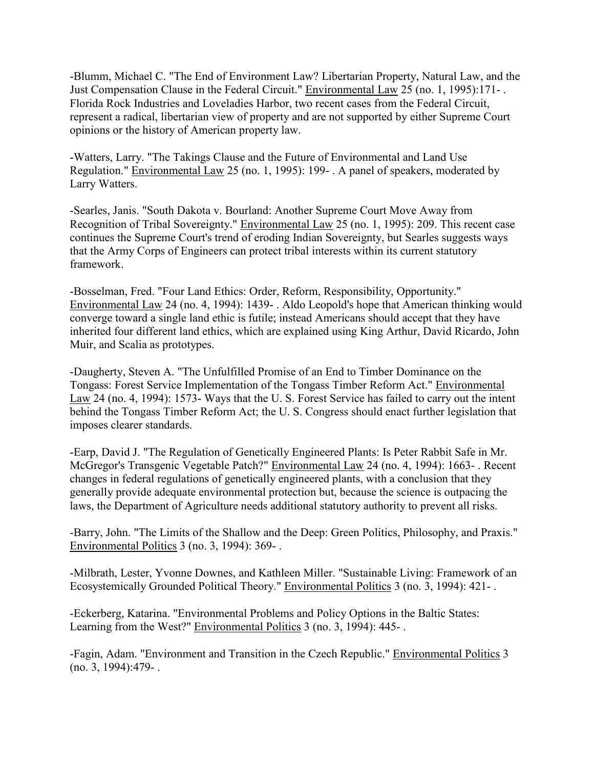-Blumm, Michael C. "The End of Environment Law? Libertarian Property, Natural Law, and the Just Compensation Clause in the Federal Circuit." Environmental Law 25 (no. 1, 1995):171- . Florida Rock Industries and Loveladies Harbor, two recent cases from the Federal Circuit, represent a radical, libertarian view of property and are not supported by either Supreme Court opinions or the history of American property law.

-Watters, Larry. "The Takings Clause and the Future of Environmental and Land Use Regulation." Environmental Law 25 (no. 1, 1995): 199- . A panel of speakers, moderated by Larry Watters.

-Searles, Janis. "South Dakota v. Bourland: Another Supreme Court Move Away from Recognition of Tribal Sovereignty." Environmental Law 25 (no. 1, 1995): 209. This recent case continues the Supreme Court's trend of eroding Indian Sovereignty, but Searles suggests ways that the Army Corps of Engineers can protect tribal interests within its current statutory framework.

-Bosselman, Fred. "Four Land Ethics: Order, Reform, Responsibility, Opportunity." Environmental Law 24 (no. 4, 1994): 1439- . Aldo Leopold's hope that American thinking would converge toward a single land ethic is futile; instead Americans should accept that they have inherited four different land ethics, which are explained using King Arthur, David Ricardo, John Muir, and Scalia as prototypes.

-Daugherty, Steven A. "The Unfulfilled Promise of an End to Timber Dominance on the Tongass: Forest Service Implementation of the Tongass Timber Reform Act." Environmental Law 24 (no. 4, 1994): 1573- Ways that the U. S. Forest Service has failed to carry out the intent behind the Tongass Timber Reform Act; the U. S. Congress should enact further legislation that imposes clearer standards.

-Earp, David J. "The Regulation of Genetically Engineered Plants: Is Peter Rabbit Safe in Mr. McGregor's Transgenic Vegetable Patch?" Environmental Law 24 (no. 4, 1994): 1663- . Recent changes in federal regulations of genetically engineered plants, with a conclusion that they generally provide adequate environmental protection but, because the science is outpacing the laws, the Department of Agriculture needs additional statutory authority to prevent all risks.

-Barry, John. "The Limits of the Shallow and the Deep: Green Politics, Philosophy, and Praxis." Environmental Politics 3 (no. 3, 1994): 369- .

-Milbrath, Lester, Yvonne Downes, and Kathleen Miller. "Sustainable Living: Framework of an Ecosystemically Grounded Political Theory." Environmental Politics 3 (no. 3, 1994): 421- .

-Eckerberg, Katarina. "Environmental Problems and Policy Options in the Baltic States: Learning from the West?" Environmental Politics 3 (no. 3, 1994): 445- .

-Fagin, Adam. "Environment and Transition in the Czech Republic." Environmental Politics 3 (no. 3, 1994):479- .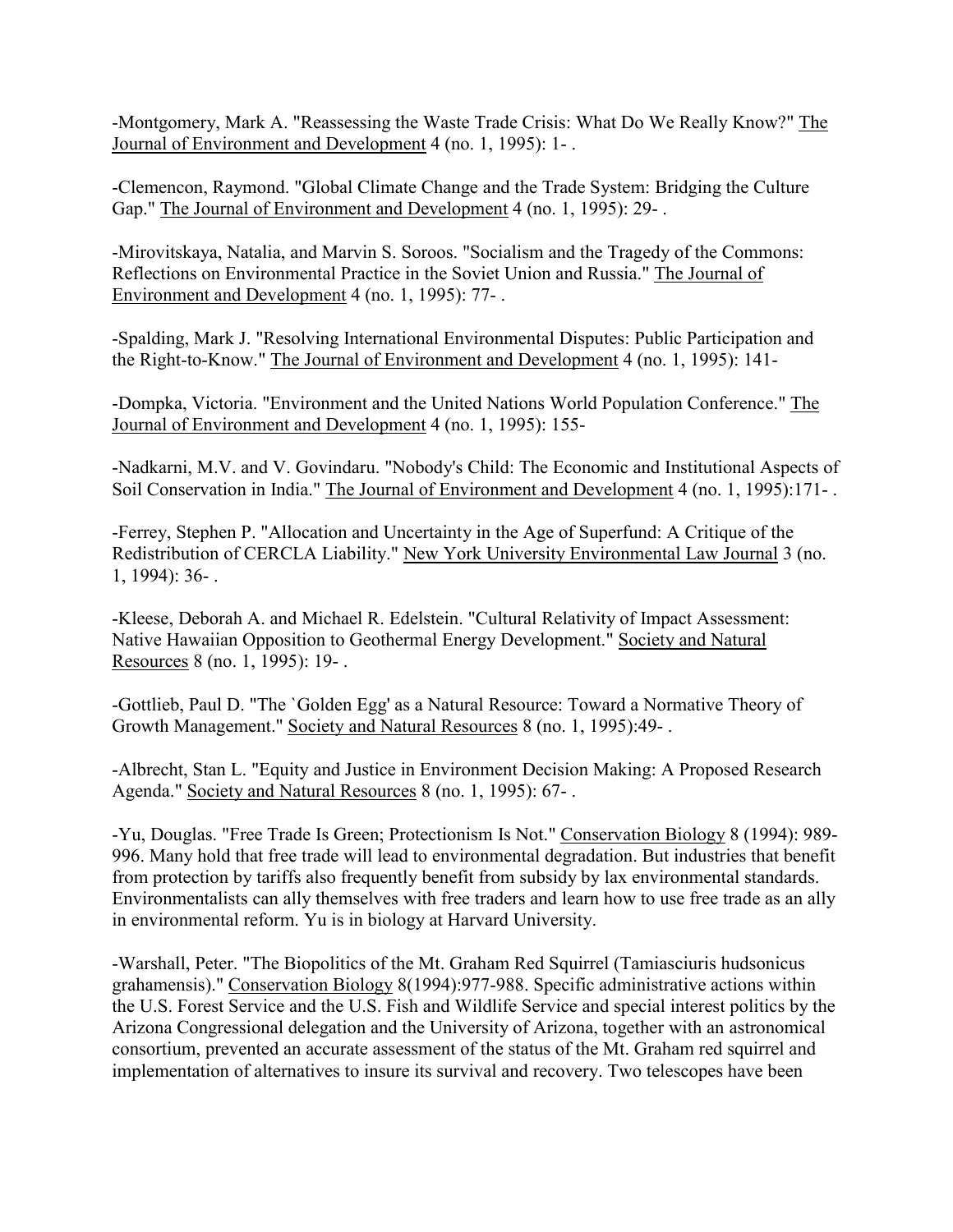-Montgomery, Mark A. "Reassessing the Waste Trade Crisis: What Do We Really Know?" The Journal of Environment and Development 4 (no. 1, 1995): 1- .

-Clemencon, Raymond. "Global Climate Change and the Trade System: Bridging the Culture Gap." The Journal of Environment and Development 4 (no. 1, 1995): 29- .

-Mirovitskaya, Natalia, and Marvin S. Soroos. "Socialism and the Tragedy of the Commons: Reflections on Environmental Practice in the Soviet Union and Russia." The Journal of Environment and Development 4 (no. 1, 1995): 77- .

-Spalding, Mark J. "Resolving International Environmental Disputes: Public Participation and the Right-to-Know." The Journal of Environment and Development 4 (no. 1, 1995): 141-

-Dompka, Victoria. "Environment and the United Nations World Population Conference." The Journal of Environment and Development 4 (no. 1, 1995): 155-

-Nadkarni, M.V. and V. Govindaru. "Nobody's Child: The Economic and Institutional Aspects of Soil Conservation in India." The Journal of Environment and Development 4 (no. 1, 1995):171- .

-Ferrey, Stephen P. "Allocation and Uncertainty in the Age of Superfund: A Critique of the Redistribution of CERCLA Liability." New York University Environmental Law Journal 3 (no. 1, 1994): 36- .

-Kleese, Deborah A. and Michael R. Edelstein. "Cultural Relativity of Impact Assessment: Native Hawaiian Opposition to Geothermal Energy Development." Society and Natural Resources 8 (no. 1, 1995): 19- .

-Gottlieb, Paul D. "The `Golden Egg' as a Natural Resource: Toward a Normative Theory of Growth Management." Society and Natural Resources 8 (no. 1, 1995):49- .

-Albrecht, Stan L. "Equity and Justice in Environment Decision Making: A Proposed Research Agenda." Society and Natural Resources 8 (no. 1, 1995): 67- .

-Yu, Douglas. "Free Trade Is Green; Protectionism Is Not." Conservation Biology 8 (1994): 989-996. Many hold that free trade will lead to environmental degradation. But industries that benefit from protection by tariffs also frequently benefit from subsidy by lax environmental standards. Environmentalists can ally themselves with free traders and learn how to use free trade as an ally in environmental reform. Yu is in biology at Harvard University.

-Warshall, Peter. "The Biopolitics of the Mt. Graham Red Squirrel (Tamiasciuris hudsonicus grahamensis)." Conservation Biology 8(1994):977-988. Specific administrative actions within the U.S. Forest Service and the U.S. Fish and Wildlife Service and special interest politics by the Arizona Congressional delegation and the University of Arizona, together with an astronomical consortium, prevented an accurate assessment of the status of the Mt. Graham red squirrel and implementation of alternatives to insure its survival and recovery. Two telescopes have been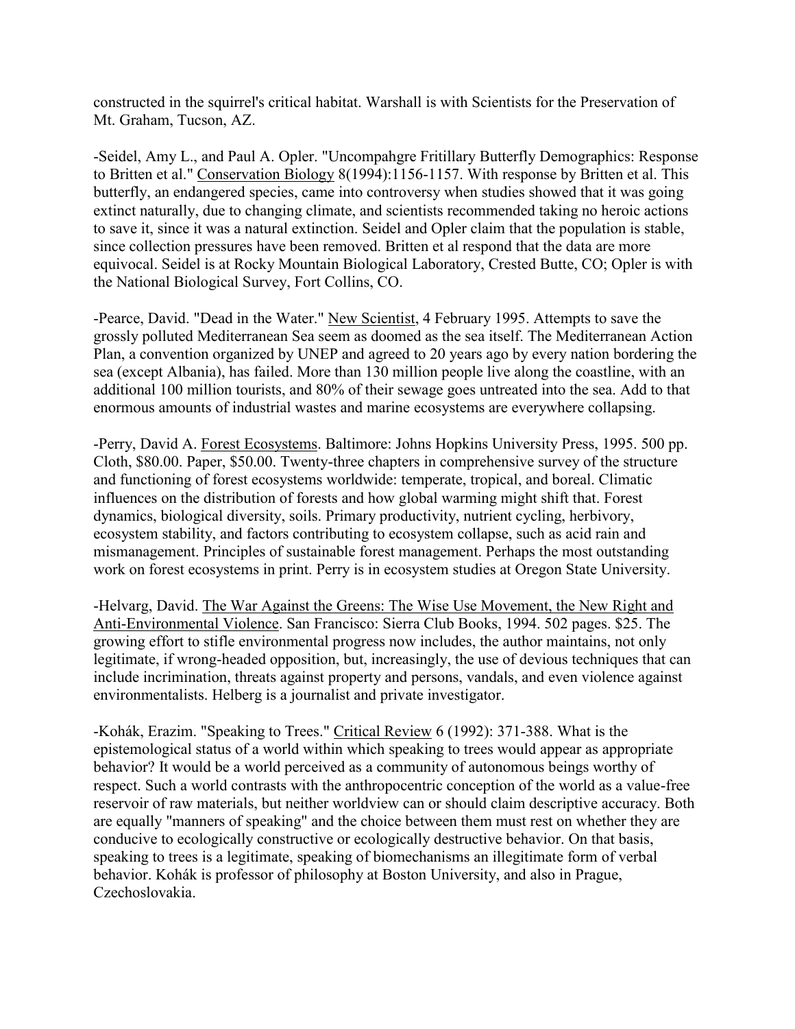constructed in the squirrel's critical habitat. Warshall is with Scientists for the Preservation of Mt. Graham, Tucson, AZ.

-Seidel, Amy L., and Paul A. Opler. "Uncompahgre Fritillary Butterfly Demographics: Response to Britten et al." Conservation Biology 8(1994):1156-1157. With response by Britten et al. This butterfly, an endangered species, came into controversy when studies showed that it was going extinct naturally, due to changing climate, and scientists recommended taking no heroic actions to save it, since it was a natural extinction. Seidel and Opler claim that the population is stable, since collection pressures have been removed. Britten et al respond that the data are more equivocal. Seidel is at Rocky Mountain Biological Laboratory, Crested Butte, CO; Opler is with the National Biological Survey, Fort Collins, CO.

-Pearce, David. "Dead in the Water." New Scientist, 4 February 1995. Attempts to save the grossly polluted Mediterranean Sea seem as doomed as the sea itself. The Mediterranean Action Plan, a convention organized by UNEP and agreed to 20 years ago by every nation bordering the sea (except Albania), has failed. More than 130 million people live along the coastline, with an additional 100 million tourists, and 80% of their sewage goes untreated into the sea. Add to that enormous amounts of industrial wastes and marine ecosystems are everywhere collapsing.

-Perry, David A. Forest Ecosystems. Baltimore: Johns Hopkins University Press, 1995. 500 pp. Cloth, $80.00. Paper, $50.00. Twenty-three chapters in comprehensive survey of the structure and functioning of forest ecosystems worldwide: temperate, tropical, and boreal. Climatic influences on the distribution of forests and how global warming might shift that. Forest dynamics, biological diversity, soils. Primary productivity, nutrient cycling, herbivory, ecosystem stability, and factors contributing to ecosystem collapse, such as acid rain and mismanagement. Principles of sustainable forest management. Perhaps the most outstanding work on forest ecosystems in print. Perry is in ecosystem studies at Oregon State University.

-Helvarg, David. The War Against the Greens: The Wise Use Movement, the New Right and Anti-Environmental Violence. San Francisco: Sierra Club Books, 1994. 502 pages. $25. The growing effort to stifle environmental progress now includes, the author maintains, not only legitimate, if wrong-headed opposition, but, increasingly, the use of devious techniques that can include incrimination, threats against property and persons, vandals, and even violence against environmentalists. Helberg is a journalist and private investigator.

-Kohák, Erazim. "Speaking to Trees." Critical Review 6 (1992): 371-388. What is the epistemological status of a world within which speaking to trees would appear as appropriate behavior? It would be a world perceived as a community of autonomous beings worthy of respect. Such a world contrasts with the anthropocentric conception of the world as a value-free reservoir of raw materials, but neither worldview can or should claim descriptive accuracy. Both are equally "manners of speaking" and the choice between them must rest on whether they are conducive to ecologically constructive or ecologically destructive behavior. On that basis, speaking to trees is a legitimate, speaking of biomechanisms an illegitimate form of verbal behavior. Kohák is professor of philosophy at Boston University, and also in Prague, Czechoslovakia.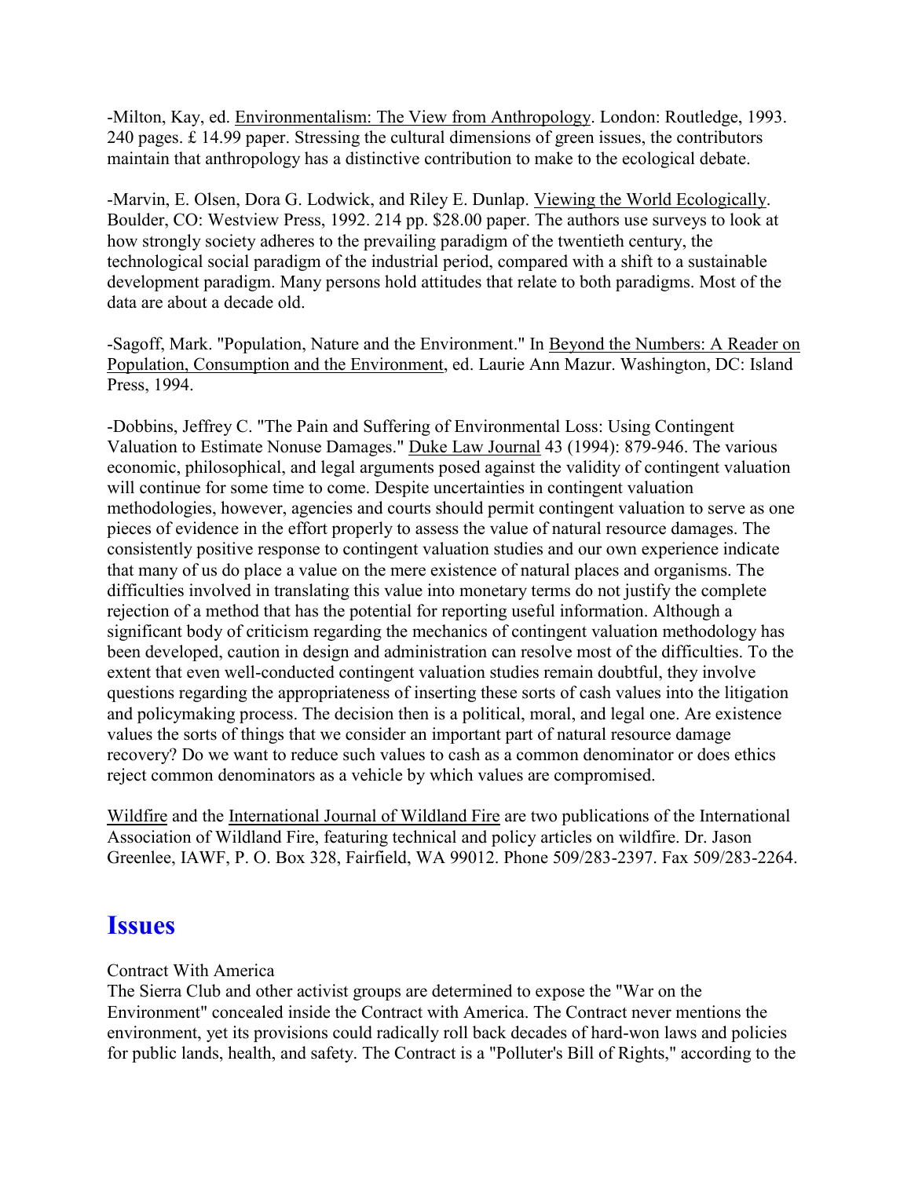-Milton, Kay, ed. Environmentalism: The View from Anthropology. London: Routledge, 1993. 240 pages. £ 14.99 paper. Stressing the cultural dimensions of green issues, the contributors maintain that anthropology has a distinctive contribution to make to the ecological debate.

-Marvin, E. Olsen, Dora G. Lodwick, and Riley E. Dunlap. Viewing the World Ecologically. Boulder, CO: Westview Press, 1992. 214 pp. $28.00 paper. The authors use surveys to look at how strongly society adheres to the prevailing paradigm of the twentieth century, the technological social paradigm of the industrial period, compared with a shift to a sustainable development paradigm. Many persons hold attitudes that relate to both paradigms. Most of the data are about a decade old.

-Sagoff, Mark. "Population, Nature and the Environment." In Beyond the Numbers: A Reader on Population, Consumption and the Environment, ed. Laurie Ann Mazur. Washington, DC: Island Press, 1994.

-Dobbins, Jeffrey C. "The Pain and Suffering of Environmental Loss: Using Contingent Valuation to Estimate Nonuse Damages." Duke Law Journal 43 (1994): 879-946. The various economic, philosophical, and legal arguments posed against the validity of contingent valuation will continue for some time to come. Despite uncertainties in contingent valuation methodologies, however, agencies and courts should permit contingent valuation to serve as one pieces of evidence in the effort properly to assess the value of natural resource damages. The consistently positive response to contingent valuation studies and our own experience indicate that many of us do place a value on the mere existence of natural places and organisms. The difficulties involved in translating this value into monetary terms do not justify the complete rejection of a method that has the potential for reporting useful information. Although a significant body of criticism regarding the mechanics of contingent valuation methodology has been developed, caution in design and administration can resolve most of the difficulties. To the extent that even well-conducted contingent valuation studies remain doubtful, they involve questions regarding the appropriateness of inserting these sorts of cash values into the litigation and policymaking process. The decision then is a political, moral, and legal one. Are existence values the sorts of things that we consider an important part of natural resource damage recovery? Do we want to reduce such values to cash as a common denominator or does ethics reject common denominators as a vehicle by which values are compromised.

Wildfire and the International Journal of Wildland Fire are two publications of the International Association of Wildland Fire, featuring technical and policy articles on wildfire. Dr. Jason Greenlee, IAWF, P. O. Box 328, Fairfield, WA 99012. Phone 509/283-2397. Fax 509/283-2264.

## Issues

Contract With America

The Sierra Club and other activist groups are determined to expose the "War on the Environment" concealed inside the Contract with America. The Contract never mentions the environment, yet its provisions could radically roll back decades of hard-won laws and policies for public lands, health, and safety. The Contract is a "Polluter's Bill of Rights," according to the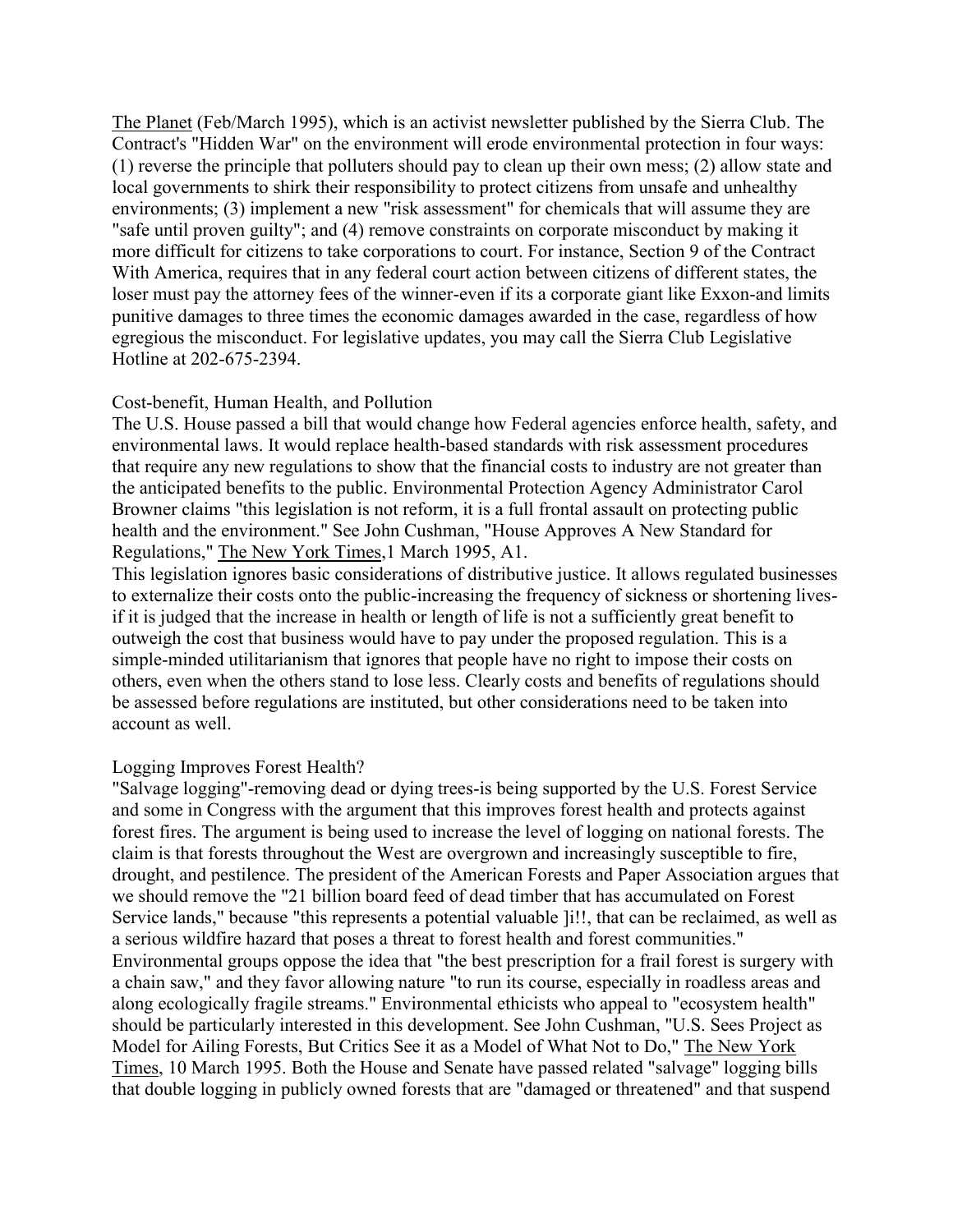The Planet (Feb/March 1995), which is an activist newsletter published by the Sierra Club. The Contract's "Hidden War" on the environment will erode environmental protection in four ways: (1) reverse the principle that polluters should pay to clean up their own mess; (2) allow state and local governments to shirk their responsibility to protect citizens from unsafe and unhealthy environments; (3) implement a new "risk assessment" for chemicals that will assume they are "safe until proven guilty"; and (4) remove constraints on corporate misconduct by making it more difficult for citizens to take corporations to court. For instance, Section 9 of the Contract With America, requires that in any federal court action between citizens of different states, the loser must pay the attorney fees of the winner-even if its a corporate giant like Exxon-and limits punitive damages to three times the economic damages awarded in the case, regardless of how egregious the misconduct. For legislative updates, you may call the Sierra Club Legislative Hotline at 202-675-2394.

### Cost-benefit, Human Health, and Pollution

The U.S. House passed a bill that would change how Federal agencies enforce health, safety, and environmental laws. It would replace health-based standards with risk assessment procedures that require any new regulations to show that the financial costs to industry are not greater than the anticipated benefits to the public. Environmental Protection Agency Administrator Carol Browner claims "this legislation is not reform, it is a full frontal assault on protecting public health and the environment." See John Cushman, "House Approves A New Standard for Regulations," The New York Times,1 March 1995, A1.

This legislation ignores basic considerations of distributive justice. It allows regulated businesses to externalize their costs onto the public-increasing the frequency of sickness or shortening lives-if it is judged that the increase in health or length of life is not a sufficiently great benefit to outweigh the cost that business would have to pay under the proposed regulation. This is a simple-minded utilitarianism that ignores that people have no right to impose their costs on others, even when the others stand to lose less. Clearly costs and benefits of regulations should be assessed before regulations are instituted, but other considerations need to be taken into account as well.

### Logging Improves Forest Health?

"Salvage logging"-removing dead or dying trees-is being supported by the U.S. Forest Service and some in Congress with the argument that this improves forest health and protects against forest fires. The argument is being used to increase the level of logging on national forests. The claim is that forests throughout the West are overgrown and increasingly susceptible to fire, drought, and pestilence. The president of the American Forests and Paper Association argues that we should remove the "21 billion board feed of dead timber that has accumulated on Forest Service lands," because "this represents a potential valuable ]i!!, that can be reclaimed, as well as a serious wildfire hazard that poses a threat to forest health and forest communities." Environmental groups oppose the idea that "the best prescription for a frail forest is surgery with a chain saw," and they favor allowing nature "to run its course, especially in roadless areas and along ecologically fragile streams." Environmental ethicists who appeal to "ecosystem health" should be particularly interested in this development. See John Cushman, "U.S. Sees Project as Model for Ailing Forests, But Critics See it as a Model of What Not to Do," The New York Times, 10 March 1995. Both the House and Senate have passed related "salvage" logging bills that double logging in publicly owned forests that are "damaged or threatened" and that suspend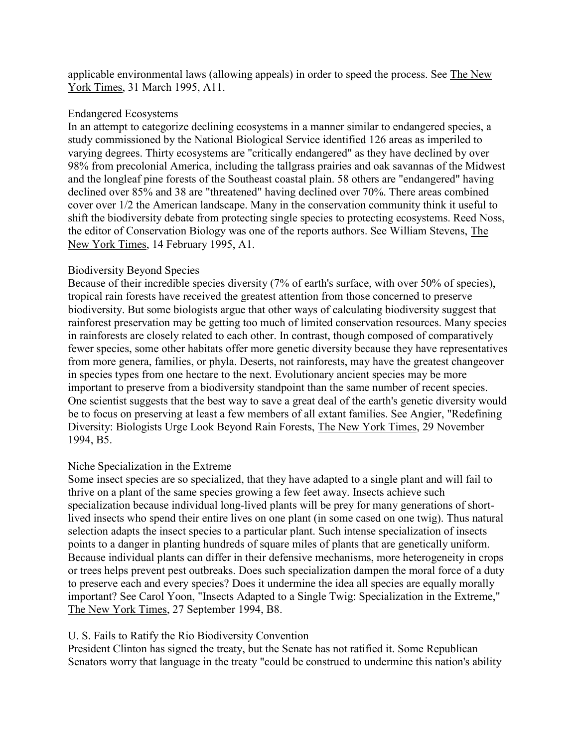applicable environmental laws (allowing appeals) in order to speed the process. See The New York Times, 31 March 1995, A11.

### Endangered Ecosystems

In an attempt to categorize declining ecosystems in a manner similar to endangered species, a study commissioned by the National Biological Service identified 126 areas as imperiled to varying degrees. Thirty ecosystems are "critically endangered" as they have declined by over 98% from precolonial America, including the tallgrass prairies and oak savannas of the Midwest and the longleaf pine forests of the Southeast coastal plain. 58 others are "endangered" having declined over 85% and 38 are "threatened" having declined over 70%. There areas combined cover over 1/2 the American landscape. Many in the conservation community think it useful to shift the biodiversity debate from protecting single species to protecting ecosystems. Reed Noss, the editor of Conservation Biology was one of the reports authors. See William Stevens, The New York Times, 14 February 1995, A1.

### Biodiversity Beyond Species

Because of their incredible species diversity (7% of earth's surface, with over 50% of species), tropical rain forests have received the greatest attention from those concerned to preserve biodiversity. But some biologists argue that other ways of calculating biodiversity suggest that rainforest preservation may be getting too much of limited conservation resources. Many species in rainforests are closely related to each other. In contrast, though composed of comparatively fewer species, some other habitats offer more genetic diversity because they have representatives from more genera, families, or phyla. Deserts, not rainforests, may have the greatest changeover in species types from one hectare to the next. Evolutionary ancient species may be more important to preserve from a biodiversity standpoint than the same number of recent species. One scientist suggests that the best way to save a great deal of the earth's genetic diversity would be to focus on preserving at least a few members of all extant families. See Angier, "Redefining Diversity: Biologists Urge Look Beyond Rain Forests, The New York Times, 29 November 1994, B5.

### Niche Specialization in the Extreme

Some insect species are so specialized, that they have adapted to a single plant and will fail to thrive on a plant of the same species growing a few feet away. Insects achieve such specialization because individual long-lived plants will be prey for many generations of short-lived insects who spend their entire lives on one plant (in some cased on one twig). Thus natural selection adapts the insect species to a particular plant. Such intense specialization of insects points to a danger in planting hundreds of square miles of plants that are genetically uniform. Because individual plants can differ in their defensive mechanisms, more heterogeneity in crops or trees helps prevent pest outbreaks. Does such specialization dampen the moral force of a duty to preserve each and every species? Does it undermine the idea all species are equally morally important? See Carol Yoon, "Insects Adapted to a Single Twig: Specialization in the Extreme," The New York Times, 27 September 1994, B8.

### U. S. Fails to Ratify the Rio Biodiversity Convention

President Clinton has signed the treaty, but the Senate has not ratified it. Some Republican Senators worry that language in the treaty "could be construed to undermine this nation's ability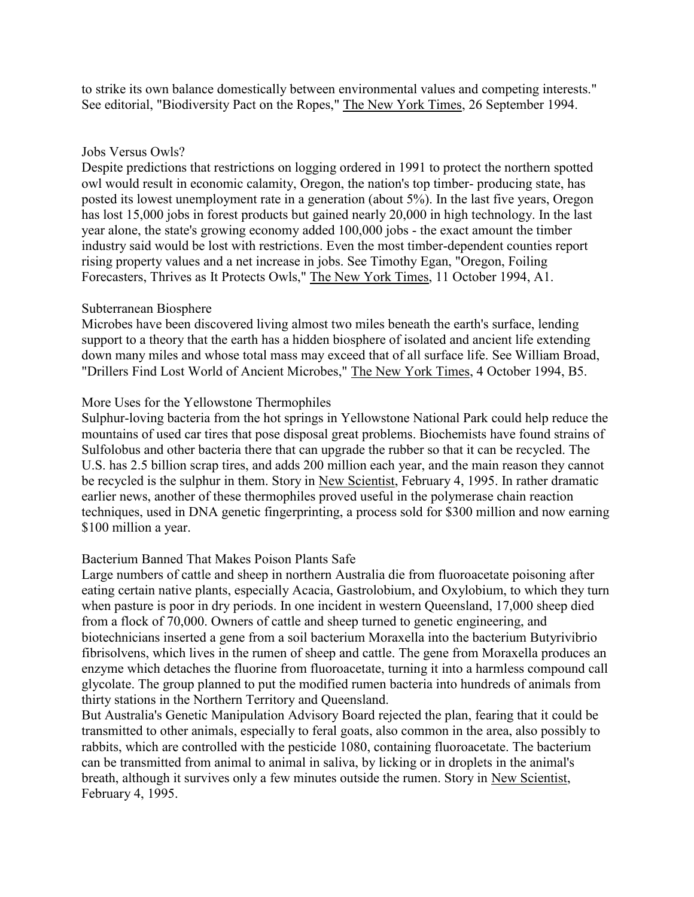to strike its own balance domestically between environmental values and competing interests." See editorial, "Biodiversity Pact on the Ropes," The New York Times, 26 September 1994.

### Jobs Versus Owls?

Despite predictions that restrictions on logging ordered in 1991 to protect the northern spotted owl would result in economic calamity, Oregon, the nation's top timber- producing state, has posted its lowest unemployment rate in a generation (about 5%). In the last five years, Oregon has lost 15,000 jobs in forest products but gained nearly 20,000 in high technology. In the last year alone, the state's growing economy added 100,000 jobs - the exact amount the timber industry said would be lost with restrictions. Even the most timber-dependent counties report rising property values and a net increase in jobs. See Timothy Egan, "Oregon, Foiling Forecasters, Thrives as It Protects Owls," The New York Times, 11 October 1994, A1.

### Subterranean Biosphere

Microbes have been discovered living almost two miles beneath the earth's surface, lending support to a theory that the earth has a hidden biosphere of isolated and ancient life extending down many miles and whose total mass may exceed that of all surface life. See William Broad, "Drillers Find Lost World of Ancient Microbes," The New York Times, 4 October 1994, B5.

### More Uses for the Yellowstone Thermophiles

Sulphur-loving bacteria from the hot springs in Yellowstone National Park could help reduce the mountains of used car tires that pose disposal great problems. Biochemists have found strains of Sulfolobus and other bacteria there that can upgrade the rubber so that it can be recycled. The U.S. has 2.5 billion scrap tires, and adds 200 million each year, and the main reason they cannot be recycled is the sulphur in them. Story in New Scientist, February 4, 1995. In rather dramatic earlier news, another of these thermophiles proved useful in the polymerase chain reaction techniques, used in DNA genetic fingerprinting, a process sold for \$300 million and now earning \$100 million a year.

### Bacterium Banned That Makes Poison Plants Safe

Large numbers of cattle and sheep in northern Australia die from fluoroacetate poisoning after eating certain native plants, especially Acacia, Gastrolobium, and Oxylobium, to which they turn when pasture is poor in dry periods. In one incident in western Queensland, 17,000 sheep died from a flock of 70,000. Owners of cattle and sheep turned to genetic engineering, and biotechnicians inserted a gene from a soil bacterium Moraxella into the bacterium Butyrivibrio fibrisolvens, which lives in the rumen of sheep and cattle. The gene from Moraxella produces an enzyme which detaches the fluorine from fluoroacetate, turning it into a harmless compound call glycolate. The group planned to put the modified rumen bacteria into hundreds of animals from thirty stations in the Northern Territory and Queensland.

But Australia's Genetic Manipulation Advisory Board rejected the plan, fearing that it could be transmitted to other animals, especially to feral goats, also common in the area, also possibly to rabbits, which are controlled with the pesticide 1080, containing fluoroacetate. The bacterium can be transmitted from animal to animal in saliva, by licking or in droplets in the animal's breath, although it survives only a few minutes outside the rumen. Story in New Scientist, February 4, 1995.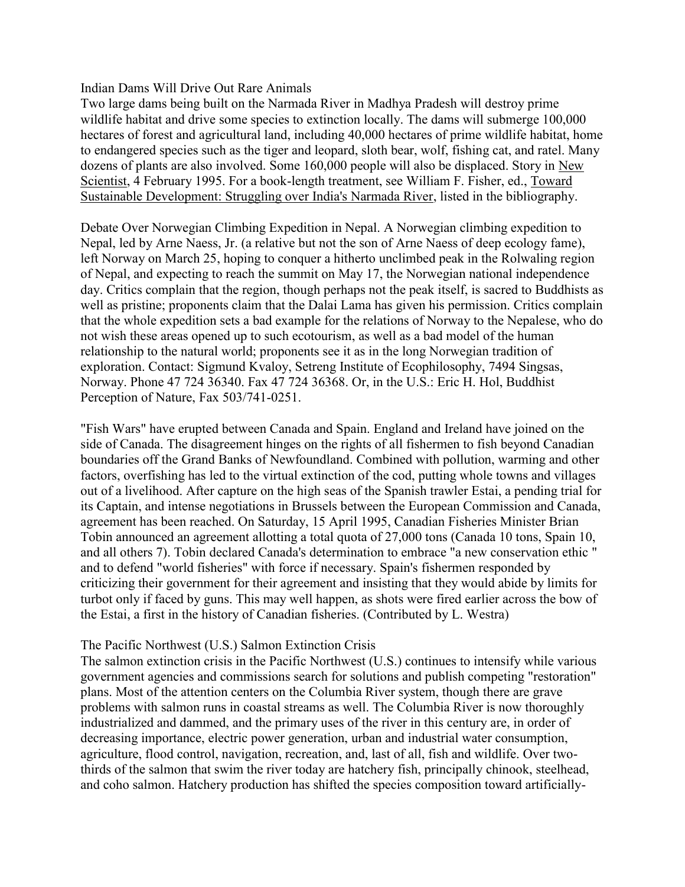## Indian Dams Will Drive Out Rare Animals

Two large dams being built on the Narmada River in Madhya Pradesh will destroy prime wildlife habitat and drive some species to extinction locally. The dams will submerge 100,000 hectares of forest and agricultural land, including 40,000 hectares of prime wildlife habitat, home to endangered species such as the tiger and leopard, sloth bear, wolf, fishing cat, and ratel. Many dozens of plants are also involved. Some 160,000 people will also be displaced. Story in New Scientist, 4 February 1995. For a book-length treatment, see William F. Fisher, ed., Toward Sustainable Development: Struggling over India's Narmada River, listed in the bibliography.

Debate Over Norwegian Climbing Expedition in Nepal. A Norwegian climbing expedition to Nepal, led by Arne Naess, Jr. (a relative but not the son of Arne Naess of deep ecology fame), left Norway on March 25, hoping to conquer a hitherto unclimbed peak in the Rolwaling region of Nepal, and expecting to reach the summit on May 17, the Norwegian national independence day. Critics complain that the region, though perhaps not the peak itself, is sacred to Buddhists as well as pristine; proponents claim that the Dalai Lama has given his permission. Critics complain that the whole expedition sets a bad example for the relations of Norway to the Nepalese, who do not wish these areas opened up to such ecotourism, as well as a bad model of the human relationship to the natural world; proponents see it as in the long Norwegian tradition of exploration. Contact: Sigmund Kvaloy, Setreng Institute of Ecophilosophy, 7494 Singsas, Norway. Phone 47 724 36340. Fax 47 724 36368. Or, in the U.S.: Eric H. Hol, Buddhist Perception of Nature, Fax 503/741-0251.

"Fish Wars" have erupted between Canada and Spain. England and Ireland have joined on the side of Canada. The disagreement hinges on the rights of all fishermen to fish beyond Canadian boundaries off the Grand Banks of Newfoundland. Combined with pollution, warming and other factors, overfishing has led to the virtual extinction of the cod, putting whole towns and villages out of a livelihood. After capture on the high seas of the Spanish trawler Estai, a pending trial for its Captain, and intense negotiations in Brussels between the European Commission and Canada, agreement has been reached. On Saturday, 15 April 1995, Canadian Fisheries Minister Brian Tobin announced an agreement allotting a total quota of 27,000 tons (Canada 10 tons, Spain 10, and all others 7). Tobin declared Canada's determination to embrace "a new conservation ethic " and to defend "world fisheries" with force if necessary. Spain's fishermen responded by criticizing their government for their agreement and insisting that they would abide by limits for turbot only if faced by guns. This may well happen, as shots were fired earlier across the bow of the Estai, a first in the history of Canadian fisheries. (Contributed by L. Westra)

## The Pacific Northwest (U.S.) Salmon Extinction Crisis

The salmon extinction crisis in the Pacific Northwest (U.S.) continues to intensify while various government agencies and commissions search for solutions and publish competing "restoration" plans. Most of the attention centers on the Columbia River system, though there are grave problems with salmon runs in coastal streams as well. The Columbia River is now thoroughly industrialized and dammed, and the primary uses of the river in this century are, in order of decreasing importance, electric power generation, urban and industrial water consumption, agriculture, flood control, navigation, recreation, and, last of all, fish and wildlife. Over two-thirds of the salmon that swim the river today are hatchery fish, principally chinook, steelhead, and coho salmon. Hatchery production has shifted the species composition toward artificially-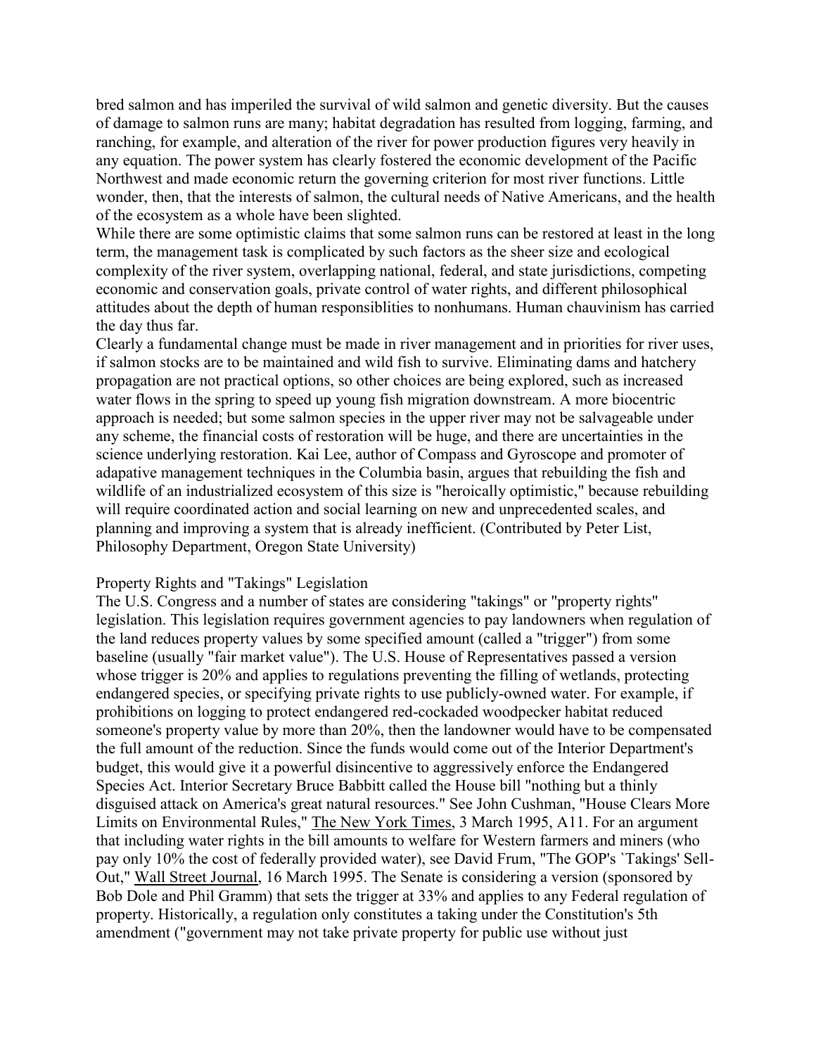bred salmon and has imperiled the survival of wild salmon and genetic diversity. But the causes of damage to salmon runs are many; habitat degradation has resulted from logging, farming, and ranching, for example, and alteration of the river for power production figures very heavily in any equation. The power system has clearly fostered the economic development of the Pacific Northwest and made economic return the governing criterion for most river functions. Little wonder, then, that the interests of salmon, the cultural needs of Native Americans, and the health of the ecosystem as a whole have been slighted.

While there are some optimistic claims that some salmon runs can be restored at least in the long term, the management task is complicated by such factors as the sheer size and ecological complexity of the river system, overlapping national, federal, and state jurisdictions, competing economic and conservation goals, private control of water rights, and different philosophical attitudes about the depth of human responsiblities to nonhumans. Human chauvinism has carried the day thus far.

Clearly a fundamental change must be made in river management and in priorities for river uses, if salmon stocks are to be maintained and wild fish to survive. Eliminating dams and hatchery propagation are not practical options, so other choices are being explored, such as increased water flows in the spring to speed up young fish migration downstream. A more biocentric approach is needed; but some salmon species in the upper river may not be salvageable under any scheme, the financial costs of restoration will be huge, and there are uncertainties in the science underlying restoration. Kai Lee, author of Compass and Gyroscope and promoter of adapative management techniques in the Columbia basin, argues that rebuilding the fish and wildlife of an industrialized ecosystem of this size is "heroically optimistic," because rebuilding will require coordinated action and social learning on new and unprecedented scales, and planning and improving a system that is already inefficient. (Contributed by Peter List, Philosophy Department, Oregon State University)

Property Rights and "Takings" Legislation

The U.S. Congress and a number of states are considering "takings" or "property rights" legislation. This legislation requires government agencies to pay landowners when regulation of the land reduces property values by some specified amount (called a "trigger") from some baseline (usually "fair market value"). The U.S. House of Representatives passed a version whose trigger is 20% and applies to regulations preventing the filling of wetlands, protecting endangered species, or specifying private rights to use publicly-owned water. For example, if prohibitions on logging to protect endangered red-cockaded woodpecker habitat reduced someone's property value by more than 20%, then the landowner would have to be compensated the full amount of the reduction. Since the funds would come out of the Interior Department's budget, this would give it a powerful disincentive to aggressively enforce the Endangered Species Act. Interior Secretary Bruce Babbitt called the House bill "nothing but a thinly disguised attack on America's great natural resources." See John Cushman, "House Clears More Limits on Environmental Rules," The New York Times, 3 March 1995, A11. For an argument that including water rights in the bill amounts to welfare for Western farmers and miners (who pay only 10% the cost of federally provided water), see David Frum, "The GOP's `Takings' Sell-Out," Wall Street Journal, 16 March 1995. The Senate is considering a version (sponsored by Bob Dole and Phil Gramm) that sets the trigger at 33% and applies to any Federal regulation of property. Historically, a regulation only constitutes a taking under the Constitution's 5th amendment ("government may not take private property for public use without just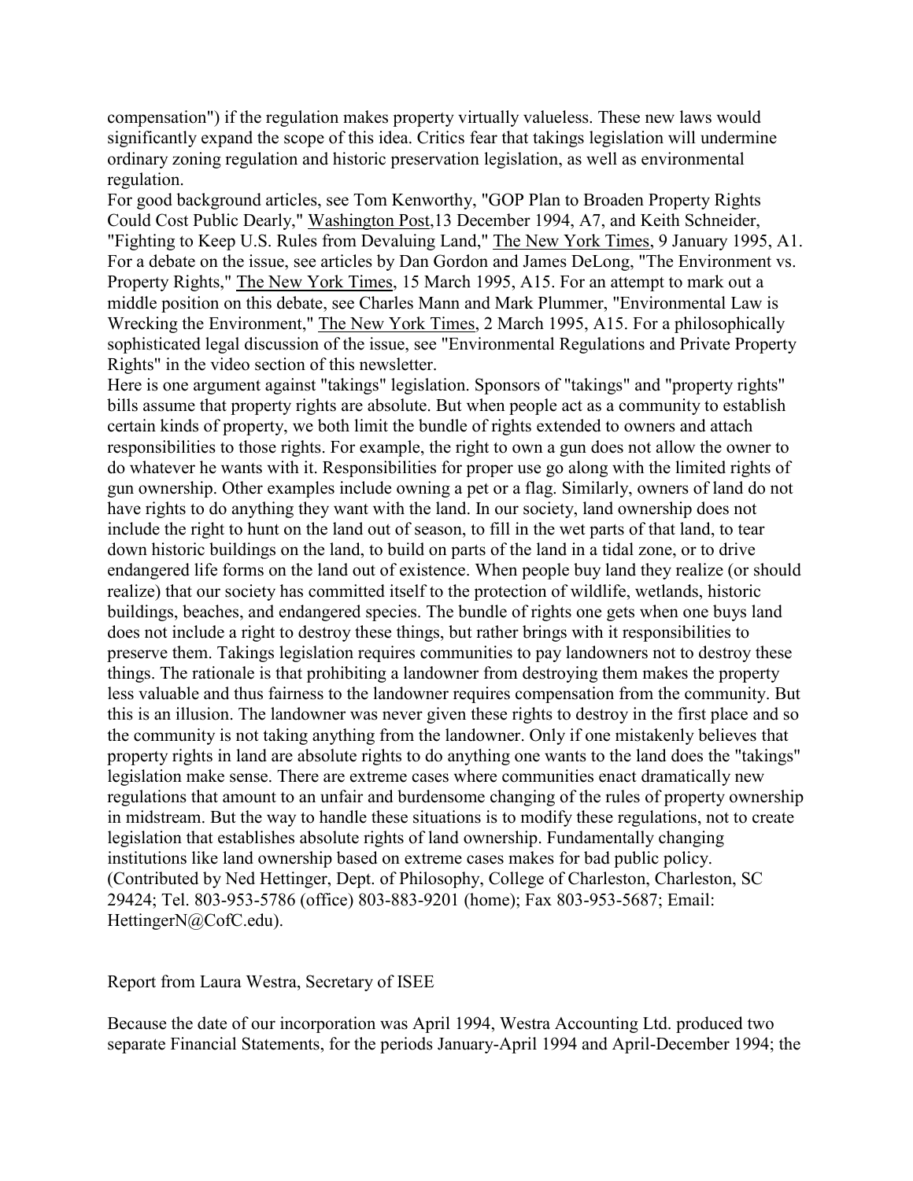compensation") if the regulation makes property virtually valueless. These new laws would significantly expand the scope of this idea. Critics fear that takings legislation will undermine ordinary zoning regulation and historic preservation legislation, as well as environmental regulation.

For good background articles, see Tom Kenworthy, "GOP Plan to Broaden Property Rights Could Cost Public Dearly," Washington Post,13 December 1994, A7, and Keith Schneider, "Fighting to Keep U.S. Rules from Devaluing Land," The New York Times, 9 January 1995, A1. For a debate on the issue, see articles by Dan Gordon and James DeLong, "The Environment vs. Property Rights," The New York Times, 15 March 1995, A15. For an attempt to mark out a middle position on this debate, see Charles Mann and Mark Plummer, "Environmental Law is Wrecking the Environment," The New York Times, 2 March 1995, A15. For a philosophically sophisticated legal discussion of the issue, see "Environmental Regulations and Private Property Rights" in the video section of this newsletter.

Here is one argument against "takings" legislation. Sponsors of "takings" and "property rights" bills assume that property rights are absolute. But when people act as a community to establish certain kinds of property, we both limit the bundle of rights extended to owners and attach responsibilities to those rights. For example, the right to own a gun does not allow the owner to do whatever he wants with it. Responsibilities for proper use go along with the limited rights of gun ownership. Other examples include owning a pet or a flag. Similarly, owners of land do not have rights to do anything they want with the land. In our society, land ownership does not include the right to hunt on the land out of season, to fill in the wet parts of that land, to tear down historic buildings on the land, to build on parts of the land in a tidal zone, or to drive endangered life forms on the land out of existence. When people buy land they realize (or should realize) that our society has committed itself to the protection of wildlife, wetlands, historic buildings, beaches, and endangered species. The bundle of rights one gets when one buys land does not include a right to destroy these things, but rather brings with it responsibilities to preserve them. Takings legislation requires communities to pay landowners not to destroy these things. The rationale is that prohibiting a landowner from destroying them makes the property less valuable and thus fairness to the landowner requires compensation from the community. But this is an illusion. The landowner was never given these rights to destroy in the first place and so the community is not taking anything from the landowner. Only if one mistakenly believes that property rights in land are absolute rights to do anything one wants to the land does the "takings" legislation make sense. There are extreme cases where communities enact dramatically new regulations that amount to an unfair and burdensome changing of the rules of property ownership in midstream. But the way to handle these situations is to modify these regulations, not to create legislation that establishes absolute rights of land ownership. Fundamentally changing institutions like land ownership based on extreme cases makes for bad public policy. (Contributed by Ned Hettinger, Dept. of Philosophy, College of Charleston, Charleston, SC 29424; Tel. 803-953-5786 (office) 803-883-9201 (home); Fax 803-953-5687; Email: HettingerN@CofC.edu).

## Report from Laura Westra, Secretary of ISEE

Because the date of our incorporation was April 1994, Westra Accounting Ltd. produced two separate Financial Statements, for the periods January-April 1994 and April-December 1994; the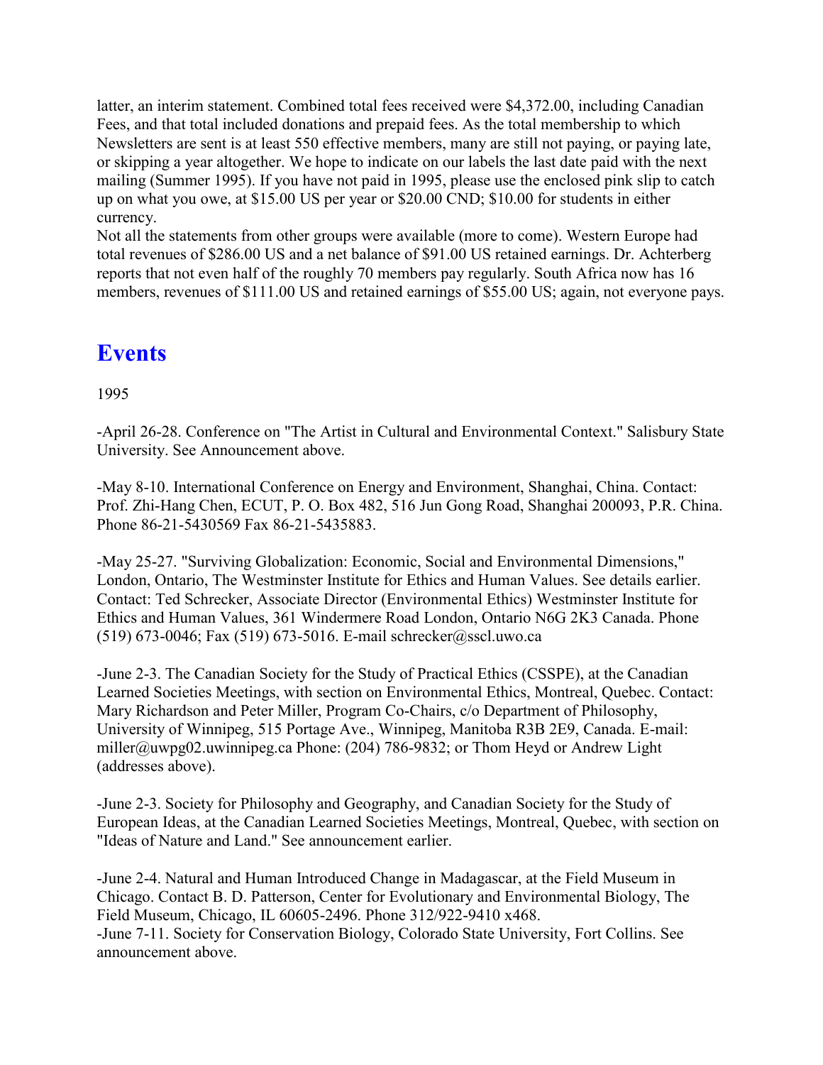latter, an interim statement. Combined total fees received were $4,372.00, including Canadian Fees, and that total included donations and prepaid fees. As the total membership to which Newsletters are sent is at least 550 effective members, many are still not paying, or paying late, or skipping a year altogether. We hope to indicate on our labels the last date paid with the next mailing (Summer 1995). If you have not paid in 1995, please use the enclosed pink slip to catch up on what you owe, at $15.00 US per year or $20.00 CND; $10.00 for students in either currency.
Not all the statements from other groups were available (more to come). Western Europe had total revenues of $286.00 US and a net balance of $91.00 US retained earnings. Dr. Achterberg reports that not even half of the roughly 70 members pay regularly. South Africa now has 16 members, revenues of $111.00 US and retained earnings of $55.00 US; again, not everyone pays.

# Events

1995

-April 26-28. Conference on "The Artist in Cultural and Environmental Context." Salisbury State University. See Announcement above.

-May 8-10. International Conference on Energy and Environment, Shanghai, China. Contact: Prof. Zhi-Hang Chen, ECUT, P. O. Box 482, 516 Jun Gong Road, Shanghai 200093, P.R. China. Phone 86-21-5430569 Fax 86-21-5435883.

-May 25-27. "Surviving Globalization: Economic, Social and Environmental Dimensions," London, Ontario, The Westminster Institute for Ethics and Human Values. See details earlier. Contact: Ted Schrecker, Associate Director (Environmental Ethics) Westminster Institute for Ethics and Human Values, 361 Windermere Road London, Ontario N6G 2K3 Canada. Phone (519) 673-0046; Fax (519) 673-5016. E-mail schrecker@sscl.uwo.ca

-June 2-3. The Canadian Society for the Study of Practical Ethics (CSSPE), at the Canadian Learned Societies Meetings, with section on Environmental Ethics, Montreal, Quebec. Contact: Mary Richardson and Peter Miller, Program Co-Chairs, c/o Department of Philosophy, University of Winnipeg, 515 Portage Ave., Winnipeg, Manitoba R3B 2E9, Canada. E-mail: miller@uwpg02.uwinnipeg.ca Phone: (204) 786-9832; or Thom Heyd or Andrew Light (addresses above).

-June 2-3. Society for Philosophy and Geography, and Canadian Society for the Study of European Ideas, at the Canadian Learned Societies Meetings, Montreal, Quebec, with section on "Ideas of Nature and Land." See announcement earlier.

-June 2-4. Natural and Human Introduced Change in Madagascar, at the Field Museum in Chicago. Contact B. D. Patterson, Center for Evolutionary and Environmental Biology, The Field Museum, Chicago, IL 60605-2496. Phone 312/922-9410 x468.
-June 7-11. Society for Conservation Biology, Colorado State University, Fort Collins. See announcement above.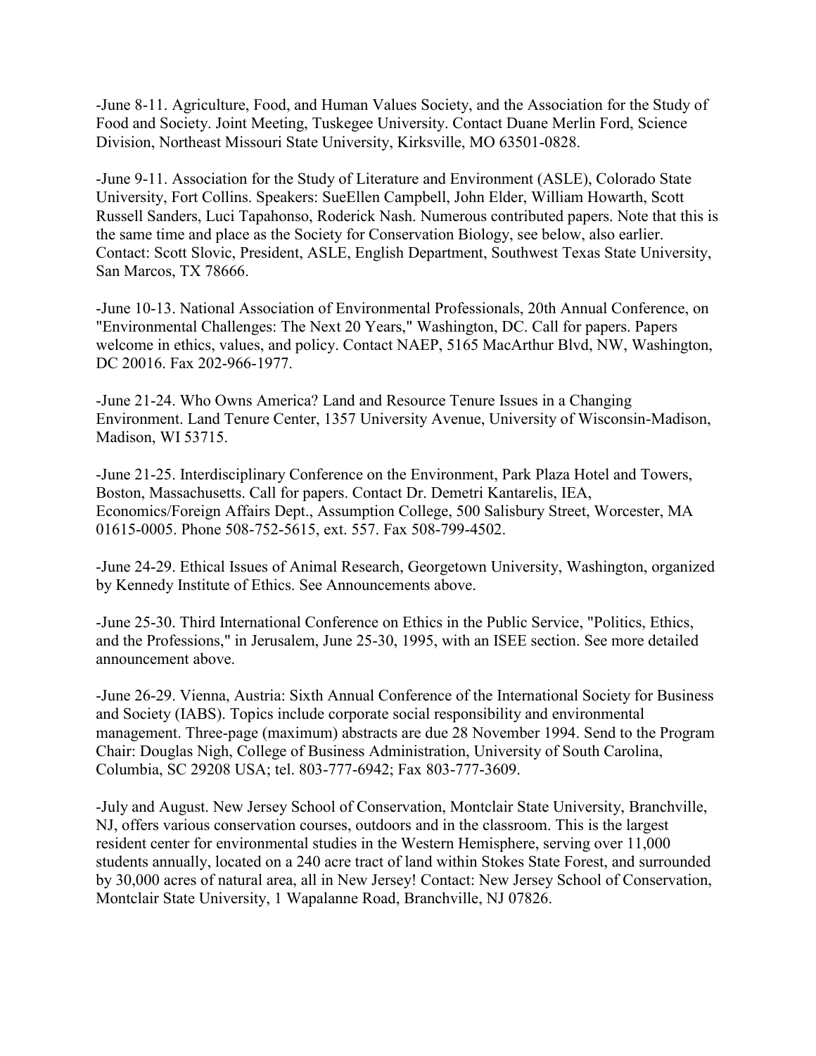-June 8-11. Agriculture, Food, and Human Values Society, and the Association for the Study of Food and Society. Joint Meeting, Tuskegee University. Contact Duane Merlin Ford, Science Division, Northeast Missouri State University, Kirksville, MO 63501-0828.

-June 9-11. Association for the Study of Literature and Environment (ASLE), Colorado State University, Fort Collins. Speakers: SueEllen Campbell, John Elder, William Howarth, Scott Russell Sanders, Luci Tapahonso, Roderick Nash. Numerous contributed papers. Note that this is the same time and place as the Society for Conservation Biology, see below, also earlier. Contact: Scott Slovic, President, ASLE, English Department, Southwest Texas State University, San Marcos, TX 78666.

-June 10-13. National Association of Environmental Professionals, 20th Annual Conference, on "Environmental Challenges: The Next 20 Years," Washington, DC. Call for papers. Papers welcome in ethics, values, and policy. Contact NAEP, 5165 MacArthur Blvd, NW, Washington, DC 20016. Fax 202-966-1977.

-June 21-24. Who Owns America? Land and Resource Tenure Issues in a Changing Environment. Land Tenure Center, 1357 University Avenue, University of Wisconsin-Madison, Madison, WI 53715.

-June 21-25. Interdisciplinary Conference on the Environment, Park Plaza Hotel and Towers, Boston, Massachusetts. Call for papers. Contact Dr. Demetri Kantarelis, IEA, Economics/Foreign Affairs Dept., Assumption College, 500 Salisbury Street, Worcester, MA 01615-0005. Phone 508-752-5615, ext. 557. Fax 508-799-4502.

-June 24-29. Ethical Issues of Animal Research, Georgetown University, Washington, organized by Kennedy Institute of Ethics. See Announcements above.

-June 25-30. Third International Conference on Ethics in the Public Service, "Politics, Ethics, and the Professions," in Jerusalem, June 25-30, 1995, with an ISEE section. See more detailed announcement above.

-June 26-29. Vienna, Austria: Sixth Annual Conference of the International Society for Business and Society (IABS). Topics include corporate social responsibility and environmental management. Three-page (maximum) abstracts are due 28 November 1994. Send to the Program Chair: Douglas Nigh, College of Business Administration, University of South Carolina, Columbia, SC 29208 USA; tel. 803-777-6942; Fax 803-777-3609.

-July and August. New Jersey School of Conservation, Montclair State University, Branchville, NJ, offers various conservation courses, outdoors and in the classroom. This is the largest resident center for environmental studies in the Western Hemisphere, serving over 11,000 students annually, located on a 240 acre tract of land within Stokes State Forest, and surrounded by 30,000 acres of natural area, all in New Jersey! Contact: New Jersey School of Conservation, Montclair State University, 1 Wapalanne Road, Branchville, NJ 07826.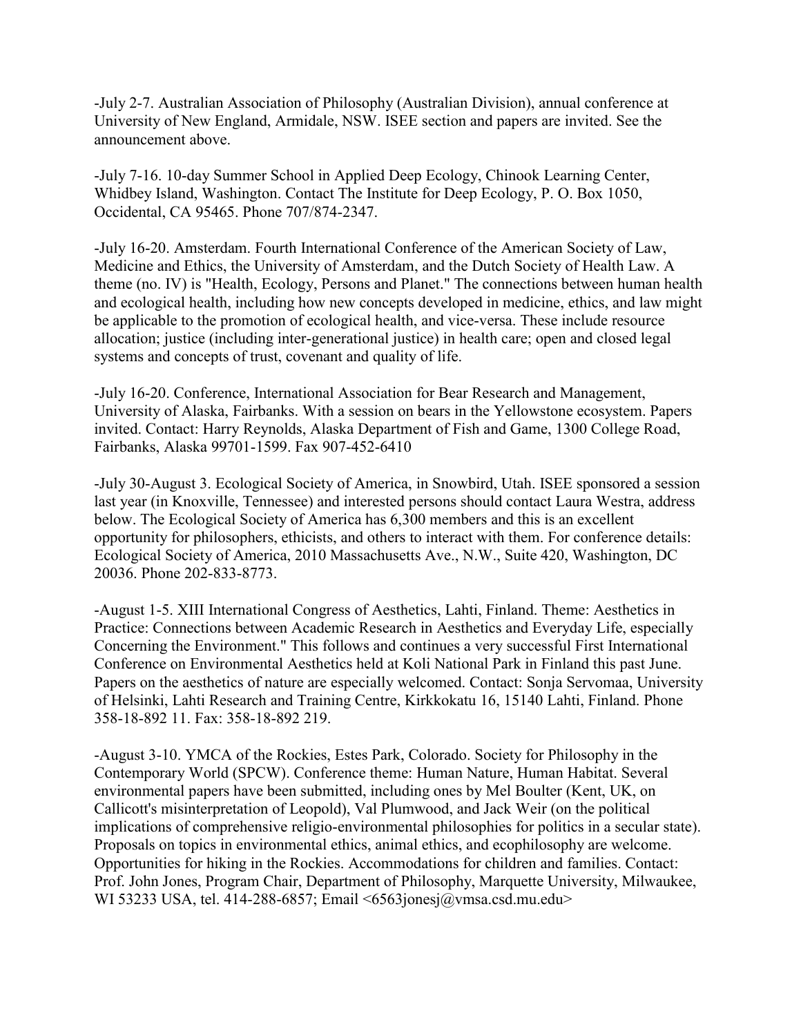-July 2-7. Australian Association of Philosophy (Australian Division), annual conference at University of New England, Armidale, NSW. ISEE section and papers are invited. See the announcement above.

-July 7-16. 10-day Summer School in Applied Deep Ecology, Chinook Learning Center, Whidbey Island, Washington. Contact The Institute for Deep Ecology, P. O. Box 1050, Occidental, CA 95465. Phone 707/874-2347.

-July 16-20. Amsterdam. Fourth International Conference of the American Society of Law, Medicine and Ethics, the University of Amsterdam, and the Dutch Society of Health Law. A theme (no. IV) is "Health, Ecology, Persons and Planet." The connections between human health and ecological health, including how new concepts developed in medicine, ethics, and law might be applicable to the promotion of ecological health, and vice-versa. These include resource allocation; justice (including inter-generational justice) in health care; open and closed legal systems and concepts of trust, covenant and quality of life.

-July 16-20. Conference, International Association for Bear Research and Management, University of Alaska, Fairbanks. With a session on bears in the Yellowstone ecosystem. Papers invited. Contact: Harry Reynolds, Alaska Department of Fish and Game, 1300 College Road, Fairbanks, Alaska 99701-1599. Fax 907-452-6410

-July 30-August 3. Ecological Society of America, in Snowbird, Utah. ISEE sponsored a session last year (in Knoxville, Tennessee) and interested persons should contact Laura Westra, address below. The Ecological Society of America has 6,300 members and this is an excellent opportunity for philosophers, ethicists, and others to interact with them. For conference details: Ecological Society of America, 2010 Massachusetts Ave., N.W., Suite 420, Washington, DC 20036. Phone 202-833-8773.

-August 1-5. XIII International Congress of Aesthetics, Lahti, Finland. Theme: Aesthetics in Practice: Connections between Academic Research in Aesthetics and Everyday Life, especially Concerning the Environment." This follows and continues a very successful First International Conference on Environmental Aesthetics held at Koli National Park in Finland this past June. Papers on the aesthetics of nature are especially welcomed. Contact: Sonja Servomaa, University of Helsinki, Lahti Research and Training Centre, Kirkkokatu 16, 15140 Lahti, Finland. Phone 358-18-892 11. Fax: 358-18-892 219.

-August 3-10. YMCA of the Rockies, Estes Park, Colorado. Society for Philosophy in the Contemporary World (SPCW). Conference theme: Human Nature, Human Habitat. Several environmental papers have been submitted, including ones by Mel Boulter (Kent, UK, on Callicott's misinterpretation of Leopold), Val Plumwood, and Jack Weir (on the political implications of comprehensive religio-environmental philosophies for politics in a secular state). Proposals on topics in environmental ethics, animal ethics, and ecophilosophy are welcome. Opportunities for hiking in the Rockies. Accommodations for children and families. Contact: Prof. John Jones, Program Chair, Department of Philosophy, Marquette University, Milwaukee, WI 53233 USA, tel. 414-288-6857; Email <6563jonesj@vmsa.csd.mu.edu>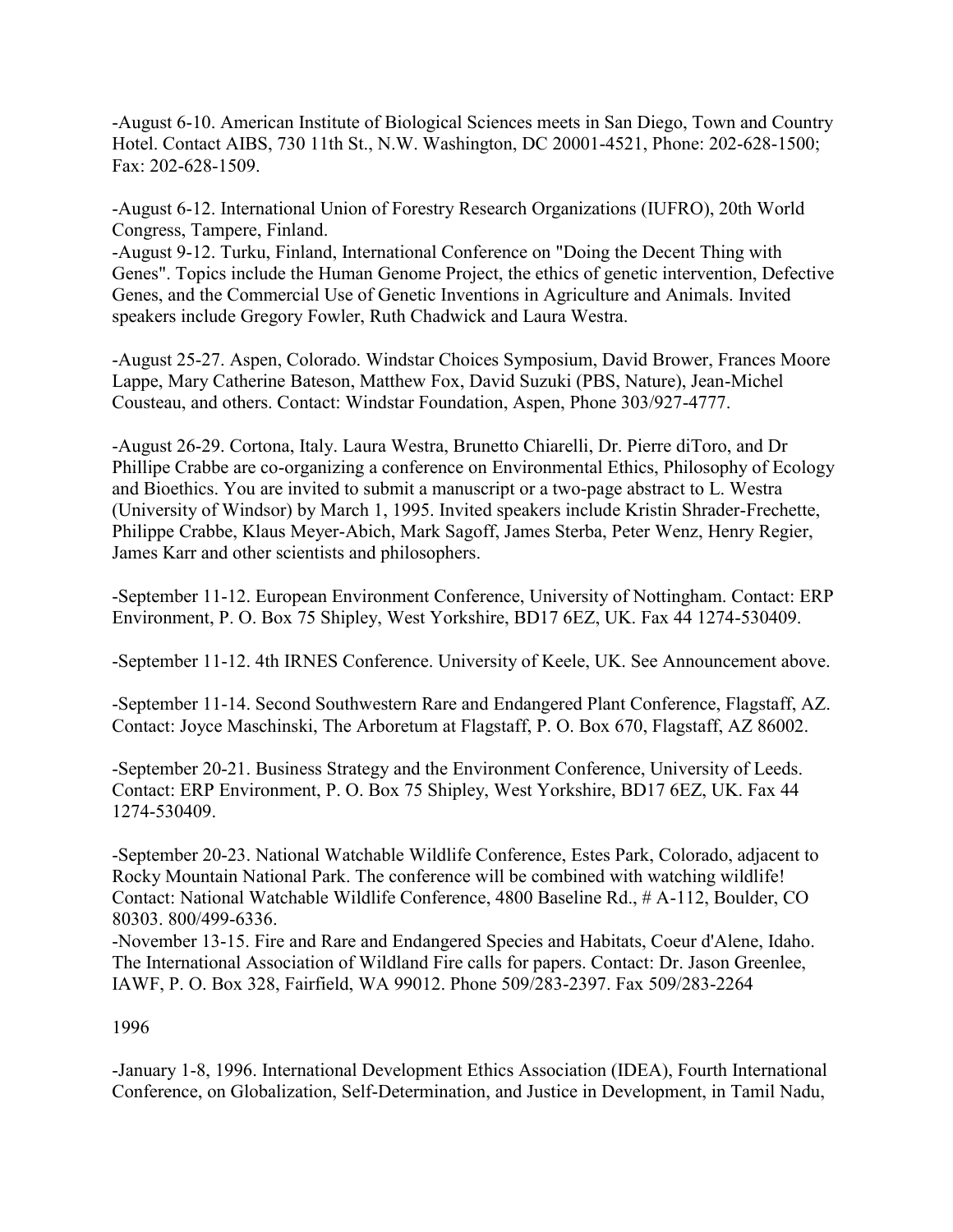-August 6-10. American Institute of Biological Sciences meets in San Diego, Town and Country Hotel. Contact AIBS, 730 11th St., N.W. Washington, DC 20001-4521, Phone: 202-628-1500; Fax: 202-628-1509.

-August 6-12. International Union of Forestry Research Organizations (IUFRO), 20th World Congress, Tampere, Finland.

-August 9-12. Turku, Finland, International Conference on "Doing the Decent Thing with Genes". Topics include the Human Genome Project, the ethics of genetic intervention, Defective Genes, and the Commercial Use of Genetic Inventions in Agriculture and Animals. Invited speakers include Gregory Fowler, Ruth Chadwick and Laura Westra.

-August 25-27. Aspen, Colorado. Windstar Choices Symposium, David Brower, Frances Moore Lappe, Mary Catherine Bateson, Matthew Fox, David Suzuki (PBS, Nature), Jean-Michel Cousteau, and others. Contact: Windstar Foundation, Aspen, Phone 303/927-4777.

-August 26-29. Cortona, Italy. Laura Westra, Brunetto Chiarelli, Dr. Pierre diToro, and Dr Phillipe Crabbe are co-organizing a conference on Environmental Ethics, Philosophy of Ecology and Bioethics. You are invited to submit a manuscript or a two-page abstract to L. Westra (University of Windsor) by March 1, 1995. Invited speakers include Kristin Shrader-Frechette, Philippe Crabbe, Klaus Meyer-Abich, Mark Sagoff, James Sterba, Peter Wenz, Henry Regier, James Karr and other scientists and philosophers.

-September 11-12. European Environment Conference, University of Nottingham. Contact: ERP Environment, P. O. Box 75 Shipley, West Yorkshire, BD17 6EZ, UK. Fax 44 1274-530409.

-September 11-12. 4th IRNES Conference. University of Keele, UK. See Announcement above.

-September 11-14. Second Southwestern Rare and Endangered Plant Conference, Flagstaff, AZ. Contact: Joyce Maschinski, The Arboretum at Flagstaff, P. O. Box 670, Flagstaff, AZ 86002.

-September 20-21. Business Strategy and the Environment Conference, University of Leeds. Contact: ERP Environment, P. O. Box 75 Shipley, West Yorkshire, BD17 6EZ, UK. Fax 44 1274-530409.

-September 20-23. National Watchable Wildlife Conference, Estes Park, Colorado, adjacent to Rocky Mountain National Park. The conference will be combined with watching wildlife! Contact: National Watchable Wildlife Conference, 4800 Baseline Rd., # A-112, Boulder, CO 80303. 800/499-6336.

-November 13-15. Fire and Rare and Endangered Species and Habitats, Coeur d'Alene, Idaho. The International Association of Wildland Fire calls for papers. Contact: Dr. Jason Greenlee, IAWF, P. O. Box 328, Fairfield, WA 99012. Phone 509/283-2397. Fax 509/283-2264

1996

-January 1-8, 1996. International Development Ethics Association (IDEA), Fourth International Conference, on Globalization, Self-Determination, and Justice in Development, in Tamil Nadu,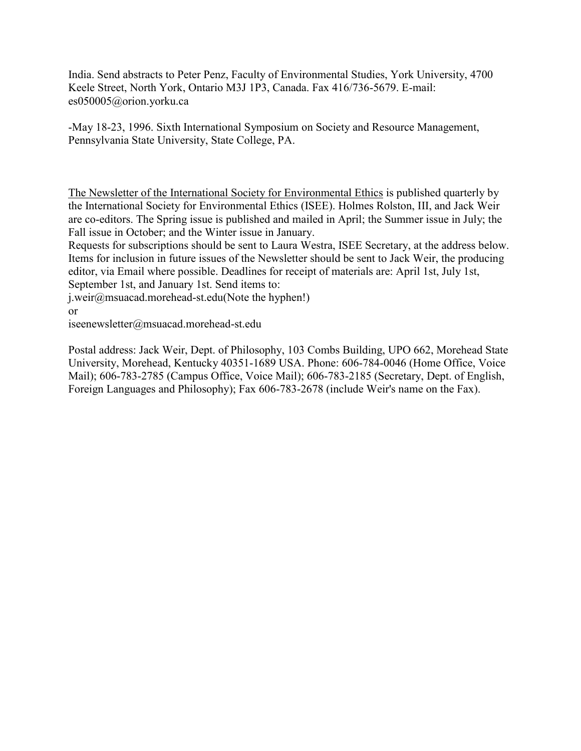India. Send abstracts to Peter Penz, Faculty of Environmental Studies, York University, 4700 Keele Street, North York, Ontario M3J 1P3, Canada. Fax 416/736-5679. E-mail: es050005@orion.yorku.ca

-May 18-23, 1996. Sixth International Symposium on Society and Resource Management, Pennsylvania State University, State College, PA.

The Newsletter of the International Society for Environmental Ethics is published quarterly by the International Society for Environmental Ethics (ISEE). Holmes Rolston, III, and Jack Weir are co-editors. The Spring issue is published and mailed in April; the Summer issue in July; the Fall issue in October; and the Winter issue in January.

Requests for subscriptions should be sent to Laura Westra, ISEE Secretary, at the address below. Items for inclusion in future issues of the Newsletter should be sent to Jack Weir, the producing editor, via Email where possible. Deadlines for receipt of materials are: April 1st, July 1st, September 1st, and January 1st. Send items to:

j.weir@msuacad.morehead-st.edu(Note the hyphen!)

or

iseenewsletter@msuacad.morehead-st.edu

Postal address: Jack Weir, Dept. of Philosophy, 103 Combs Building, UPO 662, Morehead State University, Morehead, Kentucky 40351-1689 USA. Phone: 606-784-0046 (Home Office, Voice Mail); 606-783-2785 (Campus Office, Voice Mail); 606-783-2185 (Secretary, Dept. of English, Foreign Languages and Philosophy); Fax 606-783-2678 (include Weir's name on the Fax).